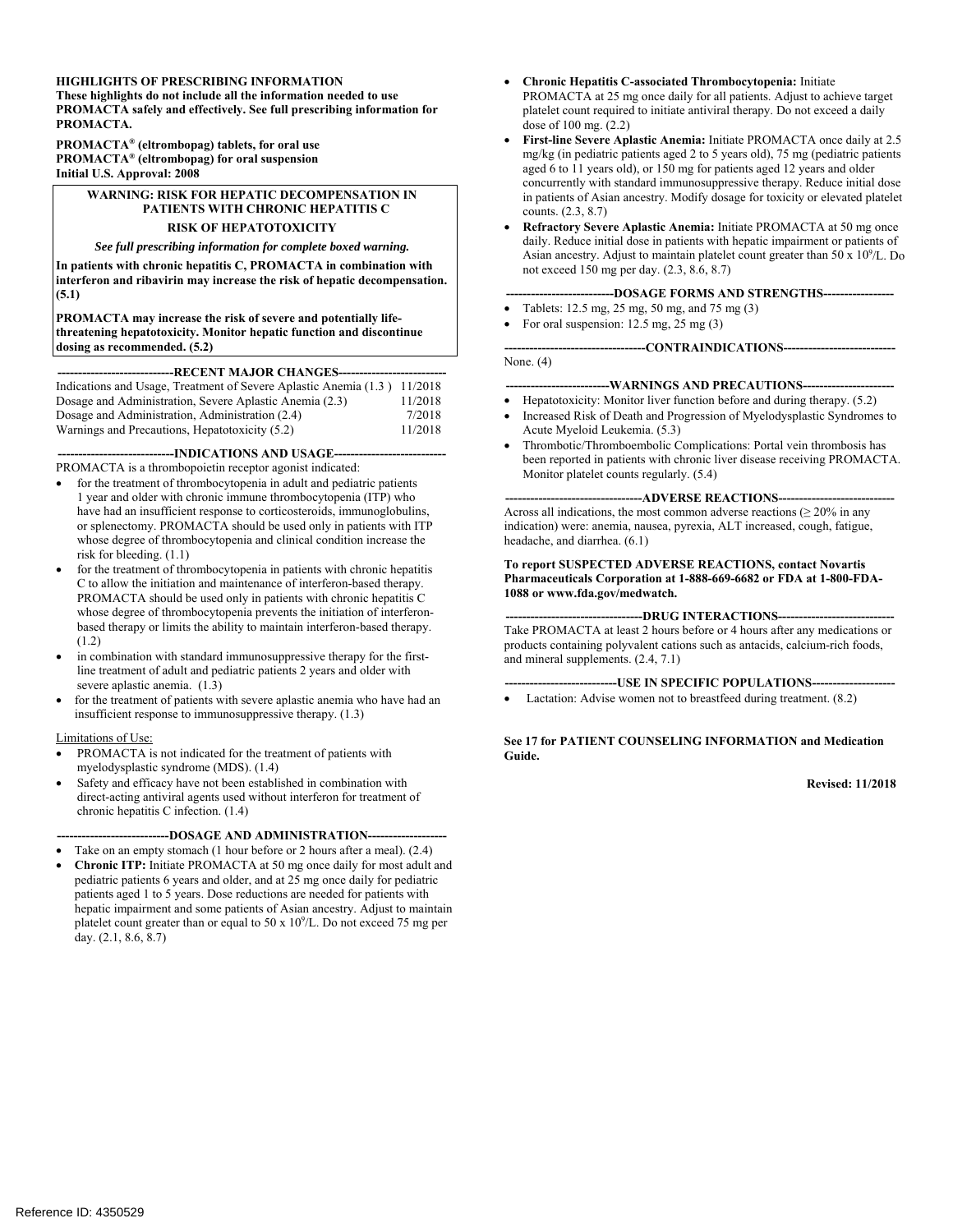**HIGHLIGHTS OF PRESCRIBING INFORMATION**
**These highlights do not include all the information needed to use PROMACTA safely and effectively. See full prescribing information for PROMACTA.**

**PROMACTA® (eltrombopag) tablets, for oral use**
**PROMACTA® (eltrombopag) for oral suspension**
**Initial U.S. Approval: 2008**

**WARNING: RISK FOR HEPATIC DECOMPENSATION IN PATIENTS WITH CHRONIC HEPATITIS C**

**RISK OF HEPATOTOXICITY**

***See full prescribing information for complete boxed warning.***

**In patients with chronic hepatitis C, PROMACTA in combination with interferon and ribavirin may increase the risk of hepatic decompensation. (5.1)**

**PROMACTA may increase the risk of severe and potentially life-threatening hepatotoxicity. Monitor hepatic function and discontinue dosing as recommended. (5.2)**

**----------------------------RECENT MAJOR CHANGES--------------------------**

| | |
|---|---|
| Indications and Usage, Treatment of Severe Aplastic Anemia (1.3 ) | 11/2018 |
| Dosage and Administration, Severe Aplastic Anemia (2.3) | 11/2018 |
| Dosage and Administration, Administration (2.4) | 7/2018 |
| Warnings and Precautions, Hepatotoxicity (5.2) | 11/2018 |

**----------------------------INDICATIONS AND USAGE---------------------------**

PROMACTA is a thrombopoietin receptor agonist indicated:

- for the treatment of thrombocytopenia in adult and pediatric patients 1 year and older with chronic immune thrombocytopenia (ITP) who have had an insufficient response to corticosteroids, immunoglobulins, or splenectomy. PROMACTA should be used only in patients with ITP whose degree of thrombocytopenia and clinical condition increase the risk for bleeding. (1.1)
- for the treatment of thrombocytopenia in patients with chronic hepatitis C to allow the initiation and maintenance of interferon-based therapy. PROMACTA should be used only in patients with chronic hepatitis C whose degree of thrombocytopenia prevents the initiation of interferon-based therapy or limits the ability to maintain interferon-based therapy. (1.2)
- in combination with standard immunosuppressive therapy for the first-line treatment of adult and pediatric patients 2 years and older with severe aplastic anemia. (1.3)
- for the treatment of patients with severe aplastic anemia who have had an insufficient response to immunosuppressive therapy. (1.3)

Limitations of Use:

- PROMACTA is not indicated for the treatment of patients with myelodysplastic syndrome (MDS). (1.4)
- Safety and efficacy have not been established in combination with direct-acting antiviral agents used without interferon for treatment of chronic hepatitis C infection. (1.4)

**---------------------------DOSAGE AND ADMINISTRATION-------------------**

- Take on an empty stomach (1 hour before or 2 hours after a meal). (2.4)
- **Chronic ITP:** Initiate PROMACTA at 50 mg once daily for most adult and pediatric patients 6 years and older, and at 25 mg once daily for pediatric patients aged 1 to 5 years. Dose reductions are needed for patients with hepatic impairment and some patients of Asian ancestry. Adjust to maintain platelet count greater than or equal to 50 x $10^9$/L. Do not exceed 75 mg per day. (2.1, 8.6, 8.7)
- **Chronic Hepatitis C-associated Thrombocytopenia:** Initiate PROMACTA at 25 mg once daily for all patients. Adjust to achieve target platelet count required to initiate antiviral therapy. Do not exceed a daily dose of 100 mg. (2.2)
- **First-line Severe Aplastic Anemia:** Initiate PROMACTA once daily at 2.5 mg/kg (in pediatric patients aged 2 to 5 years old), 75 mg (pediatric patients aged 6 to 11 years old), or 150 mg for patients aged 12 years and older concurrently with standard immunosuppressive therapy. Reduce initial dose in patients of Asian ancestry. Modify dosage for toxicity or elevated platelet counts. (2.3, 8.7)
- **Refractory Severe Aplastic Anemia:** Initiate PROMACTA at 50 mg once daily. Reduce initial dose in patients with hepatic impairment or patients of Asian ancestry. Adjust to maintain platelet count greater than 50 x $10^9$/L. Do not exceed 150 mg per day. (2.3, 8.6, 8.7)

**--------------------------DOSAGE FORMS AND STRENGTHS-----------------**

- Tablets: 12.5 mg, 25 mg, 50 mg, and 75 mg (3)
- For oral suspension: 12.5 mg, 25 mg (3)

**----------------------------------CONTRAINDICATIONS---------------------------**

None. (4)

**-------------------------WARNINGS AND PRECAUTIONS----------------------**

- Hepatotoxicity: Monitor liver function before and during therapy. (5.2)
- Increased Risk of Death and Progression of Myelodysplastic Syndromes to Acute Myeloid Leukemia. (5.3)
- Thrombotic/Thromboembolic Complications: Portal vein thrombosis has been reported in patients with chronic liver disease receiving PROMACTA. Monitor platelet counts regularly. (5.4)

**---------------------------------ADVERSE REACTIONS----------------------------**

Across all indications, the most common adverse reactions (≥ 20% in any indication) were: anemia, nausea, pyrexia, ALT increased, cough, fatigue, headache, and diarrhea. (6.1)

**To report SUSPECTED ADVERSE REACTIONS, contact Novartis Pharmaceuticals Corporation at 1-888-669-6682 or FDA at 1-800-FDA-1088 or www.fda.gov/medwatch.**

**---------------------------------DRUG INTERACTIONS----------------------------**

Take PROMACTA at least 2 hours before or 4 hours after any medications or products containing polyvalent cations such as antacids, calcium-rich foods, and mineral supplements. (2.4, 7.1)

**---------------------------USE IN SPECIFIC POPULATIONS--------------------**

- Lactation: Advise women not to breastfeed during treatment. (8.2)

**See 17 for PATIENT COUNSELING INFORMATION and Medication Guide.**

**Revised: 11/2018**

Reference ID: 4350529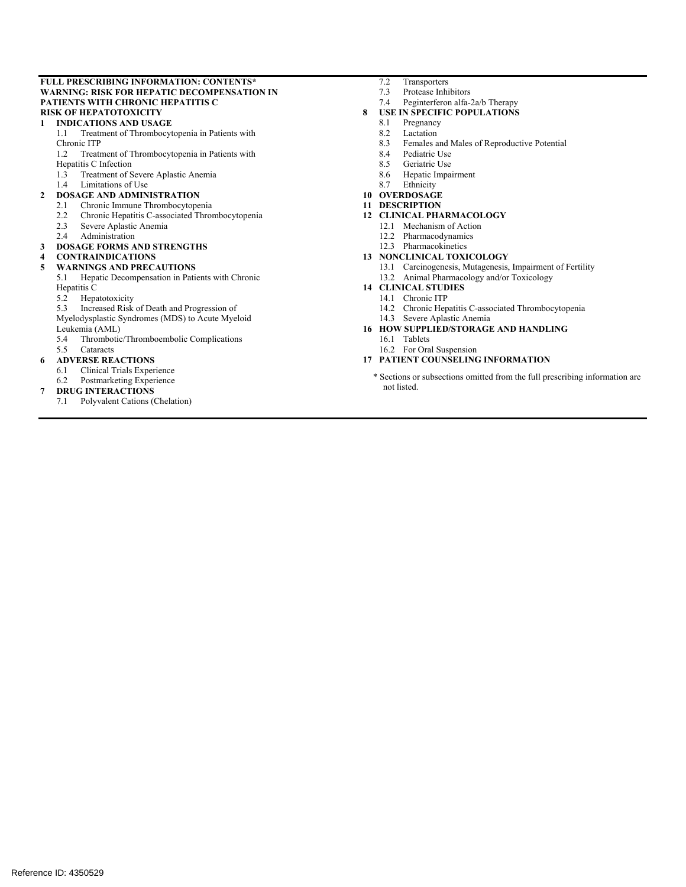**FULL PRESCRIBING INFORMATION: CONTENTS***

**WARNING: RISK FOR HEPATIC DECOMPENSATION IN PATIENTS WITH CHRONIC HEPATITIS C**

**RISK OF HEPATOTOXICITY**

**1 INDICATIONS AND USAGE**
- 1.1 Treatment of Thrombocytopenia in Patients with Chronic ITP
- 1.2 Treatment of Thrombocytopenia in Patients with Hepatitis C Infection
- 1.3 Treatment of Severe Aplastic Anemia
- 1.4 Limitations of Use

**2 DOSAGE AND ADMINISTRATION**
- 2.1 Chronic Immune Thrombocytopenia
- 2.2 Chronic Hepatitis C-associated Thrombocytopenia
- 2.3 Severe Aplastic Anemia
- 2.4 Administration

**3 DOSAGE FORMS AND STRENGTHS**

**4 CONTRAINDICATIONS**

**5 WARNINGS AND PRECAUTIONS**
- 5.1 Hepatic Decompensation in Patients with Chronic Hepatitis C
- 5.2 Hepatotoxicity
- 5.3 Increased Risk of Death and Progression of Myelodysplastic Syndromes (MDS) to Acute Myeloid Leukemia (AML)
- 5.4 Thrombotic/Thromboembolic Complications
- 5.5 Cataracts

**6 ADVERSE REACTIONS**
- 6.1 Clinical Trials Experience
- 6.2 Postmarketing Experience

**7 DRUG INTERACTIONS**
- 7.1 Polyvalent Cations (Chelation)
- 7.2 Transporters
- 7.3 Protease Inhibitors
- 7.4 Peginterferon alfa-2a/b Therapy

**8 USE IN SPECIFIC POPULATIONS**
- 8.1 Pregnancy
- 8.2 Lactation
- 8.3 Females and Males of Reproductive Potential
- 8.4 Pediatric Use
- 8.5 Geriatric Use
- 8.6 Hepatic Impairment
- 8.7 Ethnicity

**10 OVERDOSAGE**

**11 DESCRIPTION**

**12 CLINICAL PHARMACOLOGY**
- 12.1 Mechanism of Action
- 12.2 Pharmacodynamics
- 12.3 Pharmacokinetics

**13 NONCLINICAL TOXICOLOGY**
- 13.1 Carcinogenesis, Mutagenesis, Impairment of Fertility
- 13.2 Animal Pharmacology and/or Toxicology

**14 CLINICAL STUDIES**
- 14.1 Chronic ITP
- 14.2 Chronic Hepatitis C-associated Thrombocytopenia
- 14.3 Severe Aplastic Anemia

**16 HOW SUPPLIED/STORAGE AND HANDLING**
- 16.1 Tablets
- 16.2 For Oral Suspension

**17 PATIENT COUNSELING INFORMATION**

\* Sections or subsections omitted from the full prescribing information are not listed.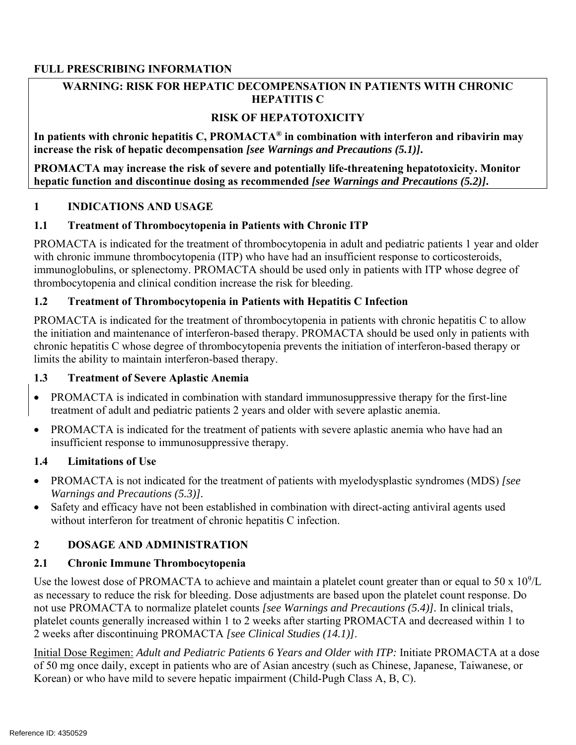# FULL PRESCRIBING INFORMATION

**WARNING: RISK FOR HEPATIC DECOMPENSATION IN PATIENTS WITH CHRONIC HEPATITIS C**

**RISK OF HEPATOTOXICITY**

**In patients with chronic hepatitis C, PROMACTA® in combination with interferon and ribavirin may increase the risk of hepatic decompensation *[see Warnings and Precautions (5.1)]*.**

**PROMACTA may increase the risk of severe and potentially life-threatening hepatotoxicity. Monitor hepatic function and discontinue dosing as recommended *[see Warnings and Precautions (5.2)]*.**

## 1 INDICATIONS AND USAGE

### 1.1 Treatment of Thrombocytopenia in Patients with Chronic ITP

PROMACTA is indicated for the treatment of thrombocytopenia in adult and pediatric patients 1 year and older with chronic immune thrombocytopenia (ITP) who have had an insufficient response to corticosteroids, immunoglobulins, or splenectomy. PROMACTA should be used only in patients with ITP whose degree of thrombocytopenia and clinical condition increase the risk for bleeding.

### 1.2 Treatment of Thrombocytopenia in Patients with Hepatitis C Infection

PROMACTA is indicated for the treatment of thrombocytopenia in patients with chronic hepatitis C to allow the initiation and maintenance of interferon-based therapy. PROMACTA should be used only in patients with chronic hepatitis C whose degree of thrombocytopenia prevents the initiation of interferon-based therapy or limits the ability to maintain interferon-based therapy.

### 1.3 Treatment of Severe Aplastic Anemia

- PROMACTA is indicated in combination with standard immunosuppressive therapy for the first-line treatment of adult and pediatric patients 2 years and older with severe aplastic anemia.
- PROMACTA is indicated for the treatment of patients with severe aplastic anemia who have had an insufficient response to immunosuppressive therapy.

### 1.4 Limitations of Use

- PROMACTA is not indicated for the treatment of patients with myelodysplastic syndromes (MDS) *[see Warnings and Precautions (5.3)]*.
- Safety and efficacy have not been established in combination with direct-acting antiviral agents used without interferon for treatment of chronic hepatitis C infection.

## 2 DOSAGE AND ADMINISTRATION

### 2.1 Chronic Immune Thrombocytopenia

Use the lowest dose of PROMACTA to achieve and maintain a platelet count greater than or equal to 50 x $10^9$/L as necessary to reduce the risk for bleeding. Dose adjustments are based upon the platelet count response. Do not use PROMACTA to normalize platelet counts *[see Warnings and Precautions (5.4)]*. In clinical trials, platelet counts generally increased within 1 to 2 weeks after starting PROMACTA and decreased within 1 to 2 weeks after discontinuing PROMACTA *[see Clinical Studies (14.1)]*.

Initial Dose Regimen: *Adult and Pediatric Patients 6 Years and Older with ITP:* Initiate PROMACTA at a dose of 50 mg once daily, except in patients who are of Asian ancestry (such as Chinese, Japanese, Taiwanese, or Korean) or who have mild to severe hepatic impairment (Child-Pugh Class A, B, C).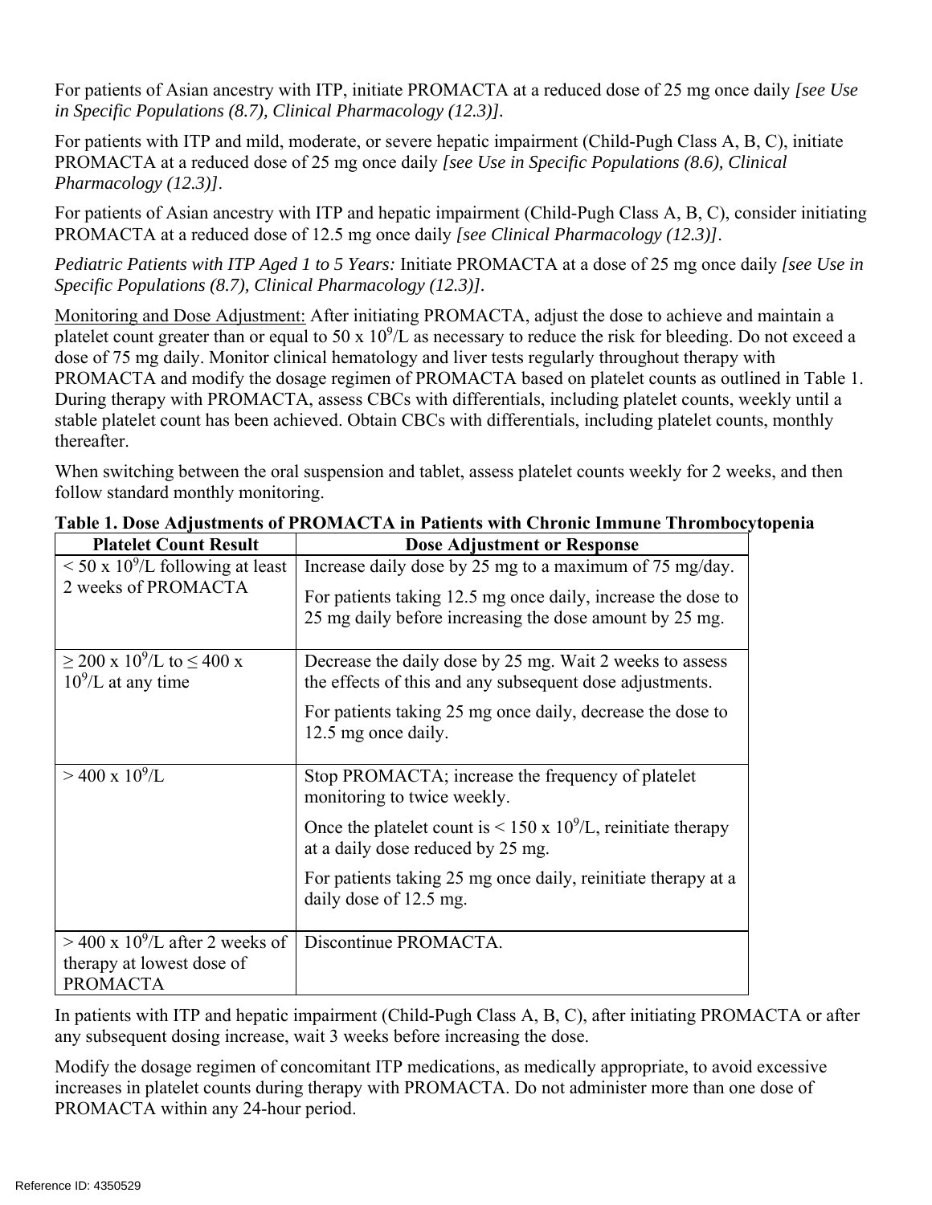For patients of Asian ancestry with ITP, initiate PROMACTA at a reduced dose of 25 mg once daily *[see Use in Specific Populations (8.7), Clinical Pharmacology (12.3)]*.

For patients with ITP and mild, moderate, or severe hepatic impairment (Child-Pugh Class A, B, C), initiate PROMACTA at a reduced dose of 25 mg once daily *[see Use in Specific Populations (8.6), Clinical Pharmacology (12.3)]*.

For patients of Asian ancestry with ITP and hepatic impairment (Child-Pugh Class A, B, C), consider initiating PROMACTA at a reduced dose of 12.5 mg once daily *[see Clinical Pharmacology (12.3)]*.

*Pediatric Patients with ITP Aged 1 to 5 Years:* Initiate PROMACTA at a dose of 25 mg once daily *[see Use in Specific Populations (8.7), Clinical Pharmacology (12.3)]*.

Monitoring and Dose Adjustment: After initiating PROMACTA, adjust the dose to achieve and maintain a platelet count greater than or equal to 50 x $10^9$/L as necessary to reduce the risk for bleeding. Do not exceed a dose of 75 mg daily. Monitor clinical hematology and liver tests regularly throughout therapy with PROMACTA and modify the dosage regimen of PROMACTA based on platelet counts as outlined in Table 1. During therapy with PROMACTA, assess CBCs with differentials, including platelet counts, weekly until a stable platelet count has been achieved. Obtain CBCs with differentials, including platelet counts, monthly thereafter.

When switching between the oral suspension and tablet, assess platelet counts weekly for 2 weeks, and then follow standard monthly monitoring.

**Table 1. Dose Adjustments of PROMACTA in Patients with Chronic Immune Thrombocytopenia**

| Platelet Count Result | Dose Adjustment or Response |
|---|---|
| < 50 x $10^9$/L following at least 2 weeks of PROMACTA | Increase daily dose by 25 mg to a maximum of 75 mg/day. For patients taking 12.5 mg once daily, increase the dose to 25 mg daily before increasing the dose amount by 25 mg. |
| ≥ 200 x $10^9$/L to ≤ 400 x $10^9$/L at any time | Decrease the daily dose by 25 mg. Wait 2 weeks to assess the effects of this and any subsequent dose adjustments. For patients taking 25 mg once daily, decrease the dose to 12.5 mg once daily. |
| > 400 x $10^9$/L | Stop PROMACTA; increase the frequency of platelet monitoring to twice weekly. Once the platelet count is < 150 x $10^9$/L, reinitiate therapy at a daily dose reduced by 25 mg. For patients taking 25 mg once daily, reinitiate therapy at a daily dose of 12.5 mg. |
| > 400 x $10^9$/L after 2 weeks of therapy at lowest dose of PROMACTA | Discontinue PROMACTA. |

In patients with ITP and hepatic impairment (Child-Pugh Class A, B, C), after initiating PROMACTA or after any subsequent dosing increase, wait 3 weeks before increasing the dose.

Modify the dosage regimen of concomitant ITP medications, as medically appropriate, to avoid excessive increases in platelet counts during therapy with PROMACTA. Do not administer more than one dose of PROMACTA within any 24-hour period.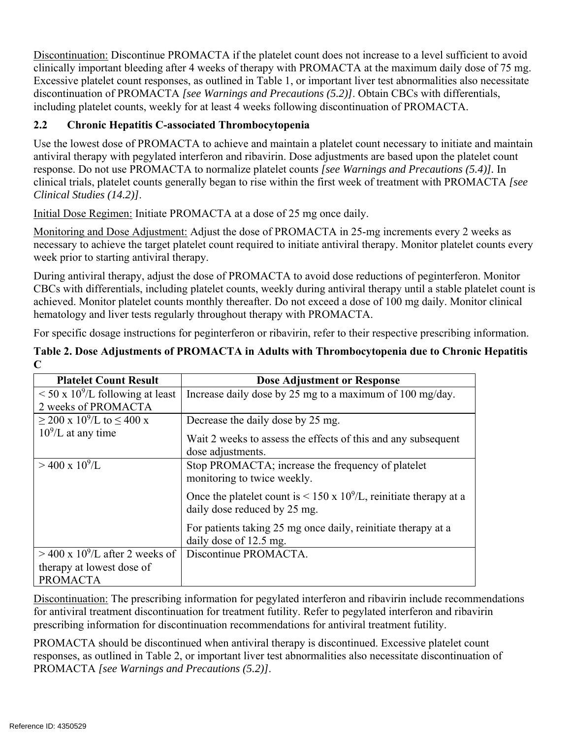Discontinuation: Discontinue PROMACTA if the platelet count does not increase to a level sufficient to avoid clinically important bleeding after 4 weeks of therapy with PROMACTA at the maximum daily dose of 75 mg. Excessive platelet count responses, as outlined in Table 1, or important liver test abnormalities also necessitate discontinuation of PROMACTA *[see Warnings and Precautions (5.2)]*. Obtain CBCs with differentials, including platelet counts, weekly for at least 4 weeks following discontinuation of PROMACTA.

### 2.2 Chronic Hepatitis C-associated Thrombocytopenia

Use the lowest dose of PROMACTA to achieve and maintain a platelet count necessary to initiate and maintain antiviral therapy with pegylated interferon and ribavirin. Dose adjustments are based upon the platelet count response. Do not use PROMACTA to normalize platelet counts *[see Warnings and Precautions (5.4)]*. In clinical trials, platelet counts generally began to rise within the first week of treatment with PROMACTA *[see Clinical Studies (14.2)]*.

Initial Dose Regimen: Initiate PROMACTA at a dose of 25 mg once daily.

Monitoring and Dose Adjustment: Adjust the dose of PROMACTA in 25-mg increments every 2 weeks as necessary to achieve the target platelet count required to initiate antiviral therapy. Monitor platelet counts every week prior to starting antiviral therapy.

During antiviral therapy, adjust the dose of PROMACTA to avoid dose reductions of peginterferon. Monitor CBCs with differentials, including platelet counts, weekly during antiviral therapy until a stable platelet count is achieved. Monitor platelet counts monthly thereafter. Do not exceed a dose of 100 mg daily. Monitor clinical hematology and liver tests regularly throughout therapy with PROMACTA.

For specific dosage instructions for peginterferon or ribavirin, refer to their respective prescribing information.

**Table 2. Dose Adjustments of PROMACTA in Adults with Thrombocytopenia due to Chronic Hepatitis C**

| Platelet Count Result | Dose Adjustment or Response |
|---|---|
| $< 50 \times 10^9$/L following at least 2 weeks of PROMACTA | Increase daily dose by 25 mg to a maximum of 100 mg/day. |
| $\geq 200 \times 10^9$/L to $\leq 400 \times 10^9$/L at any time | Decrease the daily dose by 25 mg.<br><br>Wait 2 weeks to assess the effects of this and any subsequent dose adjustments. |
| $> 400 \times 10^9$/L | Stop PROMACTA; increase the frequency of platelet monitoring to twice weekly.<br><br>Once the platelet count is $< 150 \times 10^9$/L, reinitiate therapy at a daily dose reduced by 25 mg.<br><br>For patients taking 25 mg once daily, reinitiate therapy at a daily dose of 12.5 mg. |
| $> 400 \times 10^9$/L after 2 weeks of therapy at lowest dose of PROMACTA | Discontinue PROMACTA. |

Discontinuation: The prescribing information for pegylated interferon and ribavirin include recommendations for antiviral treatment discontinuation for treatment futility. Refer to pegylated interferon and ribavirin prescribing information for discontinuation recommendations for antiviral treatment futility.

PROMACTA should be discontinued when antiviral therapy is discontinued. Excessive platelet count responses, as outlined in Table 2, or important liver test abnormalities also necessitate discontinuation of PROMACTA *[see Warnings and Precautions (5.2)]*.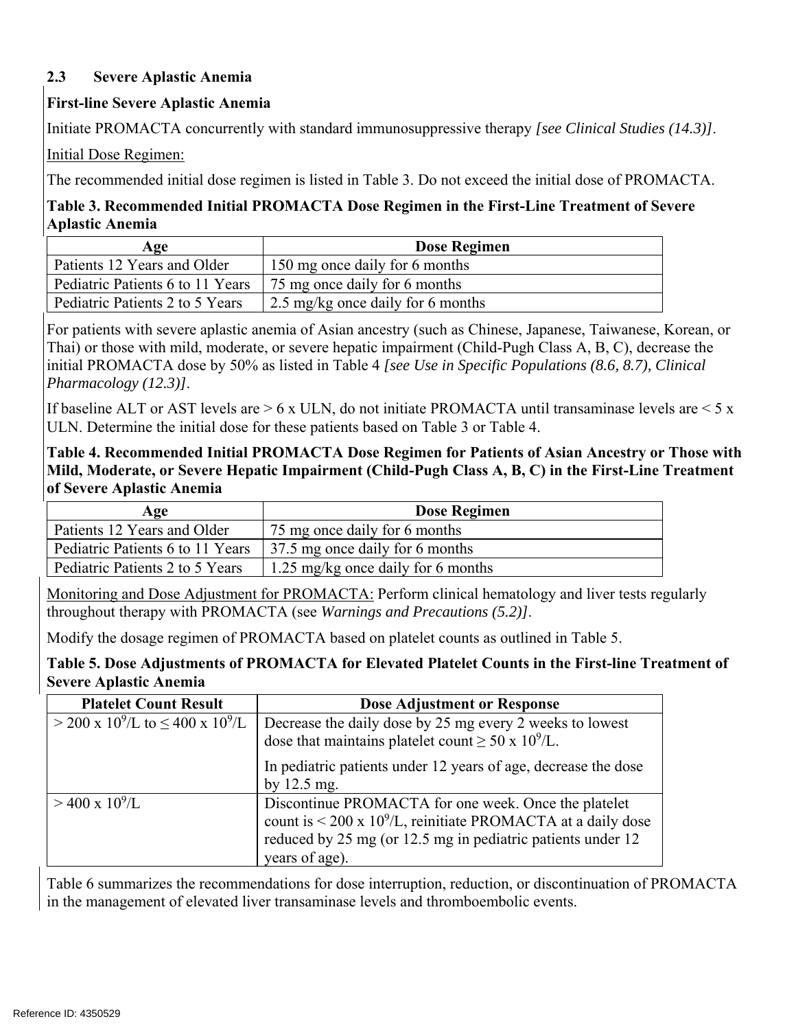### 2.3 Severe Aplastic Anemia

**First-line Severe Aplastic Anemia**

Initiate PROMACTA concurrently with standard immunosuppressive therapy *[see Clinical Studies (14.3)]*.

Initial Dose Regimen:

The recommended initial dose regimen is listed in Table 3. Do not exceed the initial dose of PROMACTA.

**Table 3. Recommended Initial PROMACTA Dose Regimen in the First-Line Treatment of Severe Aplastic Anemia**

| Age | Dose Regimen |
|---|---|
| Patients 12 Years and Older | 150 mg once daily for 6 months |
| Pediatric Patients 6 to 11 Years | 75 mg once daily for 6 months |
| Pediatric Patients 2 to 5 Years | 2.5 mg/kg once daily for 6 months |

For patients with severe aplastic anemia of Asian ancestry (such as Chinese, Japanese, Taiwanese, Korean, or Thai) or those with mild, moderate, or severe hepatic impairment (Child-Pugh Class A, B, C), decrease the initial PROMACTA dose by 50% as listed in Table 4 *[see Use in Specific Populations (8.6, 8.7), Clinical Pharmacology (12.3)]*.

If baseline ALT or AST levels are > 6 x ULN, do not initiate PROMACTA until transaminase levels are < 5 x ULN. Determine the initial dose for these patients based on Table 3 or Table 4.

**Table 4. Recommended Initial PROMACTA Dose Regimen for Patients of Asian Ancestry or Those with Mild, Moderate, or Severe Hepatic Impairment (Child-Pugh Class A, B, C) in the First-Line Treatment of Severe Aplastic Anemia**

| Age | Dose Regimen |
|---|---|
| Patients 12 Years and Older | 75 mg once daily for 6 months |
| Pediatric Patients 6 to 11 Years | 37.5 mg once daily for 6 months |
| Pediatric Patients 2 to 5 Years | 1.25 mg/kg once daily for 6 months |

Monitoring and Dose Adjustment for PROMACTA: Perform clinical hematology and liver tests regularly throughout therapy with PROMACTA (see *Warnings and Precautions (5.2)]*.

Modify the dosage regimen of PROMACTA based on platelet counts as outlined in Table 5.

**Table 5. Dose Adjustments of PROMACTA for Elevated Platelet Counts in the First-line Treatment of Severe Aplastic Anemia**

| Platelet Count Result | Dose Adjustment or Response |
|---|---|
| > 200 x $10^9$/L to ≤ 400 x $10^9$/L | Decrease the daily dose by 25 mg every 2 weeks to lowest dose that maintains platelet count ≥ 50 x $10^9$/L.<br><br>In pediatric patients under 12 years of age, decrease the dose by 12.5 mg. |
| > 400 x $10^9$/L | Discontinue PROMACTA for one week. Once the platelet count is < 200 x $10^9$/L, reinitiate PROMACTA at a daily dose reduced by 25 mg (or 12.5 mg in pediatric patients under 12 years of age). |

Table 6 summarizes the recommendations for dose interruption, reduction, or discontinuation of PROMACTA in the management of elevated liver transaminase levels and thromboembolic events.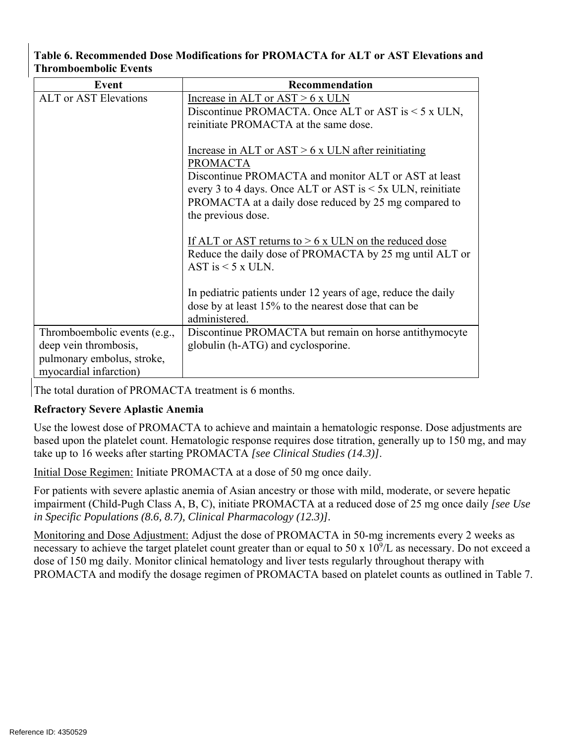**Table 6. Recommended Dose Modifications for PROMACTA for ALT or AST Elevations and Thromboembolic Events**

| Event | Recommendation |
|---|---|
| ALT or AST Elevations | <u>Increase in ALT or AST > 6 x ULN</u><br>Discontinue PROMACTA. Once ALT or AST is < 5 x ULN, reinitiate PROMACTA at the same dose.<br><br><u>Increase in ALT or AST > 6 x ULN after reinitiating PROMACTA</u><br>Discontinue PROMACTA and monitor ALT or AST at least every 3 to 4 days. Once ALT or AST is < 5x ULN, reinitiate PROMACTA at a daily dose reduced by 25 mg compared to the previous dose.<br><br><u>If ALT or AST returns to > 6 x ULN on the reduced dose</u><br>Reduce the daily dose of PROMACTA by 25 mg until ALT or AST is < 5 x ULN.<br><br>In pediatric patients under 12 years of age, reduce the daily dose by at least 15% to the nearest dose that can be administered. |
| Thromboembolic events (e.g., deep vein thrombosis, pulmonary embolus, stroke, myocardial infarction) | Discontinue PROMACTA but remain on horse antithymocyte globulin (h-ATG) and cyclosporine. |

The total duration of PROMACTA treatment is 6 months.

**Refractory Severe Aplastic Anemia**

Use the lowest dose of PROMACTA to achieve and maintain a hematologic response. Dose adjustments are based upon the platelet count. Hematologic response requires dose titration, generally up to 150 mg, and may take up to 16 weeks after starting PROMACTA *[see Clinical Studies (14.3)]*.

<u>Initial Dose Regimen:</u> Initiate PROMACTA at a dose of 50 mg once daily.

For patients with severe aplastic anemia of Asian ancestry or those with mild, moderate, or severe hepatic impairment (Child-Pugh Class A, B, C), initiate PROMACTA at a reduced dose of 25 mg once daily *[see Use in Specific Populations (8.6, 8.7), Clinical Pharmacology (12.3)]*.

<u>Monitoring and Dose Adjustment:</u> Adjust the dose of PROMACTA in 50-mg increments every 2 weeks as necessary to achieve the target platelet count greater than or equal to 50 x $10^9$/L as necessary. Do not exceed a dose of 150 mg daily. Monitor clinical hematology and liver tests regularly throughout therapy with PROMACTA and modify the dosage regimen of PROMACTA based on platelet counts as outlined in Table 7.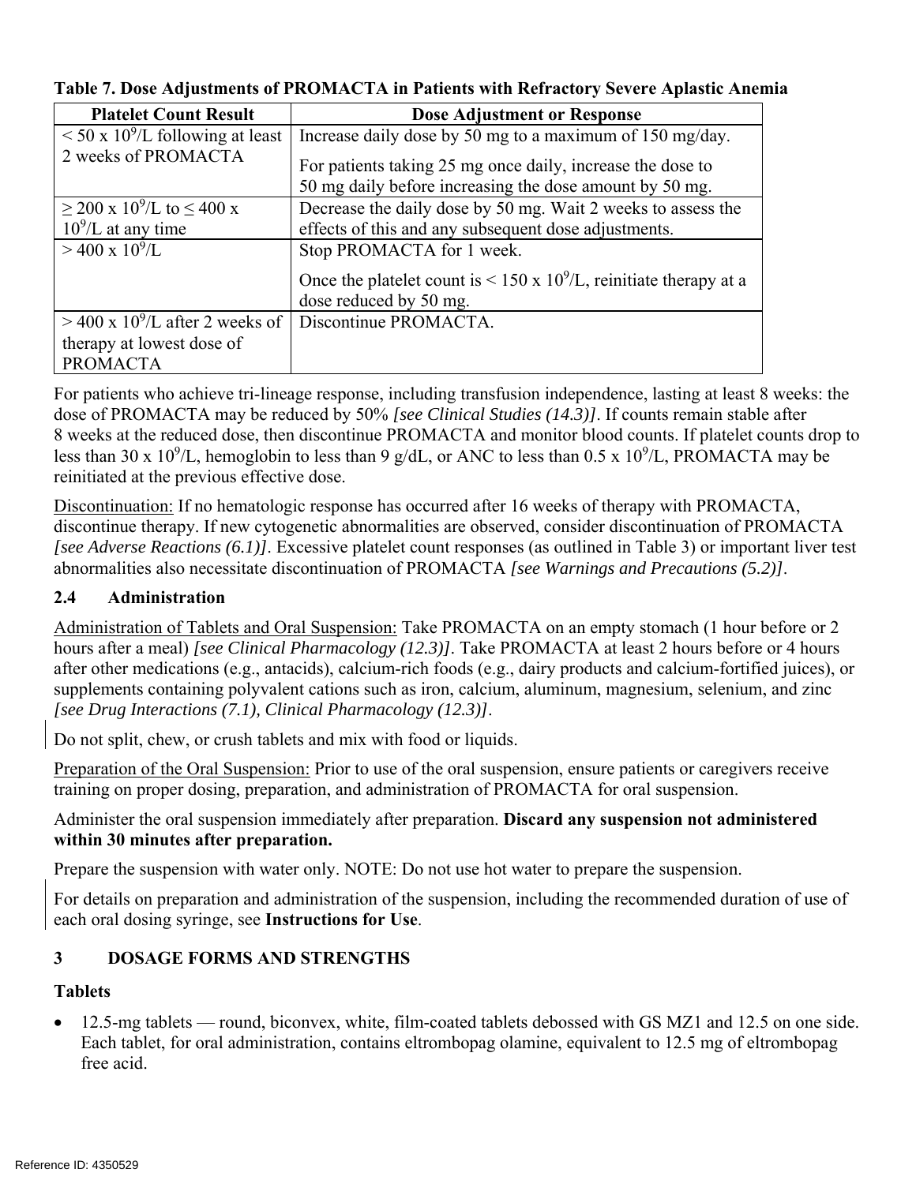**Table 7. Dose Adjustments of PROMACTA in Patients with Refractory Severe Aplastic Anemia**

| Platelet Count Result | Dose Adjustment or Response |
|---|---|
| $< 50 \times 10^9$/L following at least 2 weeks of PROMACTA | Increase daily dose by 50 mg to a maximum of 150 mg/day. For patients taking 25 mg once daily, increase the dose to 50 mg daily before increasing the dose amount by 50 mg. |
| $\geq 200 \times 10^9$/L to $\leq 400 \times 10^9$/L at any time | Decrease the daily dose by 50 mg. Wait 2 weeks to assess the effects of this and any subsequent dose adjustments. |
| $> 400 \times 10^9$/L | Stop PROMACTA for 1 week. Once the platelet count is $< 150 \times 10^9$/L, reinitiate therapy at a dose reduced by 50 mg. |
| $> 400 \times 10^9$/L after 2 weeks of therapy at lowest dose of PROMACTA | Discontinue PROMACTA. |

For patients who achieve tri-lineage response, including transfusion independence, lasting at least 8 weeks: the dose of PROMACTA may be reduced by 50% *[see Clinical Studies (14.3)]*. If counts remain stable after 8 weeks at the reduced dose, then discontinue PROMACTA and monitor blood counts. If platelet counts drop to less than $30 \times 10^9$/L, hemoglobin to less than 9 g/dL, or ANC to less than $0.5 \times 10^9$/L, PROMACTA may be reinitiated at the previous effective dose.

Discontinuation: If no hematologic response has occurred after 16 weeks of therapy with PROMACTA, discontinue therapy. If new cytogenetic abnormalities are observed, consider discontinuation of PROMACTA *[see Adverse Reactions (6.1)]*. Excessive platelet count responses (as outlined in Table 3) or important liver test abnormalities also necessitate discontinuation of PROMACTA *[see Warnings and Precautions (5.2)]*.

### 2.4 Administration

Administration of Tablets and Oral Suspension: Take PROMACTA on an empty stomach (1 hour before or 2 hours after a meal) *[see Clinical Pharmacology (12.3)]*. Take PROMACTA at least 2 hours before or 4 hours after other medications (e.g., antacids), calcium-rich foods (e.g., dairy products and calcium-fortified juices), or supplements containing polyvalent cations such as iron, calcium, aluminum, magnesium, selenium, and zinc *[see Drug Interactions (7.1), Clinical Pharmacology (12.3)]*.

Do not split, chew, or crush tablets and mix with food or liquids.

Preparation of the Oral Suspension: Prior to use of the oral suspension, ensure patients or caregivers receive training on proper dosing, preparation, and administration of PROMACTA for oral suspension.

Administer the oral suspension immediately after preparation. **Discard any suspension not administered within 30 minutes after preparation.**

Prepare the suspension with water only. NOTE: Do not use hot water to prepare the suspension.

For details on preparation and administration of the suspension, including the recommended duration of use of each oral dosing syringe, see **Instructions for Use**.

## 3 DOSAGE FORMS AND STRENGTHS

### Tablets

- 12.5-mg tablets — round, biconvex, white, film-coated tablets debossed with GS MZ1 and 12.5 on one side. Each tablet, for oral administration, contains eltrombopag olamine, equivalent to 12.5 mg of eltrombopag free acid.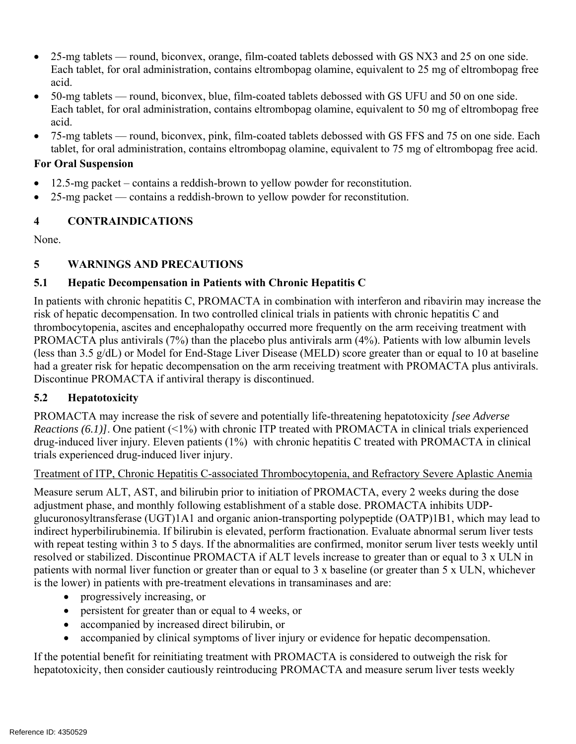- 25-mg tablets — round, biconvex, orange, film-coated tablets debossed with GS NX3 and 25 on one side. Each tablet, for oral administration, contains eltrombopag olamine, equivalent to 25 mg of eltrombopag free acid.
- 50-mg tablets — round, biconvex, blue, film-coated tablets debossed with GS UFU and 50 on one side. Each tablet, for oral administration, contains eltrombopag olamine, equivalent to 50 mg of eltrombopag free acid.
- 75-mg tablets — round, biconvex, pink, film-coated tablets debossed with GS FFS and 75 on one side. Each tablet, for oral administration, contains eltrombopag olamine, equivalent to 75 mg of eltrombopag free acid.

**For Oral Suspension**

- 12.5-mg packet – contains a reddish-brown to yellow powder for reconstitution.
- 25-mg packet — contains a reddish-brown to yellow powder for reconstitution.

## 4 CONTRAINDICATIONS

None.

## 5 WARNINGS AND PRECAUTIONS

### 5.1 Hepatic Decompensation in Patients with Chronic Hepatitis C

In patients with chronic hepatitis C, PROMACTA in combination with interferon and ribavirin may increase the risk of hepatic decompensation. In two controlled clinical trials in patients with chronic hepatitis C and thrombocytopenia, ascites and encephalopathy occurred more frequently on the arm receiving treatment with PROMACTA plus antivirals (7%) than the placebo plus antivirals arm (4%). Patients with low albumin levels (less than 3.5 g/dL) or Model for End-Stage Liver Disease (MELD) score greater than or equal to 10 at baseline had a greater risk for hepatic decompensation on the arm receiving treatment with PROMACTA plus antivirals. Discontinue PROMACTA if antiviral therapy is discontinued.

### 5.2 Hepatotoxicity

PROMACTA may increase the risk of severe and potentially life-threatening hepatotoxicity *[see Adverse Reactions (6.1)]*. One patient (<1%) with chronic ITP treated with PROMACTA in clinical trials experienced drug-induced liver injury. Eleven patients (1%) with chronic hepatitis C treated with PROMACTA in clinical trials experienced drug-induced liver injury.

<u>Treatment of ITP, Chronic Hepatitis C-associated Thrombocytopenia, and Refractory Severe Aplastic Anemia</u>

Measure serum ALT, AST, and bilirubin prior to initiation of PROMACTA, every 2 weeks during the dose adjustment phase, and monthly following establishment of a stable dose. PROMACTA inhibits UDP-glucuronosyltransferase (UGT)1A1 and organic anion-transporting polypeptide (OATP)1B1, which may lead to indirect hyperbilirubinemia. If bilirubin is elevated, perform fractionation. Evaluate abnormal serum liver tests with repeat testing within 3 to 5 days. If the abnormalities are confirmed, monitor serum liver tests weekly until resolved or stabilized. Discontinue PROMACTA if ALT levels increase to greater than or equal to 3 x ULN in patients with normal liver function or greater than or equal to 3 x baseline (or greater than 5 x ULN, whichever is the lower) in patients with pre-treatment elevations in transaminases and are:

- progressively increasing, or
- persistent for greater than or equal to 4 weeks, or
- accompanied by increased direct bilirubin, or
- accompanied by clinical symptoms of liver injury or evidence for hepatic decompensation.

If the potential benefit for reinitiating treatment with PROMACTA is considered to outweigh the risk for hepatotoxicity, then consider cautiously reintroducing PROMACTA and measure serum liver tests weekly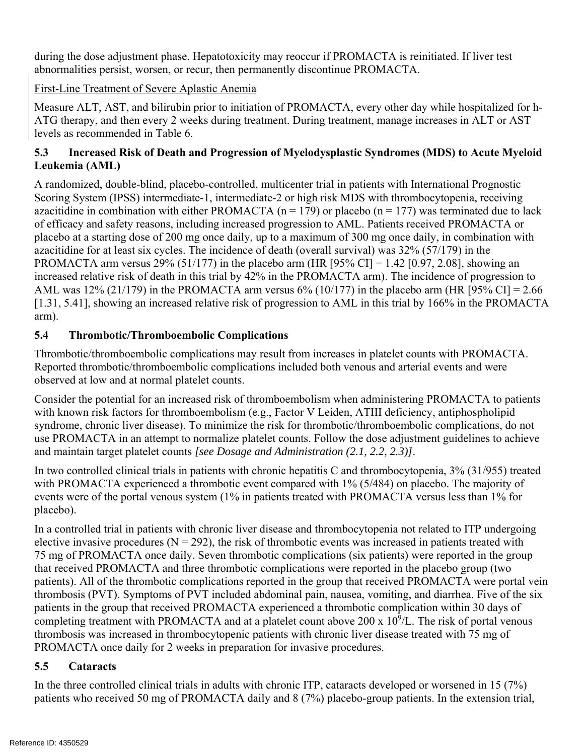during the dose adjustment phase. Hepatotoxicity may reoccur if PROMACTA is reinitiated. If liver test abnormalities persist, worsen, or recur, then permanently discontinue PROMACTA.

First-Line Treatment of Severe Aplastic Anemia

Measure ALT, AST, and bilirubin prior to initiation of PROMACTA, every other day while hospitalized for h-ATG therapy, and then every 2 weeks during treatment. During treatment, manage increases in ALT or AST levels as recommended in Table 6.

### 5.3 Increased Risk of Death and Progression of Myelodysplastic Syndromes (MDS) to Acute Myeloid Leukemia (AML)

A randomized, double-blind, placebo-controlled, multicenter trial in patients with International Prognostic Scoring System (IPSS) intermediate-1, intermediate-2 or high risk MDS with thrombocytopenia, receiving azacitidine in combination with either PROMACTA (n = 179) or placebo (n = 177) was terminated due to lack of efficacy and safety reasons, including increased progression to AML. Patients received PROMACTA or placebo at a starting dose of 200 mg once daily, up to a maximum of 300 mg once daily, in combination with azacitidine for at least six cycles. The incidence of death (overall survival) was 32% (57/179) in the PROMACTA arm versus 29% (51/177) in the placebo arm (HR [95% CI] = 1.42 [0.97, 2.08], showing an increased relative risk of death in this trial by 42% in the PROMACTA arm). The incidence of progression to AML was 12% (21/179) in the PROMACTA arm versus 6% (10/177) in the placebo arm (HR [95% CI] = 2.66 [1.31, 5.41], showing an increased relative risk of progression to AML in this trial by 166% in the PROMACTA arm).

### 5.4 Thrombotic/Thromboembolic Complications

Thrombotic/thromboembolic complications may result from increases in platelet counts with PROMACTA. Reported thrombotic/thromboembolic complications included both venous and arterial events and were observed at low and at normal platelet counts.

Consider the potential for an increased risk of thromboembolism when administering PROMACTA to patients with known risk factors for thromboembolism (e.g., Factor V Leiden, ATIII deficiency, antiphospholipid syndrome, chronic liver disease). To minimize the risk for thrombotic/thromboembolic complications, do not use PROMACTA in an attempt to normalize platelet counts. Follow the dose adjustment guidelines to achieve and maintain target platelet counts *[see Dosage and Administration (2.1, 2.2, 2.3)]*.

In two controlled clinical trials in patients with chronic hepatitis C and thrombocytopenia, 3% (31/955) treated with PROMACTA experienced a thrombotic event compared with 1% (5/484) on placebo. The majority of events were of the portal venous system (1% in patients treated with PROMACTA versus less than 1% for placebo).

In a controlled trial in patients with chronic liver disease and thrombocytopenia not related to ITP undergoing elective invasive procedures (N = 292), the risk of thrombotic events was increased in patients treated with 75 mg of PROMACTA once daily. Seven thrombotic complications (six patients) were reported in the group that received PROMACTA and three thrombotic complications were reported in the placebo group (two patients). All of the thrombotic complications reported in the group that received PROMACTA were portal vein thrombosis (PVT). Symptoms of PVT included abdominal pain, nausea, vomiting, and diarrhea. Five of the six patients in the group that received PROMACTA experienced a thrombotic complication within 30 days of completing treatment with PROMACTA and at a platelet count above 200 x $10^9$/L. The risk of portal venous thrombosis was increased in thrombocytopenic patients with chronic liver disease treated with 75 mg of PROMACTA once daily for 2 weeks in preparation for invasive procedures.

### 5.5 Cataracts

In the three controlled clinical trials in adults with chronic ITP, cataracts developed or worsened in 15 (7%) patients who received 50 mg of PROMACTA daily and 8 (7%) placebo-group patients. In the extension trial,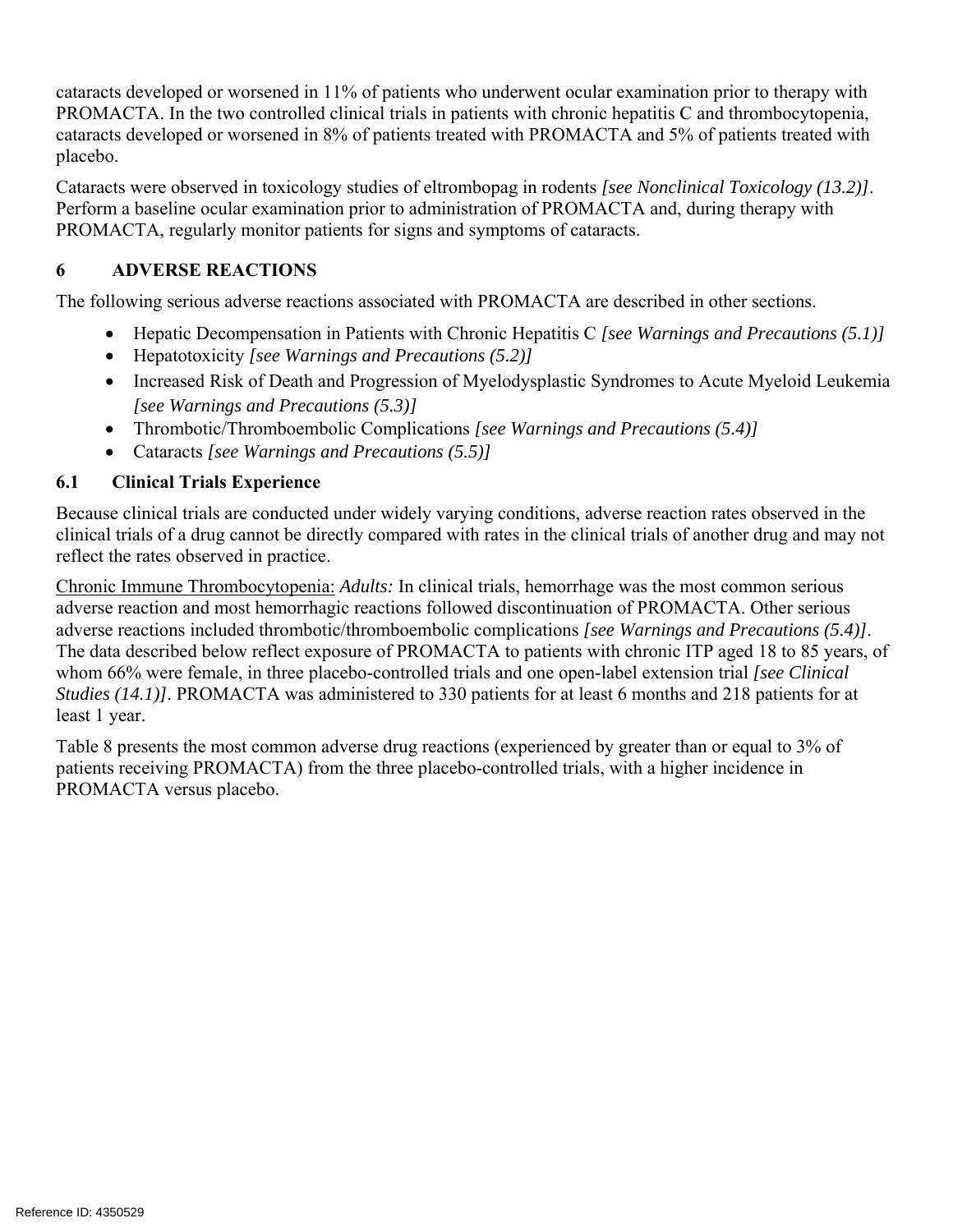cataracts developed or worsened in 11% of patients who underwent ocular examination prior to therapy with PROMACTA. In the two controlled clinical trials in patients with chronic hepatitis C and thrombocytopenia, cataracts developed or worsened in 8% of patients treated with PROMACTA and 5% of patients treated with placebo.

Cataracts were observed in toxicology studies of eltrombopag in rodents *[see Nonclinical Toxicology (13.2)]*. Perform a baseline ocular examination prior to administration of PROMACTA and, during therapy with PROMACTA, regularly monitor patients for signs and symptoms of cataracts.

## 6 ADVERSE REACTIONS

The following serious adverse reactions associated with PROMACTA are described in other sections.

- Hepatic Decompensation in Patients with Chronic Hepatitis C *[see Warnings and Precautions (5.1)]*
- Hepatotoxicity *[see Warnings and Precautions (5.2)]*
- Increased Risk of Death and Progression of Myelodysplastic Syndromes to Acute Myeloid Leukemia *[see Warnings and Precautions (5.3)]*
- Thrombotic/Thromboembolic Complications *[see Warnings and Precautions (5.4)]*
- Cataracts *[see Warnings and Precautions (5.5)]*

### 6.1 Clinical Trials Experience

Because clinical trials are conducted under widely varying conditions, adverse reaction rates observed in the clinical trials of a drug cannot be directly compared with rates in the clinical trials of another drug and may not reflect the rates observed in practice.

Chronic Immune Thrombocytopenia: *Adults:* In clinical trials, hemorrhage was the most common serious adverse reaction and most hemorrhagic reactions followed discontinuation of PROMACTA. Other serious adverse reactions included thrombotic/thromboembolic complications *[see Warnings and Precautions (5.4)]*. The data described below reflect exposure of PROMACTA to patients with chronic ITP aged 18 to 85 years, of whom 66% were female, in three placebo-controlled trials and one open-label extension trial *[see Clinical Studies (14.1)]*. PROMACTA was administered to 330 patients for at least 6 months and 218 patients for at least 1 year.

Table 8 presents the most common adverse drug reactions (experienced by greater than or equal to 3% of patients receiving PROMACTA) from the three placebo-controlled trials, with a higher incidence in PROMACTA versus placebo.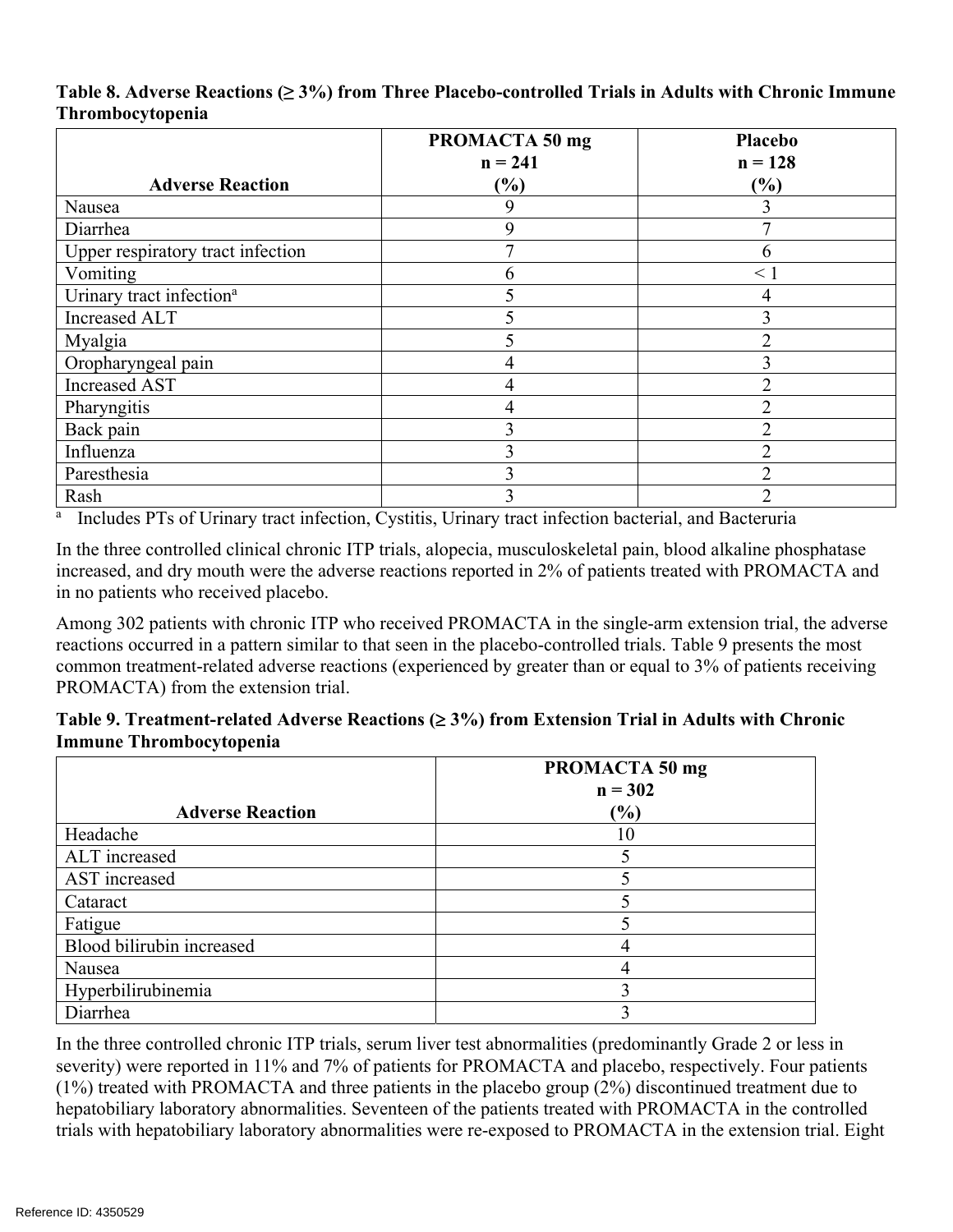**Table 8. Adverse Reactions (≥ 3%) from Three Placebo-controlled Trials in Adults with Chronic Immune Thrombocytopenia**

| Adverse Reaction | PROMACTA 50 mg n = 241 (%) | Placebo n = 128 (%) |
|---|---|---|
| Nausea | 9 | 3 |
| Diarrhea | 9 | 7 |
| Upper respiratory tract infection | 7 | 6 |
| Vomiting | 6 | < 1 |
| Urinary tract infection[a] | 5 | 4 |
| Increased ALT | 5 | 3 |
| Myalgia | 5 | 2 |
| Oropharyngeal pain | 4 | 3 |
| Increased AST | 4 | 2 |
| Pharyngitis | 4 | 2 |
| Back pain | 3 | 2 |
| Influenza | 3 | 2 |
| Paresthesia | 3 | 2 |
| Rash | 3 | 2 |

[a] Includes PTs of Urinary tract infection, Cystitis, Urinary tract infection bacterial, and Bacteruria

In the three controlled clinical chronic ITP trials, alopecia, musculoskeletal pain, blood alkaline phosphatase increased, and dry mouth were the adverse reactions reported in 2% of patients treated with PROMACTA and in no patients who received placebo.

Among 302 patients with chronic ITP who received PROMACTA in the single-arm extension trial, the adverse reactions occurred in a pattern similar to that seen in the placebo-controlled trials. Table 9 presents the most common treatment-related adverse reactions (experienced by greater than or equal to 3% of patients receiving PROMACTA) from the extension trial.

**Table 9. Treatment-related Adverse Reactions (≥ 3%) from Extension Trial in Adults with Chronic Immune Thrombocytopenia**

| Adverse Reaction | PROMACTA 50 mg n = 302 (%) |
|---|---|
| Headache | 10 |
| ALT increased | 5 |
| AST increased | 5 |
| Cataract | 5 |
| Fatigue | 5 |
| Blood bilirubin increased | 4 |
| Nausea | 4 |
| Hyperbilirubinemia | 3 |
| Diarrhea | 3 |

In the three controlled chronic ITP trials, serum liver test abnormalities (predominantly Grade 2 or less in severity) were reported in 11% and 7% of patients for PROMACTA and placebo, respectively. Four patients (1%) treated with PROMACTA and three patients in the placebo group (2%) discontinued treatment due to hepatobiliary laboratory abnormalities. Seventeen of the patients treated with PROMACTA in the controlled trials with hepatobiliary laboratory abnormalities were re-exposed to PROMACTA in the extension trial. Eight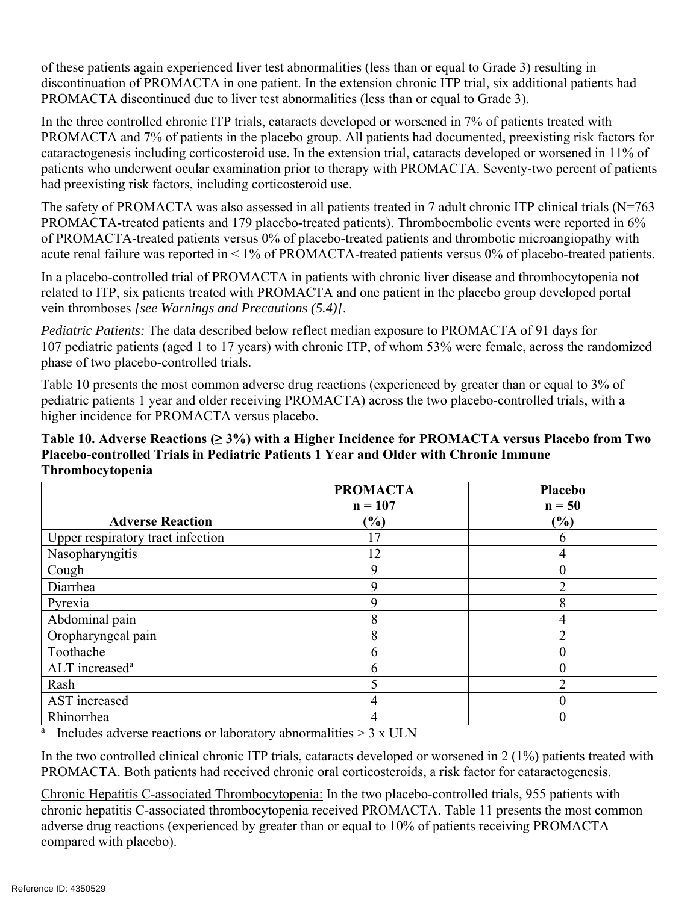of these patients again experienced liver test abnormalities (less than or equal to Grade 3) resulting in discontinuation of PROMACTA in one patient. In the extension chronic ITP trial, six additional patients had PROMACTA discontinued due to liver test abnormalities (less than or equal to Grade 3).

In the three controlled chronic ITP trials, cataracts developed or worsened in 7% of patients treated with PROMACTA and 7% of patients in the placebo group. All patients had documented, preexisting risk factors for cataractogenesis including corticosteroid use. In the extension trial, cataracts developed or worsened in 11% of patients who underwent ocular examination prior to therapy with PROMACTA. Seventy-two percent of patients had preexisting risk factors, including corticosteroid use.

The safety of PROMACTA was also assessed in all patients treated in 7 adult chronic ITP clinical trials (N=763 PROMACTA-treated patients and 179 placebo-treated patients). Thromboembolic events were reported in 6% of PROMACTA-treated patients versus 0% of placebo-treated patients and thrombotic microangiopathy with acute renal failure was reported in < 1% of PROMACTA-treated patients versus 0% of placebo-treated patients.

In a placebo-controlled trial of PROMACTA in patients with chronic liver disease and thrombocytopenia not related to ITP, six patients treated with PROMACTA and one patient in the placebo group developed portal vein thromboses *[see Warnings and Precautions (5.4)]*.

*Pediatric Patients:* The data described below reflect median exposure to PROMACTA of 91 days for 107 pediatric patients (aged 1 to 17 years) with chronic ITP, of whom 53% were female, across the randomized phase of two placebo-controlled trials.

Table 10 presents the most common adverse drug reactions (experienced by greater than or equal to 3% of pediatric patients 1 year and older receiving PROMACTA) across the two placebo-controlled trials, with a higher incidence for PROMACTA versus placebo.

**Table 10. Adverse Reactions (≥ 3%) with a Higher Incidence for PROMACTA versus Placebo from Two Placebo-controlled Trials in Pediatric Patients 1 Year and Older with Chronic Immune Thrombocytopenia**

| Adverse Reaction | PROMACTA n = 107 (%) | Placebo n = 50 (%) |
|---|---|---|
| Upper respiratory tract infection | 17 | 6 |
| Nasopharyngitis | 12 | 4 |
| Cough | 9 | 0 |
| Diarrhea | 9 | 2 |
| Pyrexia | 9 | 8 |
| Abdominal pain | 8 | 4 |
| Oropharyngeal pain | 8 | 2 |
| Toothache | 6 | 0 |
| ALT increased[a] | 6 | 0 |
| Rash | 5 | 2 |
| AST increased | 4 | 0 |
| Rhinorrhea | 4 | 0 |

[a] Includes adverse reactions or laboratory abnormalities > 3 x ULN

In the two controlled clinical chronic ITP trials, cataracts developed or worsened in 2 (1%) patients treated with PROMACTA. Both patients had received chronic oral corticosteroids, a risk factor for cataractogenesis.

Chronic Hepatitis C-associated Thrombocytopenia: In the two placebo-controlled trials, 955 patients with chronic hepatitis C-associated thrombocytopenia received PROMACTA. Table 11 presents the most common adverse drug reactions (experienced by greater than or equal to 10% of patients receiving PROMACTA compared with placebo).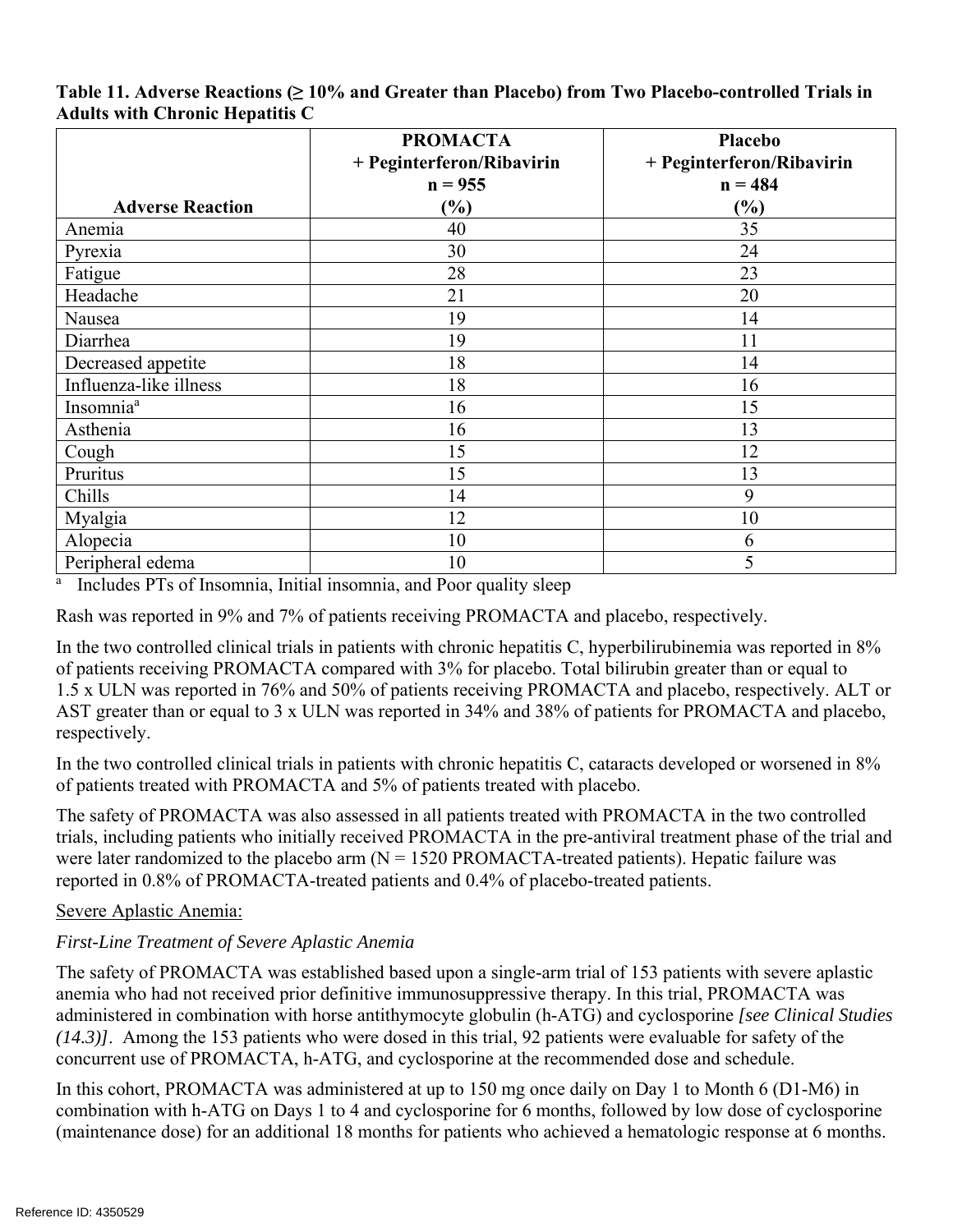**Table 11. Adverse Reactions (≥ 10% and Greater than Placebo) from Two Placebo-controlled Trials in Adults with Chronic Hepatitis C**

| Adverse Reaction | PROMACTA + Peginterferon/Ribavirin n = 955 (%) | Placebo + Peginterferon/Ribavirin n = 484 (%) |
|---|---|---|
| Anemia | 40 | 35 |
| Pyrexia | 30 | 24 |
| Fatigue | 28 | 23 |
| Headache | 21 | 20 |
| Nausea | 19 | 14 |
| Diarrhea | 19 | 11 |
| Decreased appetite | 18 | 14 |
| Influenza-like illness | 18 | 16 |
| Insomnia[a] | 16 | 15 |
| Asthenia | 16 | 13 |
| Cough | 15 | 12 |
| Pruritus | 15 | 13 |
| Chills | 14 | 9 |
| Myalgia | 12 | 10 |
| Alopecia | 10 | 6 |
| Peripheral edema | 10 | 5 |

[a] Includes PTs of Insomnia, Initial insomnia, and Poor quality sleep

Rash was reported in 9% and 7% of patients receiving PROMACTA and placebo, respectively.

In the two controlled clinical trials in patients with chronic hepatitis C, hyperbilirubinemia was reported in 8% of patients receiving PROMACTA compared with 3% for placebo. Total bilirubin greater than or equal to 1.5 x ULN was reported in 76% and 50% of patients receiving PROMACTA and placebo, respectively. ALT or AST greater than or equal to 3 x ULN was reported in 34% and 38% of patients for PROMACTA and placebo, respectively.

In the two controlled clinical trials in patients with chronic hepatitis C, cataracts developed or worsened in 8% of patients treated with PROMACTA and 5% of patients treated with placebo.

The safety of PROMACTA was also assessed in all patients treated with PROMACTA in the two controlled trials, including patients who initially received PROMACTA in the pre-antiviral treatment phase of the trial and were later randomized to the placebo arm (N = 1520 PROMACTA-treated patients). Hepatic failure was reported in 0.8% of PROMACTA-treated patients and 0.4% of placebo-treated patients.

Severe Aplastic Anemia:

*First-Line Treatment of Severe Aplastic Anemia*

The safety of PROMACTA was established based upon a single-arm trial of 153 patients with severe aplastic anemia who had not received prior definitive immunosuppressive therapy. In this trial, PROMACTA was administered in combination with horse antithymocyte globulin (h-ATG) and cyclosporine *[see Clinical Studies (14.3)]*. Among the 153 patients who were dosed in this trial, 92 patients were evaluable for safety of the concurrent use of PROMACTA, h-ATG, and cyclosporine at the recommended dose and schedule.

In this cohort, PROMACTA was administered at up to 150 mg once daily on Day 1 to Month 6 (D1-M6) in combination with h-ATG on Days 1 to 4 and cyclosporine for 6 months, followed by low dose of cyclosporine (maintenance dose) for an additional 18 months for patients who achieved a hematologic response at 6 months.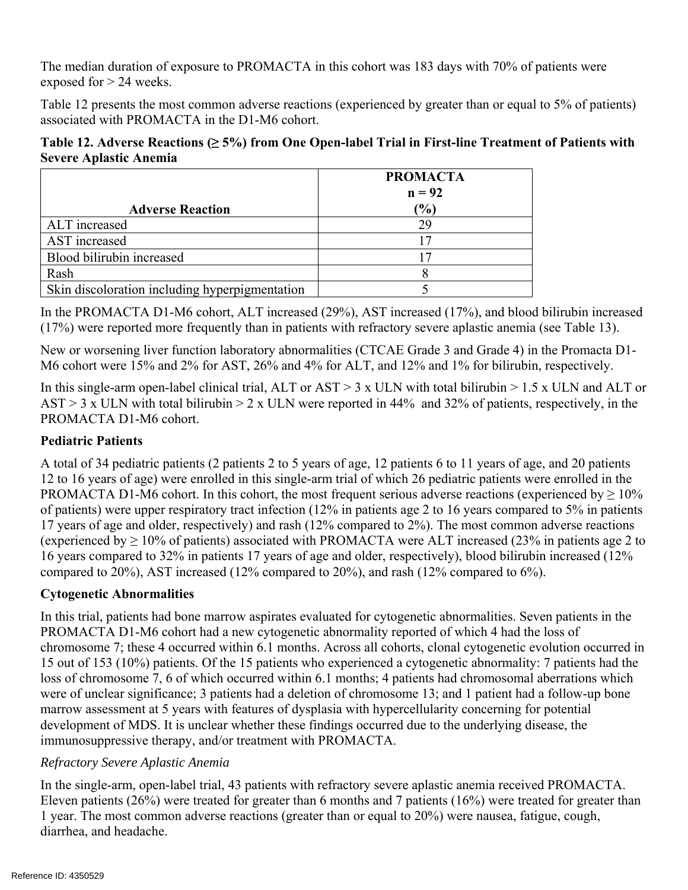The median duration of exposure to PROMACTA in this cohort was 183 days with 70% of patients were exposed for > 24 weeks.

Table 12 presents the most common adverse reactions (experienced by greater than or equal to 5% of patients) associated with PROMACTA in the D1-M6 cohort.

**Table 12. Adverse Reactions (≥ 5%) from One Open-label Trial in First-line Treatment of Patients with Severe Aplastic Anemia**

| Adverse Reaction | PROMACTA n = 92 (%) |
|---|---|
| ALT increased | 29 |
| AST increased | 17 |
| Blood bilirubin increased | 17 |
| Rash | 8 |
| Skin discoloration including hyperpigmentation | 5 |

In the PROMACTA D1-M6 cohort, ALT increased (29%), AST increased (17%), and blood bilirubin increased (17%) were reported more frequently than in patients with refractory severe aplastic anemia (see Table 13).

New or worsening liver function laboratory abnormalities (CTCAE Grade 3 and Grade 4) in the Promacta D1-M6 cohort were 15% and 2% for AST, 26% and 4% for ALT, and 12% and 1% for bilirubin, respectively.

In this single-arm open-label clinical trial, ALT or AST > 3 x ULN with total bilirubin > 1.5 x ULN and ALT or AST > 3 x ULN with total bilirubin > 2 x ULN were reported in 44% and 32% of patients, respectively, in the PROMACTA D1-M6 cohort.

**Pediatric Patients**

A total of 34 pediatric patients (2 patients 2 to 5 years of age, 12 patients 6 to 11 years of age, and 20 patients 12 to 16 years of age) were enrolled in this single-arm trial of which 26 pediatric patients were enrolled in the PROMACTA D1-M6 cohort. In this cohort, the most frequent serious adverse reactions (experienced by ≥ 10% of patients) were upper respiratory tract infection (12% in patients age 2 to 16 years compared to 5% in patients 17 years of age and older, respectively) and rash (12% compared to 2%). The most common adverse reactions (experienced by ≥ 10% of patients) associated with PROMACTA were ALT increased (23% in patients age 2 to 16 years compared to 32% in patients 17 years of age and older, respectively), blood bilirubin increased (12% compared to 20%), AST increased (12% compared to 20%), and rash (12% compared to 6%).

**Cytogenetic Abnormalities**

In this trial, patients had bone marrow aspirates evaluated for cytogenetic abnormalities. Seven patients in the PROMACTA D1-M6 cohort had a new cytogenetic abnormality reported of which 4 had the loss of chromosome 7; these 4 occurred within 6.1 months. Across all cohorts, clonal cytogenetic evolution occurred in 15 out of 153 (10%) patients. Of the 15 patients who experienced a cytogenetic abnormality: 7 patients had the loss of chromosome 7, 6 of which occurred within 6.1 months; 4 patients had chromosomal aberrations which were of unclear significance; 3 patients had a deletion of chromosome 13; and 1 patient had a follow-up bone marrow assessment at 5 years with features of dysplasia with hypercellularity concerning for potential development of MDS. It is unclear whether these findings occurred due to the underlying disease, the immunosuppressive therapy, and/or treatment with PROMACTA.

*Refractory Severe Aplastic Anemia*

In the single-arm, open-label trial, 43 patients with refractory severe aplastic anemia received PROMACTA. Eleven patients (26%) were treated for greater than 6 months and 7 patients (16%) were treated for greater than 1 year. The most common adverse reactions (greater than or equal to 20%) were nausea, fatigue, cough, diarrhea, and headache.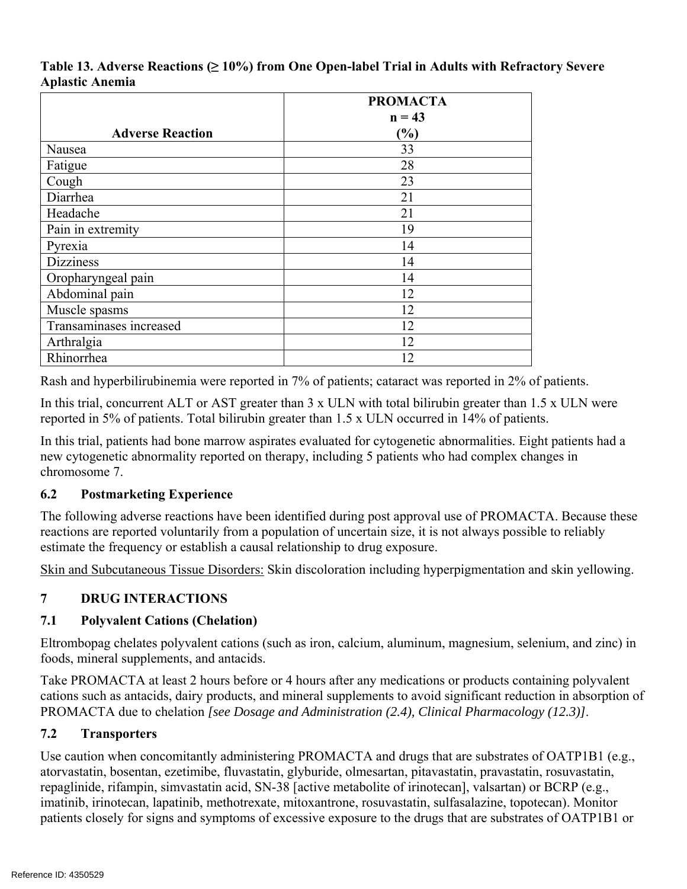**Table 13. Adverse Reactions (≥ 10%) from One Open-label Trial in Adults with Refractory Severe Aplastic Anemia**

| Adverse Reaction | PROMACTA n = 43 (%) |
|---|---|
| Nausea | 33 |
| Fatigue | 28 |
| Cough | 23 |
| Diarrhea | 21 |
| Headache | 21 |
| Pain in extremity | 19 |
| Pyrexia | 14 |
| Dizziness | 14 |
| Oropharyngeal pain | 14 |
| Abdominal pain | 12 |
| Muscle spasms | 12 |
| Transaminases increased | 12 |
| Arthralgia | 12 |
| Rhinorrhea | 12 |

Rash and hyperbilirubinemia were reported in 7% of patients; cataract was reported in 2% of patients.

In this trial, concurrent ALT or AST greater than 3 x ULN with total bilirubin greater than 1.5 x ULN were reported in 5% of patients. Total bilirubin greater than 1.5 x ULN occurred in 14% of patients.

In this trial, patients had bone marrow aspirates evaluated for cytogenetic abnormalities. Eight patients had a new cytogenetic abnormality reported on therapy, including 5 patients who had complex changes in chromosome 7.

### 6.2 Postmarketing Experience

The following adverse reactions have been identified during post approval use of PROMACTA. Because these reactions are reported voluntarily from a population of uncertain size, it is not always possible to reliably estimate the frequency or establish a causal relationship to drug exposure.

Skin and Subcutaneous Tissue Disorders: Skin discoloration including hyperpigmentation and skin yellowing.

## 7 DRUG INTERACTIONS

### 7.1 Polyvalent Cations (Chelation)

Eltrombopag chelates polyvalent cations (such as iron, calcium, aluminum, magnesium, selenium, and zinc) in foods, mineral supplements, and antacids.

Take PROMACTA at least 2 hours before or 4 hours after any medications or products containing polyvalent cations such as antacids, dairy products, and mineral supplements to avoid significant reduction in absorption of PROMACTA due to chelation *[see Dosage and Administration (2.4), Clinical Pharmacology (12.3)]*.

### 7.2 Transporters

Use caution when concomitantly administering PROMACTA and drugs that are substrates of OATP1B1 (e.g., atorvastatin, bosentan, ezetimibe, fluvastatin, glyburide, olmesartan, pitavastatin, pravastatin, rosuvastatin, repaglinide, rifampin, simvastatin acid, SN-38 [active metabolite of irinotecan], valsartan) or BCRP (e.g., imatinib, irinotecan, lapatinib, methotrexate, mitoxantrone, rosuvastatin, sulfasalazine, topotecan). Monitor patients closely for signs and symptoms of excessive exposure to the drugs that are substrates of OATP1B1 or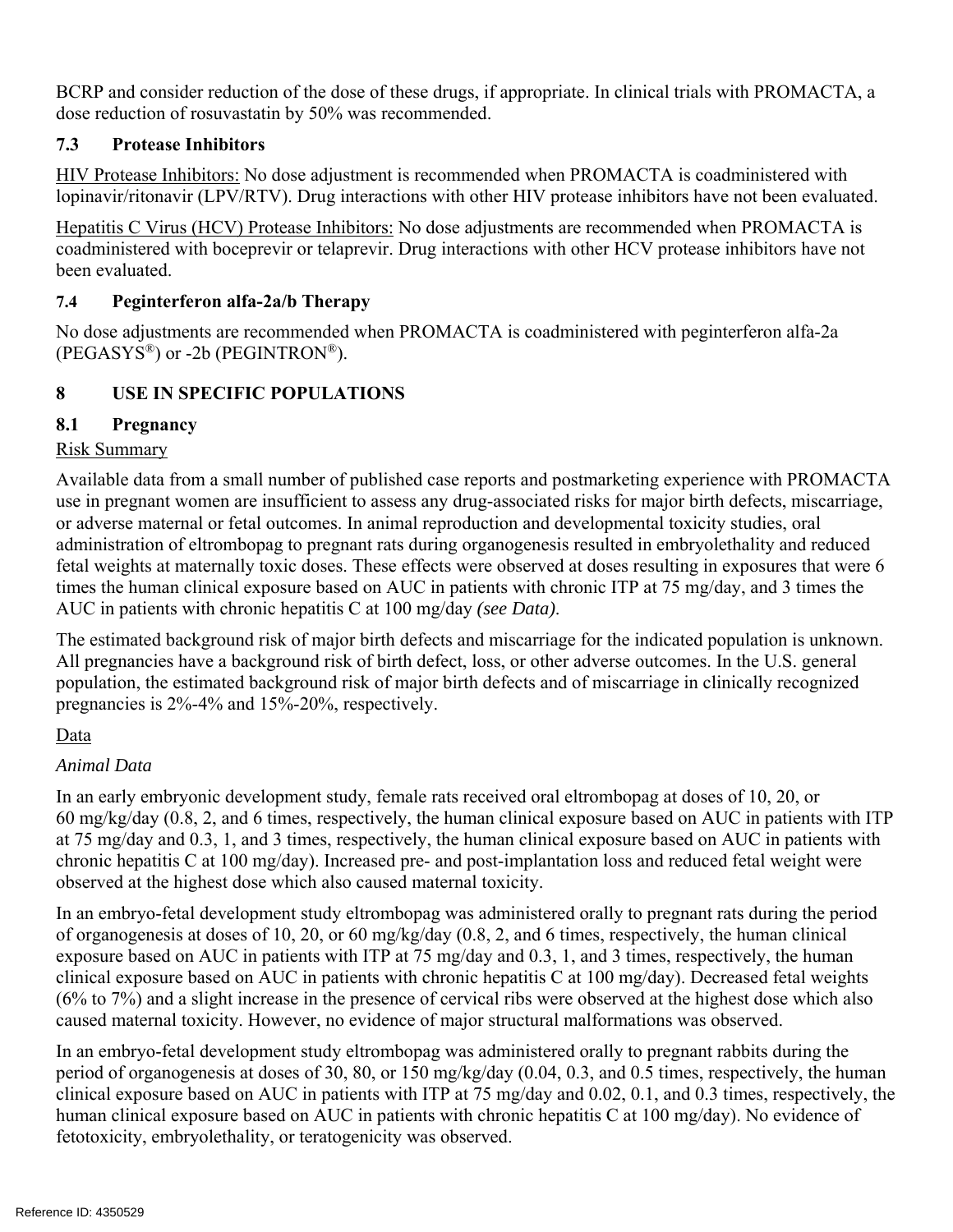BCRP and consider reduction of the dose of these drugs, if appropriate. In clinical trials with PROMACTA, a dose reduction of rosuvastatin by 50% was recommended.

### 7.3 Protease Inhibitors

HIV Protease Inhibitors: No dose adjustment is recommended when PROMACTA is coadministered with lopinavir/ritonavir (LPV/RTV). Drug interactions with other HIV protease inhibitors have not been evaluated.

Hepatitis C Virus (HCV) Protease Inhibitors: No dose adjustments are recommended when PROMACTA is coadministered with boceprevir or telaprevir. Drug interactions with other HCV protease inhibitors have not been evaluated.

### 7.4 Peginterferon alfa-2a/b Therapy

No dose adjustments are recommended when PROMACTA is coadministered with peginterferon alfa-2a (PEGASYS®) or -2b (PEGINTRON®).

## 8 USE IN SPECIFIC POPULATIONS

### 8.1 Pregnancy

Risk Summary

Available data from a small number of published case reports and postmarketing experience with PROMACTA use in pregnant women are insufficient to assess any drug-associated risks for major birth defects, miscarriage, or adverse maternal or fetal outcomes. In animal reproduction and developmental toxicity studies, oral administration of eltrombopag to pregnant rats during organogenesis resulted in embryolethality and reduced fetal weights at maternally toxic doses. These effects were observed at doses resulting in exposures that were 6 times the human clinical exposure based on AUC in patients with chronic ITP at 75 mg/day, and 3 times the AUC in patients with chronic hepatitis C at 100 mg/day *(see Data).*

The estimated background risk of major birth defects and miscarriage for the indicated population is unknown. All pregnancies have a background risk of birth defect, loss, or other adverse outcomes. In the U.S. general population, the estimated background risk of major birth defects and of miscarriage in clinically recognized pregnancies is 2%-4% and 15%-20%, respectively.

Data

*Animal Data*

In an early embryonic development study, female rats received oral eltrombopag at doses of 10, 20, or 60 mg/kg/day (0.8, 2, and 6 times, respectively, the human clinical exposure based on AUC in patients with ITP at 75 mg/day and 0.3, 1, and 3 times, respectively, the human clinical exposure based on AUC in patients with chronic hepatitis C at 100 mg/day). Increased pre- and post-implantation loss and reduced fetal weight were observed at the highest dose which also caused maternal toxicity.

In an embryo-fetal development study eltrombopag was administered orally to pregnant rats during the period of organogenesis at doses of 10, 20, or 60 mg/kg/day (0.8, 2, and 6 times, respectively, the human clinical exposure based on AUC in patients with ITP at 75 mg/day and 0.3, 1, and 3 times, respectively, the human clinical exposure based on AUC in patients with chronic hepatitis C at 100 mg/day). Decreased fetal weights (6% to 7%) and a slight increase in the presence of cervical ribs were observed at the highest dose which also caused maternal toxicity. However, no evidence of major structural malformations was observed.

In an embryo-fetal development study eltrombopag was administered orally to pregnant rabbits during the period of organogenesis at doses of 30, 80, or 150 mg/kg/day (0.04, 0.3, and 0.5 times, respectively, the human clinical exposure based on AUC in patients with ITP at 75 mg/day and 0.02, 0.1, and 0.3 times, respectively, the human clinical exposure based on AUC in patients with chronic hepatitis C at 100 mg/day). No evidence of fetotoxicity, embryolethality, or teratogenicity was observed.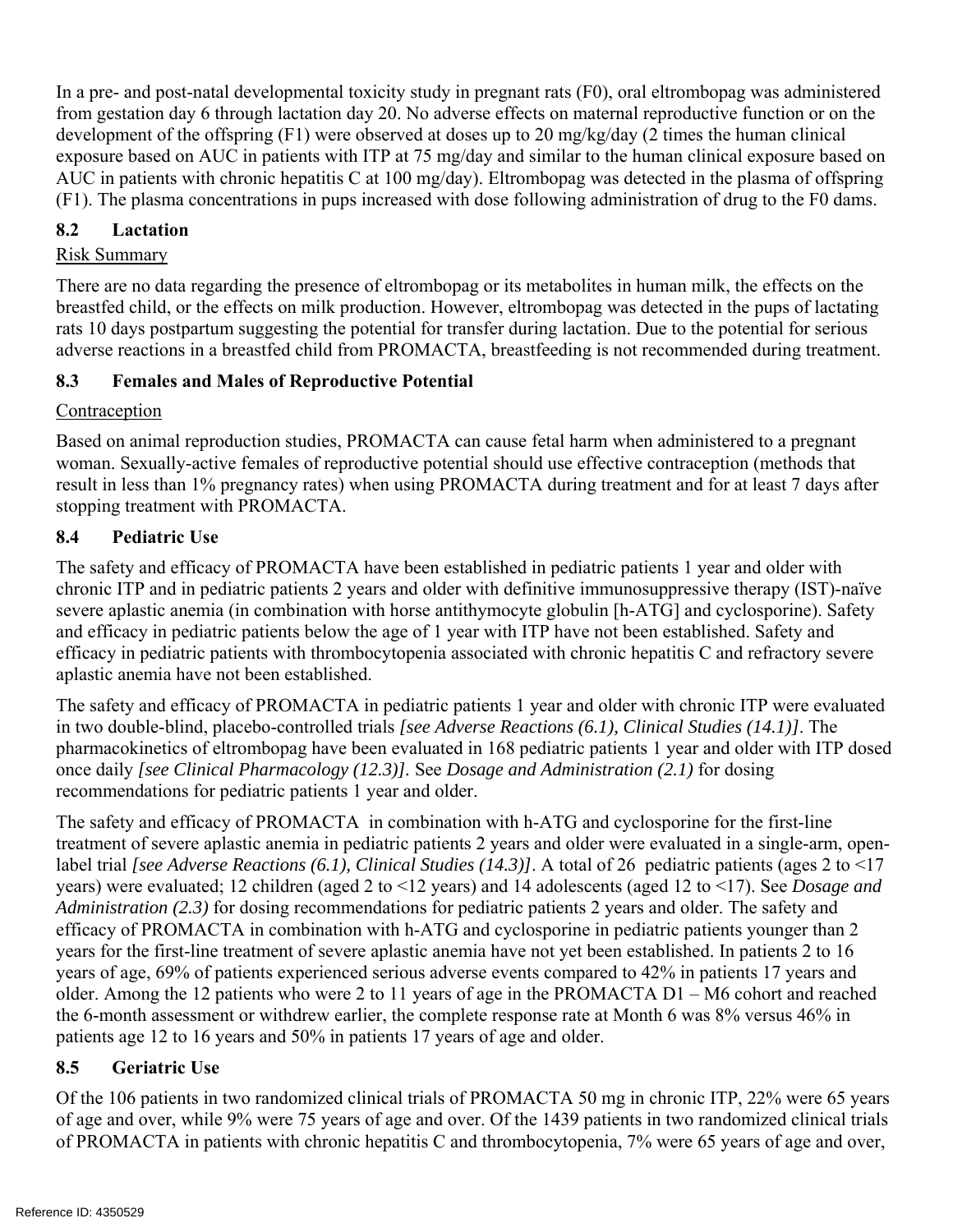In a pre- and post-natal developmental toxicity study in pregnant rats (F0), oral eltrombopag was administered from gestation day 6 through lactation day 20. No adverse effects on maternal reproductive function or on the development of the offspring (F1) were observed at doses up to 20 mg/kg/day (2 times the human clinical exposure based on AUC in patients with ITP at 75 mg/day and similar to the human clinical exposure based on AUC in patients with chronic hepatitis C at 100 mg/day). Eltrombopag was detected in the plasma of offspring (F1). The plasma concentrations in pups increased with dose following administration of drug to the F0 dams.

### 8.2 Lactation

Risk Summary

There are no data regarding the presence of eltrombopag or its metabolites in human milk, the effects on the breastfed child, or the effects on milk production. However, eltrombopag was detected in the pups of lactating rats 10 days postpartum suggesting the potential for transfer during lactation. Due to the potential for serious adverse reactions in a breastfed child from PROMACTA, breastfeeding is not recommended during treatment.

### 8.3 Females and Males of Reproductive Potential

Contraception

Based on animal reproduction studies, PROMACTA can cause fetal harm when administered to a pregnant woman. Sexually-active females of reproductive potential should use effective contraception (methods that result in less than 1% pregnancy rates) when using PROMACTA during treatment and for at least 7 days after stopping treatment with PROMACTA.

### 8.4 Pediatric Use

The safety and efficacy of PROMACTA have been established in pediatric patients 1 year and older with chronic ITP and in pediatric patients 2 years and older with definitive immunosuppressive therapy (IST)-naïve severe aplastic anemia (in combination with horse antithymocyte globulin [h-ATG] and cyclosporine). Safety and efficacy in pediatric patients below the age of 1 year with ITP have not been established. Safety and efficacy in pediatric patients with thrombocytopenia associated with chronic hepatitis C and refractory severe aplastic anemia have not been established.

The safety and efficacy of PROMACTA in pediatric patients 1 year and older with chronic ITP were evaluated in two double-blind, placebo-controlled trials *[see Adverse Reactions (6.1), Clinical Studies (14.1)]*. The pharmacokinetics of eltrombopag have been evaluated in 168 pediatric patients 1 year and older with ITP dosed once daily *[see Clinical Pharmacology (12.3)].* See *Dosage and Administration (2.1)* for dosing recommendations for pediatric patients 1 year and older.

The safety and efficacy of PROMACTA in combination with h-ATG and cyclosporine for the first-line treatment of severe aplastic anemia in pediatric patients 2 years and older were evaluated in a single-arm, open-label trial *[see Adverse Reactions (6.1), Clinical Studies (14.3)]*. A total of 26 pediatric patients (ages 2 to <17 years) were evaluated; 12 children (aged 2 to <12 years) and 14 adolescents (aged 12 to <17). See *Dosage and Administration (2.3)* for dosing recommendations for pediatric patients 2 years and older. The safety and efficacy of PROMACTA in combination with h-ATG and cyclosporine in pediatric patients younger than 2 years for the first-line treatment of severe aplastic anemia have not yet been established. In patients 2 to 16 years of age, 69% of patients experienced serious adverse events compared to 42% in patients 17 years and older. Among the 12 patients who were 2 to 11 years of age in the PROMACTA D1 – M6 cohort and reached the 6-month assessment or withdrew earlier, the complete response rate at Month 6 was 8% versus 46% in patients age 12 to 16 years and 50% in patients 17 years of age and older.

### 8.5 Geriatric Use

Of the 106 patients in two randomized clinical trials of PROMACTA 50 mg in chronic ITP, 22% were 65 years of age and over, while 9% were 75 years of age and over. Of the 1439 patients in two randomized clinical trials of PROMACTA in patients with chronic hepatitis C and thrombocytopenia, 7% were 65 years of age and over,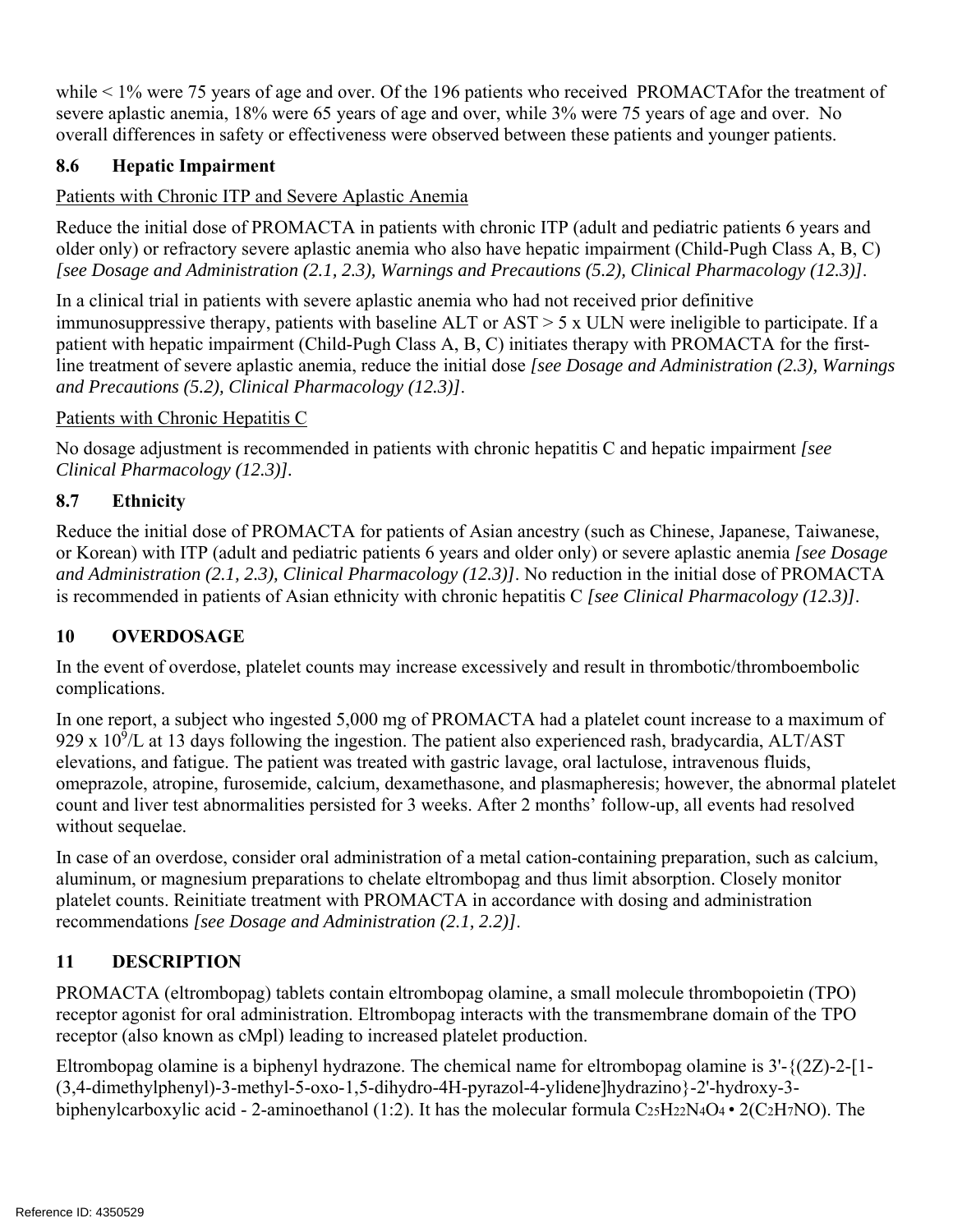while < 1% were 75 years of age and over. Of the 196 patients who received PROMACTAfor the treatment of severe aplastic anemia, 18% were 65 years of age and over, while 3% were 75 years of age and over. No overall differences in safety or effectiveness were observed between these patients and younger patients.

### 8.6 Hepatic Impairment

Patients with Chronic ITP and Severe Aplastic Anemia

Reduce the initial dose of PROMACTA in patients with chronic ITP (adult and pediatric patients 6 years and older only) or refractory severe aplastic anemia who also have hepatic impairment (Child-Pugh Class A, B, C) *[see Dosage and Administration (2.1, 2.3), Warnings and Precautions (5.2), Clinical Pharmacology (12.3)]*.

In a clinical trial in patients with severe aplastic anemia who had not received prior definitive immunosuppressive therapy, patients with baseline ALT or AST > 5 x ULN were ineligible to participate. If a patient with hepatic impairment (Child-Pugh Class A, B, C) initiates therapy with PROMACTA for the first-line treatment of severe aplastic anemia, reduce the initial dose *[see Dosage and Administration (2.3), Warnings and Precautions (5.2), Clinical Pharmacology (12.3)]*.

Patients with Chronic Hepatitis C

No dosage adjustment is recommended in patients with chronic hepatitis C and hepatic impairment *[see Clinical Pharmacology (12.3)]*.

### 8.7 Ethnicity

Reduce the initial dose of PROMACTA for patients of Asian ancestry (such as Chinese, Japanese, Taiwanese, or Korean) with ITP (adult and pediatric patients 6 years and older only) or severe aplastic anemia *[see Dosage and Administration (2.1, 2.3), Clinical Pharmacology (12.3)]*. No reduction in the initial dose of PROMACTA is recommended in patients of Asian ethnicity with chronic hepatitis C *[see Clinical Pharmacology (12.3)]*.

## 10 OVERDOSAGE

In the event of overdose, platelet counts may increase excessively and result in thrombotic/thromboembolic complications.

In one report, a subject who ingested 5,000 mg of PROMACTA had a platelet count increase to a maximum of 929 x $10^9$/L at 13 days following the ingestion. The patient also experienced rash, bradycardia, ALT/AST elevations, and fatigue. The patient was treated with gastric lavage, oral lactulose, intravenous fluids, omeprazole, atropine, furosemide, calcium, dexamethasone, and plasmapheresis; however, the abnormal platelet count and liver test abnormalities persisted for 3 weeks. After 2 months' follow-up, all events had resolved without sequelae.

In case of an overdose, consider oral administration of a metal cation-containing preparation, such as calcium, aluminum, or magnesium preparations to chelate eltrombopag and thus limit absorption. Closely monitor platelet counts. Reinitiate treatment with PROMACTA in accordance with dosing and administration recommendations *[see Dosage and Administration (2.1, 2.2)]*.

## 11 DESCRIPTION

PROMACTA (eltrombopag) tablets contain eltrombopag olamine, a small molecule thrombopoietin (TPO) receptor agonist for oral administration. Eltrombopag interacts with the transmembrane domain of the TPO receptor (also known as cMpl) leading to increased platelet production.

Eltrombopag olamine is a biphenyl hydrazone. The chemical name for eltrombopag olamine is 3'-{(2Z)-2-[1-(3,4-dimethylphenyl)-3-methyl-5-oxo-1,5-dihydro-4H-pyrazol-4-ylidene]hydrazino}-2'-hydroxy-3-biphenylcarboxylic acid - 2-aminoethanol (1:2). It has the molecular formula $C_{25}H_{22}N_4O_4 \cdot 2(C_2H_7NO)$. The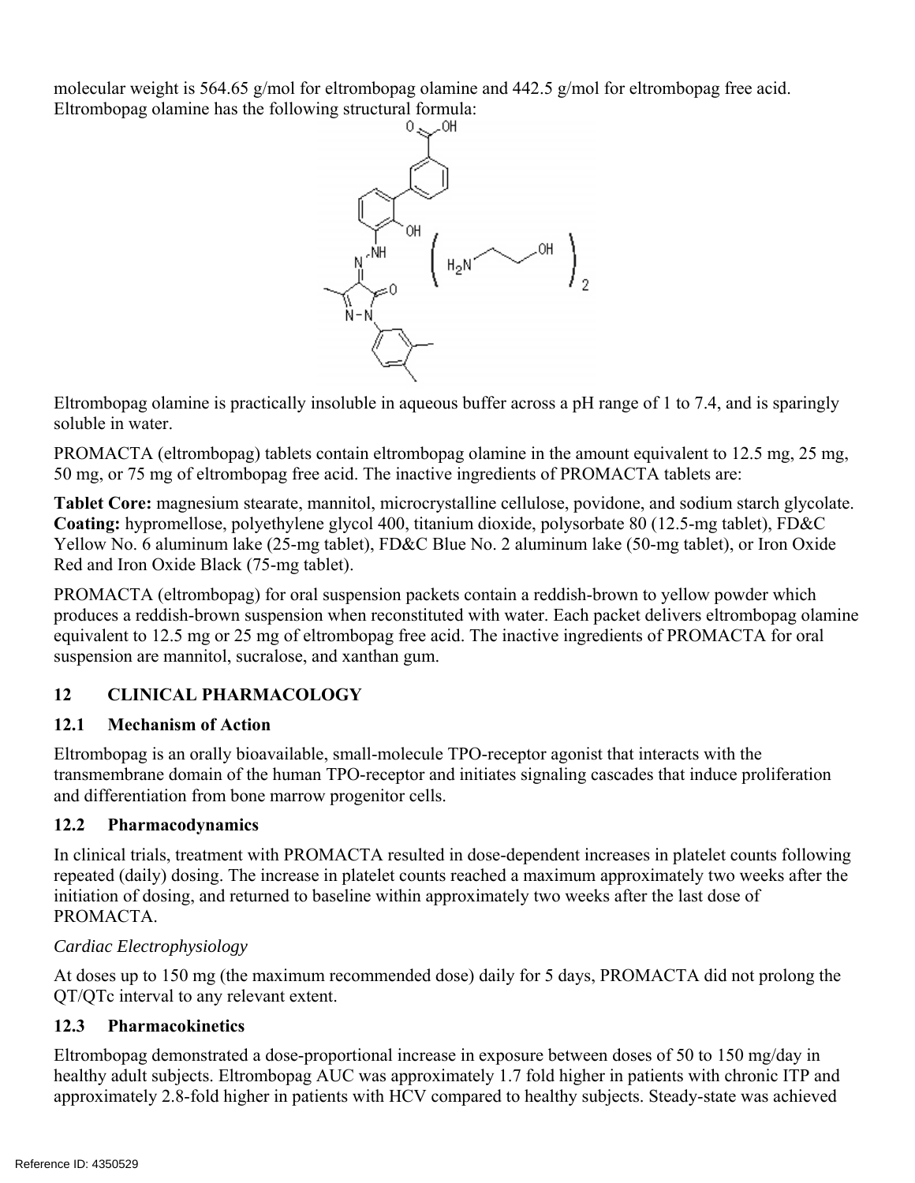molecular weight is 564.65 g/mol for eltrombopag olamine and 442.5 g/mol for eltrombopag free acid. Eltrombopag olamine has the following structural formula:

Eltrombopag olamine is practically insoluble in aqueous buffer across a pH range of 1 to 7.4, and is sparingly soluble in water.

PROMACTA (eltrombopag) tablets contain eltrombopag olamine in the amount equivalent to 12.5 mg, 25 mg, 50 mg, or 75 mg of eltrombopag free acid. The inactive ingredients of PROMACTA tablets are:

**Tablet Core:** magnesium stearate, mannitol, microcrystalline cellulose, povidone, and sodium starch glycolate. **Coating:** hypromellose, polyethylene glycol 400, titanium dioxide, polysorbate 80 (12.5-mg tablet), FD&C Yellow No. 6 aluminum lake (25-mg tablet), FD&C Blue No. 2 aluminum lake (50-mg tablet), or Iron Oxide Red and Iron Oxide Black (75-mg tablet).

PROMACTA (eltrombopag) for oral suspension packets contain a reddish-brown to yellow powder which produces a reddish-brown suspension when reconstituted with water. Each packet delivers eltrombopag olamine equivalent to 12.5 mg or 25 mg of eltrombopag free acid. The inactive ingredients of PROMACTA for oral suspension are mannitol, sucralose, and xanthan gum.

## 12 CLINICAL PHARMACOLOGY

### 12.1 Mechanism of Action

Eltrombopag is an orally bioavailable, small-molecule TPO-receptor agonist that interacts with the transmembrane domain of the human TPO-receptor and initiates signaling cascades that induce proliferation and differentiation from bone marrow progenitor cells.

### 12.2 Pharmacodynamics

In clinical trials, treatment with PROMACTA resulted in dose-dependent increases in platelet counts following repeated (daily) dosing. The increase in platelet counts reached a maximum approximately two weeks after the initiation of dosing, and returned to baseline within approximately two weeks after the last dose of PROMACTA.

*Cardiac Electrophysiology*

At doses up to 150 mg (the maximum recommended dose) daily for 5 days, PROMACTA did not prolong the QT/QTc interval to any relevant extent.

### 12.3 Pharmacokinetics

Eltrombopag demonstrated a dose-proportional increase in exposure between doses of 50 to 150 mg/day in healthy adult subjects. Eltrombopag AUC was approximately 1.7 fold higher in patients with chronic ITP and approximately 2.8-fold higher in patients with HCV compared to healthy subjects. Steady-state was achieved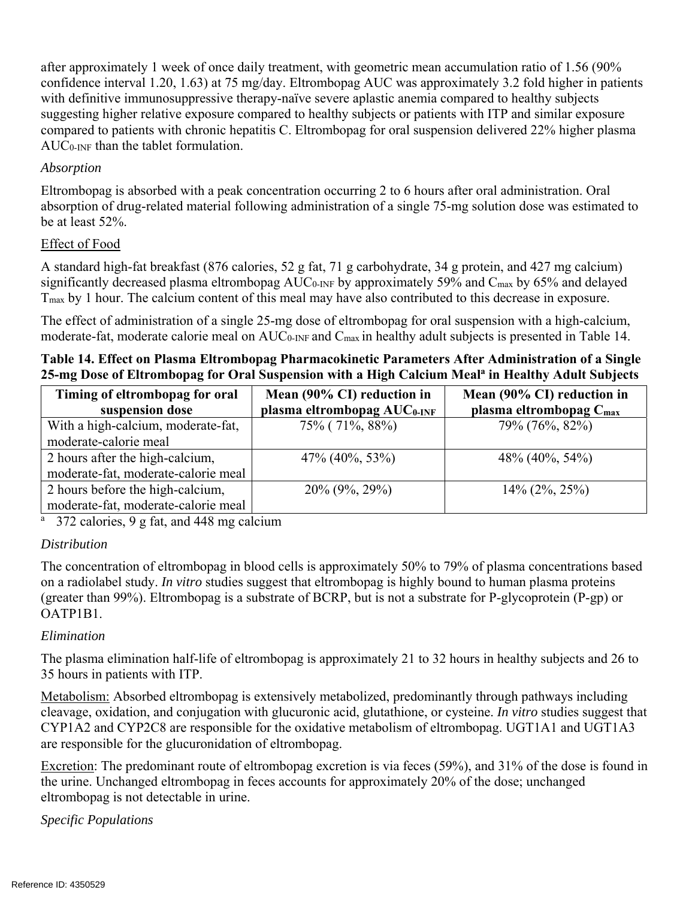after approximately 1 week of once daily treatment, with geometric mean accumulation ratio of 1.56 (90% confidence interval 1.20, 1.63) at 75 mg/day. Eltrombopag AUC was approximately 3.2 fold higher in patients with definitive immunosuppressive therapy-naïve severe aplastic anemia compared to healthy subjects suggesting higher relative exposure compared to healthy subjects or patients with ITP and similar exposure compared to patients with chronic hepatitis C. Eltrombopag for oral suspension delivered 22% higher plasma $AUC_{0\text{-}INF}$ than the tablet formulation.

*Absorption*

Eltrombopag is absorbed with a peak concentration occurring 2 to 6 hours after oral administration. Oral absorption of drug-related material following administration of a single 75-mg solution dose was estimated to be at least 52%.

Effect of Food

A standard high-fat breakfast (876 calories, 52 g fat, 71 g carbohydrate, 34 g protein, and 427 mg calcium) significantly decreased plasma eltrombopag $AUC_{0\text{-}INF}$ by approximately 59% and $C_{max}$ by 65% and delayed $T_{max}$ by 1 hour. The calcium content of this meal may have also contributed to this decrease in exposure.

The effect of administration of a single 25-mg dose of eltrombopag for oral suspension with a high-calcium, moderate-fat, moderate calorie meal on $AUC_{0\text{-}INF}$ and $C_{max}$ in healthy adult subjects is presented in Table 14.

**Table 14. Effect on Plasma Eltrombopag Pharmacokinetic Parameters After Administration of a Single 25-mg Dose of Eltrombopag for Oral Suspension with a High Calcium Meal[a] in Healthy Adult Subjects**

| Timing of eltrombopag for oral suspension dose | Mean (90% CI) reduction in plasma eltrombopag $AUC_{0\text{-}INF}$ | Mean (90% CI) reduction in plasma eltrombopag $C_{max}$ |
|---|---|---|
| With a high-calcium, moderate-fat, moderate-calorie meal | 75% ( 71%, 88%) | 79% (76%, 82%) |
| 2 hours after the high-calcium, moderate-fat, moderate-calorie meal | 47% (40%, 53%) | 48% (40%, 54%) |
| 2 hours before the high-calcium, moderate-fat, moderate-calorie meal | 20% (9%, 29%) | 14% (2%, 25%) |

[a] 372 calories, 9 g fat, and 448 mg calcium

*Distribution*

The concentration of eltrombopag in blood cells is approximately 50% to 79% of plasma concentrations based on a radiolabel study. *In vitro* studies suggest that eltrombopag is highly bound to human plasma proteins (greater than 99%). Eltrombopag is a substrate of BCRP, but is not a substrate for P-glycoprotein (P-gp) or OATP1B1.

*Elimination*

The plasma elimination half-life of eltrombopag is approximately 21 to 32 hours in healthy subjects and 26 to 35 hours in patients with ITP.

Metabolism: Absorbed eltrombopag is extensively metabolized, predominantly through pathways including cleavage, oxidation, and conjugation with glucuronic acid, glutathione, or cysteine. *In vitro* studies suggest that CYP1A2 and CYP2C8 are responsible for the oxidative metabolism of eltrombopag. UGT1A1 and UGT1A3 are responsible for the glucuronidation of eltrombopag.

Excretion: The predominant route of eltrombopag excretion is via feces (59%), and 31% of the dose is found in the urine. Unchanged eltrombopag in feces accounts for approximately 20% of the dose; unchanged eltrombopag is not detectable in urine.

*Specific Populations*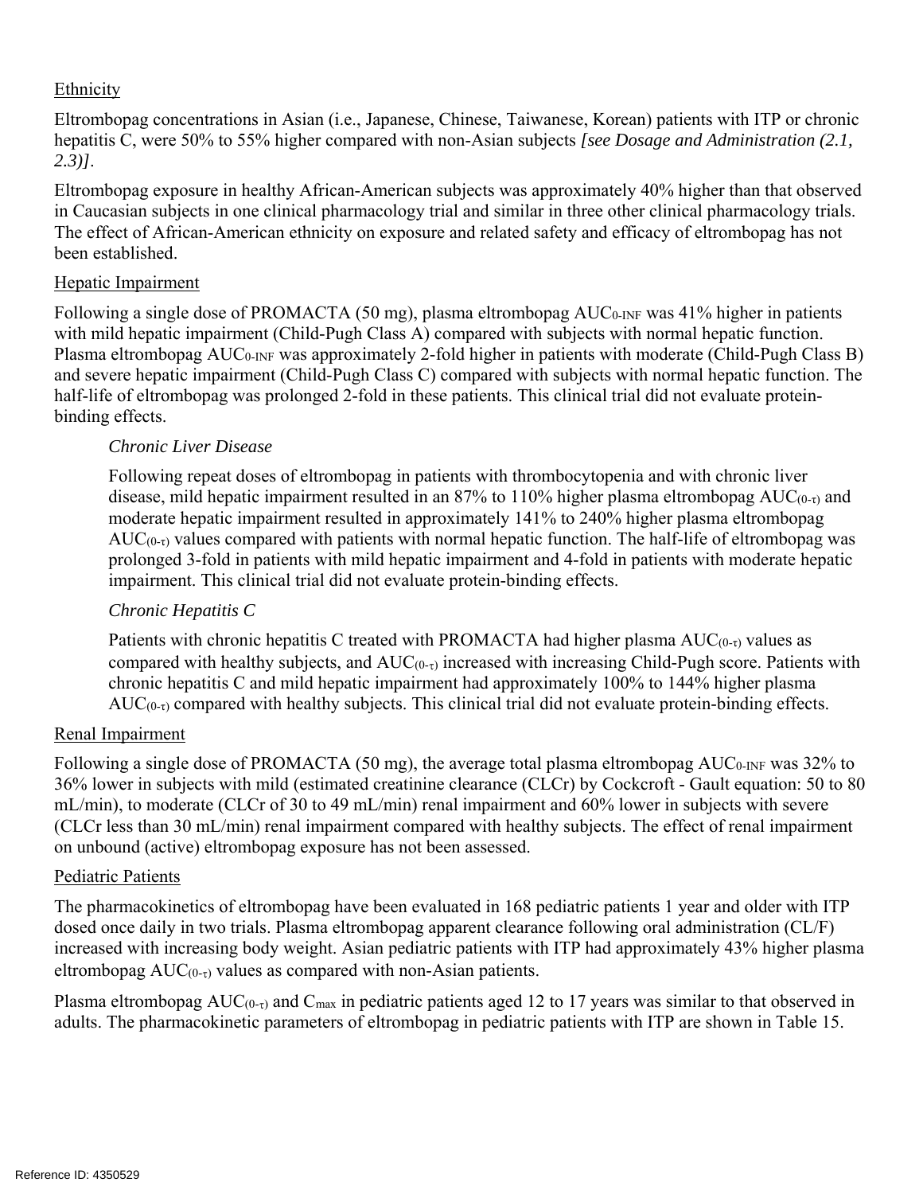Ethnicity

Eltrombopag concentrations in Asian (i.e., Japanese, Chinese, Taiwanese, Korean) patients with ITP or chronic hepatitis C, were 50% to 55% higher compared with non-Asian subjects *[see Dosage and Administration (2.1, 2.3)]*.

Eltrombopag exposure in healthy African-American subjects was approximately 40% higher than that observed in Caucasian subjects in one clinical pharmacology trial and similar in three other clinical pharmacology trials. The effect of African-American ethnicity on exposure and related safety and efficacy of eltrombopag has not been established.

Hepatic Impairment

Following a single dose of PROMACTA (50 mg), plasma eltrombopag $AUC_{0\text{-}INF}$ was 41% higher in patients with mild hepatic impairment (Child-Pugh Class A) compared with subjects with normal hepatic function. Plasma eltrombopag $AUC_{0\text{-}INF}$ was approximately 2-fold higher in patients with moderate (Child-Pugh Class B) and severe hepatic impairment (Child-Pugh Class C) compared with subjects with normal hepatic function. The half-life of eltrombopag was prolonged 2-fold in these patients. This clinical trial did not evaluate protein-binding effects.

*Chronic Liver Disease*

Following repeat doses of eltrombopag in patients with thrombocytopenia and with chronic liver disease, mild hepatic impairment resulted in an 87% to 110% higher plasma eltrombopag $AUC_{(0\text{-}\tau)}$ and moderate hepatic impairment resulted in approximately 141% to 240% higher plasma eltrombopag $AUC_{(0\text{-}\tau)}$ values compared with patients with normal hepatic function. The half-life of eltrombopag was prolonged 3-fold in patients with mild hepatic impairment and 4-fold in patients with moderate hepatic impairment. This clinical trial did not evaluate protein-binding effects.

*Chronic Hepatitis C*

Patients with chronic hepatitis C treated with PROMACTA had higher plasma $AUC_{(0\text{-}\tau)}$ values as compared with healthy subjects, and $AUC_{(0\text{-}\tau)}$ increased with increasing Child-Pugh score. Patients with chronic hepatitis C and mild hepatic impairment had approximately 100% to 144% higher plasma $AUC_{(0\text{-}\tau)}$ compared with healthy subjects. This clinical trial did not evaluate protein-binding effects.

Renal Impairment

Following a single dose of PROMACTA (50 mg), the average total plasma eltrombopag $AUC_{0\text{-}INF}$ was 32% to 36% lower in subjects with mild (estimated creatinine clearance (CLCr) by Cockcroft - Gault equation: 50 to 80 mL/min), to moderate (CLCr of 30 to 49 mL/min) renal impairment and 60% lower in subjects with severe (CLCr less than 30 mL/min) renal impairment compared with healthy subjects. The effect of renal impairment on unbound (active) eltrombopag exposure has not been assessed.

Pediatric Patients

The pharmacokinetics of eltrombopag have been evaluated in 168 pediatric patients 1 year and older with ITP dosed once daily in two trials. Plasma eltrombopag apparent clearance following oral administration (CL/F) increased with increasing body weight. Asian pediatric patients with ITP had approximately 43% higher plasma eltrombopag $AUC_{(0\text{-}\tau)}$ values as compared with non-Asian patients.

Plasma eltrombopag $AUC_{(0\text{-}\tau)}$ and $C_{max}$ in pediatric patients aged 12 to 17 years was similar to that observed in adults. The pharmacokinetic parameters of eltrombopag in pediatric patients with ITP are shown in Table 15.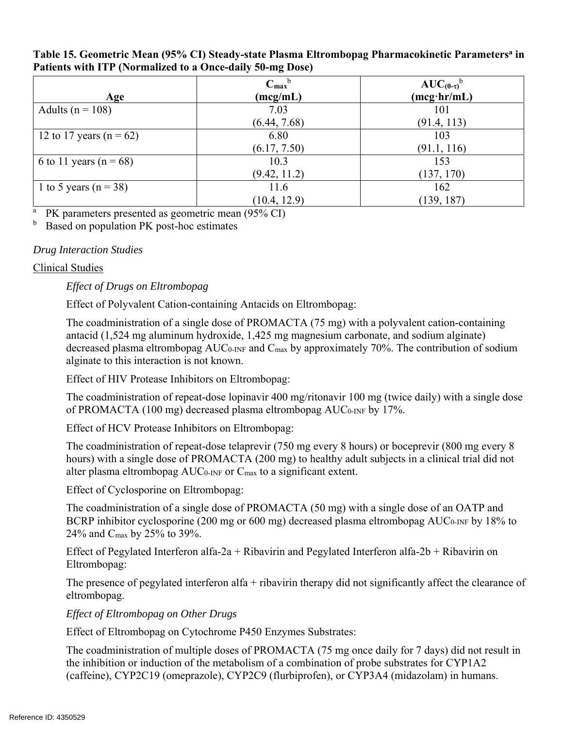**Table 15. Geometric Mean (95% CI) Steady-state Plasma Eltrombopag Pharmacokinetic Parameters[a] in Patients with ITP (Normalized to a Once-daily 50-mg Dose)**

| Age | $C_{max}$[b] (mcg/mL) | $AUC_{(0-\tau)}$[b] (mcg·hr/mL) |
|---|---|---|
| Adults (n = 108) | 7.03 (6.44, 7.68) | 101 (91.4, 113) |
| 12 to 17 years (n = 62) | 6.80 (6.17, 7.50) | 103 (91.1, 116) |
| 6 to 11 years (n = 68) | 10.3 (9.42, 11.2) | 153 (137, 170) |
| 1 to 5 years (n = 38) | 11.6 (10.4, 12.9) | 162 (139, 187) |

[a] PK parameters presented as geometric mean (95% CI)
[b] Based on population PK post-hoc estimates

*Drug Interaction Studies*

Clinical Studies

*Effect of Drugs on Eltrombopag*

Effect of Polyvalent Cation-containing Antacids on Eltrombopag:

The coadministration of a single dose of PROMACTA (75 mg) with a polyvalent cation-containing antacid (1,524 mg aluminum hydroxide, 1,425 mg magnesium carbonate, and sodium alginate) decreased plasma eltrombopag $AUC_{0\text{-}INF}$ and $C_{max}$ by approximately 70%. The contribution of sodium alginate to this interaction is not known.

Effect of HIV Protease Inhibitors on Eltrombopag:

The coadministration of repeat-dose lopinavir 400 mg/ritonavir 100 mg (twice daily) with a single dose of PROMACTA (100 mg) decreased plasma eltrombopag $AUC_{0\text{-}INF}$ by 17%.

Effect of HCV Protease Inhibitors on Eltrombopag:

The coadministration of repeat-dose telaprevir (750 mg every 8 hours) or boceprevir (800 mg every 8 hours) with a single dose of PROMACTA (200 mg) to healthy adult subjects in a clinical trial did not alter plasma eltrombopag $AUC_{0\text{-}INF}$ or $C_{max}$ to a significant extent.

Effect of Cyclosporine on Eltrombopag:

The coadministration of a single dose of PROMACTA (50 mg) with a single dose of an OATP and BCRP inhibitor cyclosporine (200 mg or 600 mg) decreased plasma eltrombopag $AUC_{0\text{-}INF}$ by 18% to 24% and $C_{max}$ by 25% to 39%.

Effect of Pegylated Interferon alfa-2a + Ribavirin and Pegylated Interferon alfa-2b + Ribavirin on Eltrombopag:

The presence of pegylated interferon alfa + ribavirin therapy did not significantly affect the clearance of eltrombopag.

*Effect of Eltrombopag on Other Drugs*

Effect of Eltrombopag on Cytochrome P450 Enzymes Substrates:

The coadministration of multiple doses of PROMACTA (75 mg once daily for 7 days) did not result in the inhibition or induction of the metabolism of a combination of probe substrates for CYP1A2 (caffeine), CYP2C19 (omeprazole), CYP2C9 (flurbiprofen), or CYP3A4 (midazolam) in humans.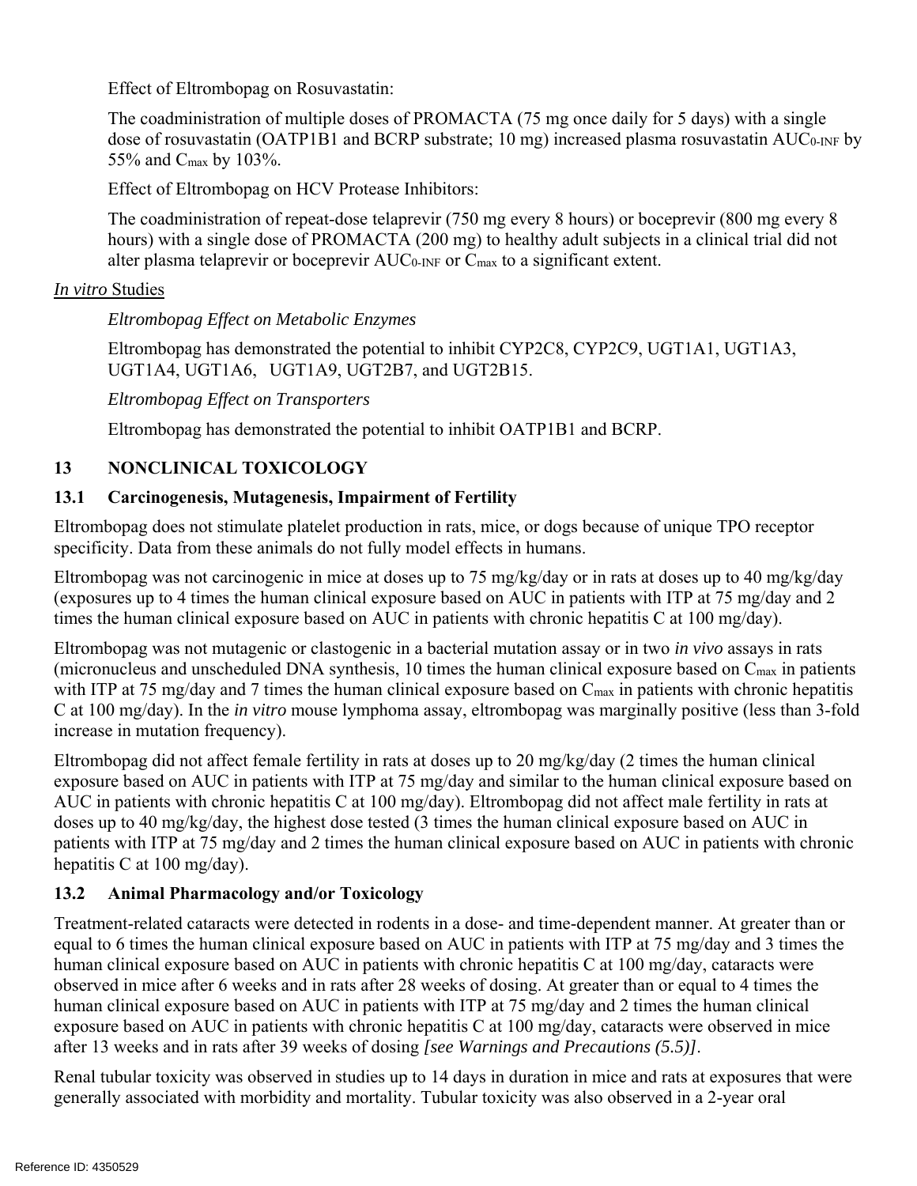Effect of Eltrombopag on Rosuvastatin:

The coadministration of multiple doses of PROMACTA (75 mg once daily for 5 days) with a single dose of rosuvastatin (OATP1B1 and BCRP substrate; 10 mg) increased plasma rosuvastatin $AUC_{0\text{-}INF}$ by 55% and $C_{max}$ by 103%.

Effect of Eltrombopag on HCV Protease Inhibitors:

The coadministration of repeat-dose telaprevir (750 mg every 8 hours) or boceprevir (800 mg every 8 hours) with a single dose of PROMACTA (200 mg) to healthy adult subjects in a clinical trial did not alter plasma telaprevir or boceprevir $AUC_{0\text{-}INF}$ or $C_{max}$ to a significant extent.

*In vitro* Studies

*Eltrombopag Effect on Metabolic Enzymes*

Eltrombopag has demonstrated the potential to inhibit CYP2C8, CYP2C9, UGT1A1, UGT1A3, UGT1A4, UGT1A6, UGT1A9, UGT2B7, and UGT2B15.

*Eltrombopag Effect on Transporters*

Eltrombopag has demonstrated the potential to inhibit OATP1B1 and BCRP.

## 13 NONCLINICAL TOXICOLOGY

### 13.1 Carcinogenesis, Mutagenesis, Impairment of Fertility

Eltrombopag does not stimulate platelet production in rats, mice, or dogs because of unique TPO receptor specificity. Data from these animals do not fully model effects in humans.

Eltrombopag was not carcinogenic in mice at doses up to 75 mg/kg/day or in rats at doses up to 40 mg/kg/day (exposures up to 4 times the human clinical exposure based on AUC in patients with ITP at 75 mg/day and 2 times the human clinical exposure based on AUC in patients with chronic hepatitis C at 100 mg/day).

Eltrombopag was not mutagenic or clastogenic in a bacterial mutation assay or in two *in vivo* assays in rats (micronucleus and unscheduled DNA synthesis, 10 times the human clinical exposure based on $C_{max}$ in patients with ITP at 75 mg/day and 7 times the human clinical exposure based on $C_{max}$ in patients with chronic hepatitis C at 100 mg/day). In the *in vitro* mouse lymphoma assay, eltrombopag was marginally positive (less than 3-fold increase in mutation frequency).

Eltrombopag did not affect female fertility in rats at doses up to 20 mg/kg/day (2 times the human clinical exposure based on AUC in patients with ITP at 75 mg/day and similar to the human clinical exposure based on AUC in patients with chronic hepatitis C at 100 mg/day). Eltrombopag did not affect male fertility in rats at doses up to 40 mg/kg/day, the highest dose tested (3 times the human clinical exposure based on AUC in patients with ITP at 75 mg/day and 2 times the human clinical exposure based on AUC in patients with chronic hepatitis C at 100 mg/day).

### 13.2 Animal Pharmacology and/or Toxicology

Treatment-related cataracts were detected in rodents in a dose- and time-dependent manner. At greater than or equal to 6 times the human clinical exposure based on AUC in patients with ITP at 75 mg/day and 3 times the human clinical exposure based on AUC in patients with chronic hepatitis C at 100 mg/day, cataracts were observed in mice after 6 weeks and in rats after 28 weeks of dosing. At greater than or equal to 4 times the human clinical exposure based on AUC in patients with ITP at 75 mg/day and 2 times the human clinical exposure based on AUC in patients with chronic hepatitis C at 100 mg/day, cataracts were observed in mice after 13 weeks and in rats after 39 weeks of dosing *[see Warnings and Precautions (5.5)]*.

Renal tubular toxicity was observed in studies up to 14 days in duration in mice and rats at exposures that were generally associated with morbidity and mortality. Tubular toxicity was also observed in a 2-year oral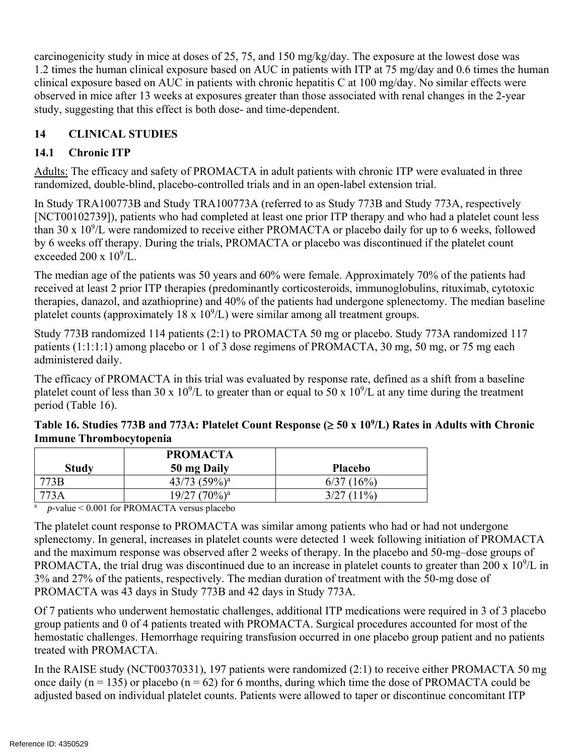carcinogenicity study in mice at doses of 25, 75, and 150 mg/kg/day. The exposure at the lowest dose was 1.2 times the human clinical exposure based on AUC in patients with ITP at 75 mg/day and 0.6 times the human clinical exposure based on AUC in patients with chronic hepatitis C at 100 mg/day. No similar effects were observed in mice after 13 weeks at exposures greater than those associated with renal changes in the 2-year study, suggesting that this effect is both dose- and time-dependent.

## 14 CLINICAL STUDIES

### 14.1 Chronic ITP

Adults: The efficacy and safety of PROMACTA in adult patients with chronic ITP were evaluated in three randomized, double-blind, placebo-controlled trials and in an open-label extension trial.

In Study TRA100773B and Study TRA100773A (referred to as Study 773B and Study 773A, respectively [NCT00102739]), patients who had completed at least one prior ITP therapy and who had a platelet count less than 30 x $10^9$/L were randomized to receive either PROMACTA or placebo daily for up to 6 weeks, followed by 6 weeks off therapy. During the trials, PROMACTA or placebo was discontinued if the platelet count exceeded 200 x $10^9$/L.

The median age of the patients was 50 years and 60% were female. Approximately 70% of the patients had received at least 2 prior ITP therapies (predominantly corticosteroids, immunoglobulins, rituximab, cytotoxic therapies, danazol, and azathioprine) and 40% of the patients had undergone splenectomy. The median baseline platelet counts (approximately 18 x $10^9$/L) were similar among all treatment groups.

Study 773B randomized 114 patients (2:1) to PROMACTA 50 mg or placebo. Study 773A randomized 117 patients (1:1:1:1) among placebo or 1 of 3 dose regimens of PROMACTA, 30 mg, 50 mg, or 75 mg each administered daily.

The efficacy of PROMACTA in this trial was evaluated by response rate, defined as a shift from a baseline platelet count of less than 30 x $10^9$/L to greater than or equal to 50 x $10^9$/L at any time during the treatment period (Table 16).

**Table 16. Studies 773B and 773A: Platelet Count Response (≥ 50 x $10^9$/L) Rates in Adults with Chronic Immune Thrombocytopenia**

| Study | PROMACTA 50 mg Daily | Placebo |
|---|---|---|
| 773B | 43/73 (59%)[a] | 6/37 (16%) |
| 773A | 19/27 (70%)[a] | 3/27 (11%) |

[a] *p*-value < 0.001 for PROMACTA versus placebo

The platelet count response to PROMACTA was similar among patients who had or had not undergone splenectomy. In general, increases in platelet counts were detected 1 week following initiation of PROMACTA and the maximum response was observed after 2 weeks of therapy. In the placebo and 50-mg–dose groups of PROMACTA, the trial drug was discontinued due to an increase in platelet counts to greater than 200 x $10^9$/L in 3% and 27% of the patients, respectively. The median duration of treatment with the 50-mg dose of PROMACTA was 43 days in Study 773B and 42 days in Study 773A.

Of 7 patients who underwent hemostatic challenges, additional ITP medications were required in 3 of 3 placebo group patients and 0 of 4 patients treated with PROMACTA. Surgical procedures accounted for most of the hemostatic challenges. Hemorrhage requiring transfusion occurred in one placebo group patient and no patients treated with PROMACTA.

In the RAISE study (NCT00370331), 197 patients were randomized (2:1) to receive either PROMACTA 50 mg once daily (n = 135) or placebo (n = 62) for 6 months, during which time the dose of PROMACTA could be adjusted based on individual platelet counts. Patients were allowed to taper or discontinue concomitant ITP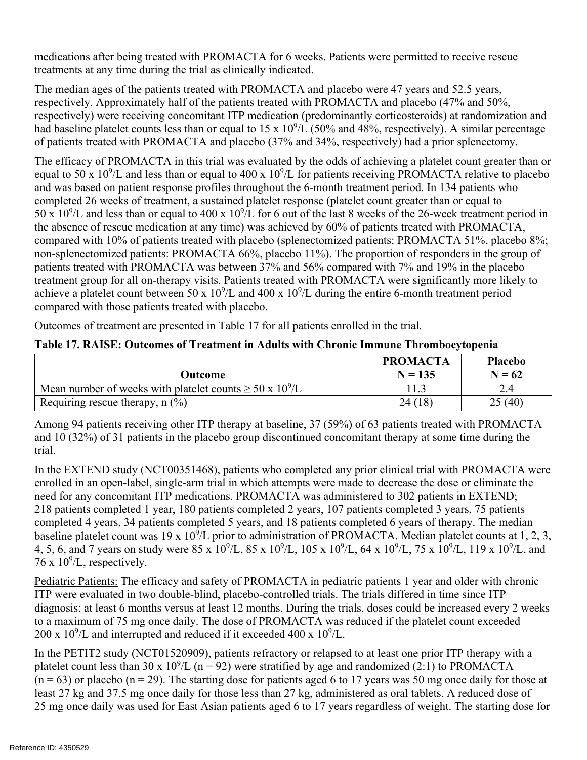medications after being treated with PROMACTA for 6 weeks. Patients were permitted to receive rescue treatments at any time during the trial as clinically indicated.

The median ages of the patients treated with PROMACTA and placebo were 47 years and 52.5 years, respectively. Approximately half of the patients treated with PROMACTA and placebo (47% and 50%, respectively) were receiving concomitant ITP medication (predominantly corticosteroids) at randomization and had baseline platelet counts less than or equal to 15 x $10^9$/L (50% and 48%, respectively). A similar percentage of patients treated with PROMACTA and placebo (37% and 34%, respectively) had a prior splenectomy.

The efficacy of PROMACTA in this trial was evaluated by the odds of achieving a platelet count greater than or equal to 50 x $10^9$/L and less than or equal to 400 x $10^9$/L for patients receiving PROMACTA relative to placebo and was based on patient response profiles throughout the 6-month treatment period. In 134 patients who completed 26 weeks of treatment, a sustained platelet response (platelet count greater than or equal to 50 x $10^9$/L and less than or equal to 400 x $10^9$/L for 6 out of the last 8 weeks of the 26-week treatment period in the absence of rescue medication at any time) was achieved by 60% of patients treated with PROMACTA, compared with 10% of patients treated with placebo (splenectomized patients: PROMACTA 51%, placebo 8%; non-splenectomized patients: PROMACTA 66%, placebo 11%). The proportion of responders in the group of patients treated with PROMACTA was between 37% and 56% compared with 7% and 19% in the placebo treatment group for all on-therapy visits. Patients treated with PROMACTA were significantly more likely to achieve a platelet count between 50 x $10^9$/L and 400 x $10^9$/L during the entire 6-month treatment period compared with those patients treated with placebo.

Outcomes of treatment are presented in Table 17 for all patients enrolled in the trial.

**Table 17. RAISE: Outcomes of Treatment in Adults with Chronic Immune Thrombocytopenia**

| Outcome | PROMACTA N = 135 | Placebo N = 62 |
|---|---|---|
| Mean number of weeks with platelet counts ≥ 50 x $10^9$/L | 11.3 | 2.4 |
| Requiring rescue therapy, n (%) | 24 (18) | 25 (40) |

Among 94 patients receiving other ITP therapy at baseline, 37 (59%) of 63 patients treated with PROMACTA and 10 (32%) of 31 patients in the placebo group discontinued concomitant therapy at some time during the trial.

In the EXTEND study (NCT00351468), patients who completed any prior clinical trial with PROMACTA were enrolled in an open-label, single-arm trial in which attempts were made to decrease the dose or eliminate the need for any concomitant ITP medications. PROMACTA was administered to 302 patients in EXTEND; 218 patients completed 1 year, 180 patients completed 2 years, 107 patients completed 3 years, 75 patients completed 4 years, 34 patients completed 5 years, and 18 patients completed 6 years of therapy. The median baseline platelet count was 19 x $10^9$/L prior to administration of PROMACTA. Median platelet counts at 1, 2, 3, 4, 5, 6, and 7 years on study were 85 x $10^9$/L, 85 x $10^9$/L, 105 x $10^9$/L, 64 x $10^9$/L, 75 x $10^9$/L, 119 x $10^9$/L, and 76 x $10^9$/L, respectively.

Pediatric Patients: The efficacy and safety of PROMACTA in pediatric patients 1 year and older with chronic ITP were evaluated in two double-blind, placebo-controlled trials. The trials differed in time since ITP diagnosis: at least 6 months versus at least 12 months. During the trials, doses could be increased every 2 weeks to a maximum of 75 mg once daily. The dose of PROMACTA was reduced if the platelet count exceeded 200 x $10^9$/L and interrupted and reduced if it exceeded 400 x $10^9$/L.

In the PETIT2 study (NCT01520909), patients refractory or relapsed to at least one prior ITP therapy with a platelet count less than 30 x $10^9$/L (n = 92) were stratified by age and randomized (2:1) to PROMACTA (n = 63) or placebo (n = 29). The starting dose for patients aged 6 to 17 years was 50 mg once daily for those at least 27 kg and 37.5 mg once daily for those less than 27 kg, administered as oral tablets. A reduced dose of 25 mg once daily was used for East Asian patients aged 6 to 17 years regardless of weight. The starting dose for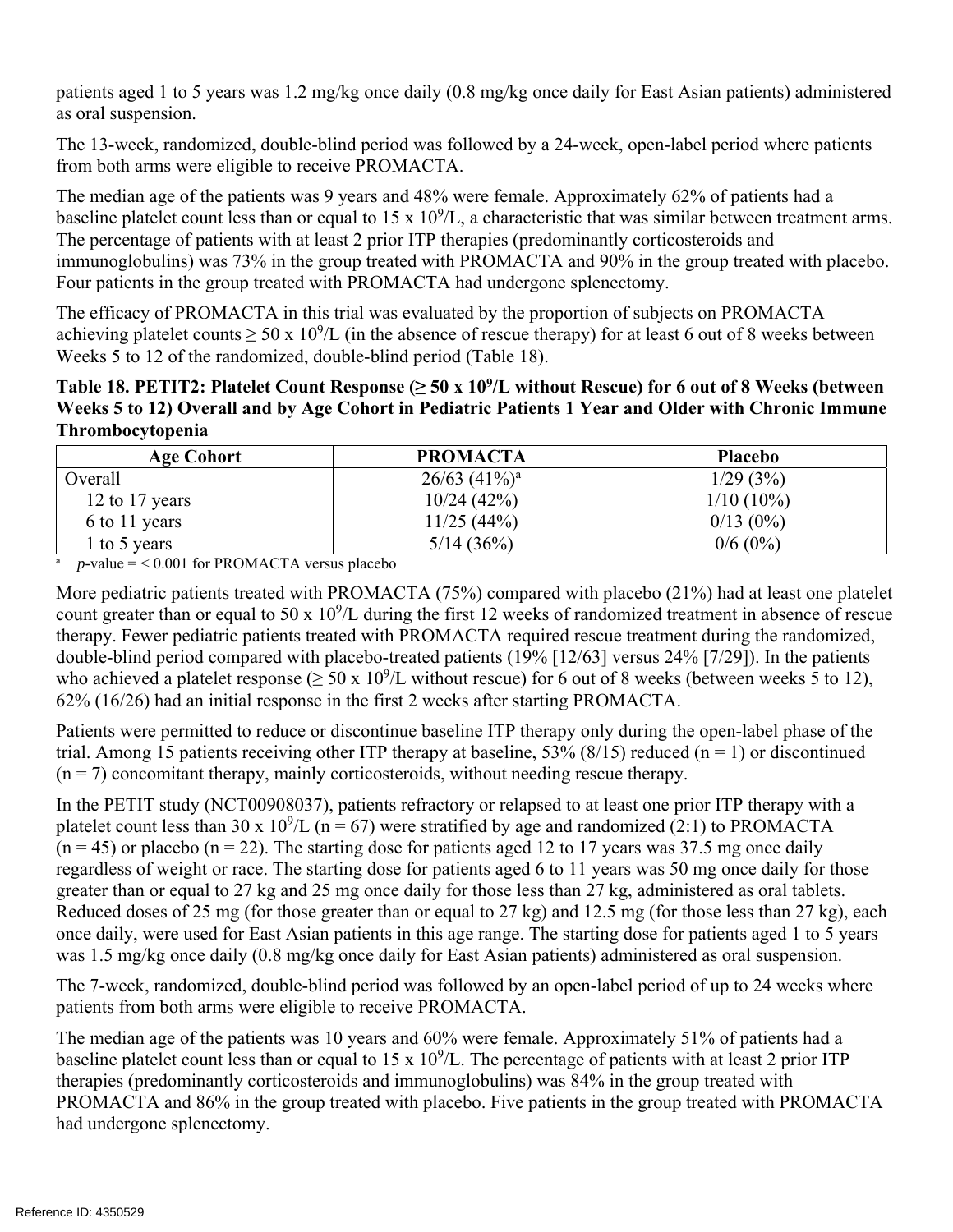patients aged 1 to 5 years was 1.2 mg/kg once daily (0.8 mg/kg once daily for East Asian patients) administered as oral suspension.

The 13-week, randomized, double-blind period was followed by a 24-week, open-label period where patients from both arms were eligible to receive PROMACTA.

The median age of the patients was 9 years and 48% were female. Approximately 62% of patients had a baseline platelet count less than or equal to 15 x $10^9$/L, a characteristic that was similar between treatment arms. The percentage of patients with at least 2 prior ITP therapies (predominantly corticosteroids and immunoglobulins) was 73% in the group treated with PROMACTA and 90% in the group treated with placebo. Four patients in the group treated with PROMACTA had undergone splenectomy.

The efficacy of PROMACTA in this trial was evaluated by the proportion of subjects on PROMACTA achieving platelet counts ≥ 50 x $10^9$/L (in the absence of rescue therapy) for at least 6 out of 8 weeks between Weeks 5 to 12 of the randomized, double-blind period (Table 18).

**Table 18. PETIT2: Platelet Count Response (≥ 50 x $10^9$/L without Rescue) for 6 out of 8 Weeks (between Weeks 5 to 12) Overall and by Age Cohort in Pediatric Patients 1 Year and Older with Chronic Immune Thrombocytopenia**

| Age Cohort | PROMACTA | Placebo |
|---|---|---|
| Overall | 26/63 (41%)[a] | 1/29 (3%) |
| 12 to 17 years | 10/24 (42%) | 1/10 (10%) |
| 6 to 11 years | 11/25 (44%) | 0/13 (0%) |
| 1 to 5 years | 5/14 (36%) | 0/6 (0%) |

[a] *p*-value = < 0.001 for PROMACTA versus placebo

More pediatric patients treated with PROMACTA (75%) compared with placebo (21%) had at least one platelet count greater than or equal to 50 x $10^9$/L during the first 12 weeks of randomized treatment in absence of rescue therapy. Fewer pediatric patients treated with PROMACTA required rescue treatment during the randomized, double-blind period compared with placebo-treated patients (19% [12/63] versus 24% [7/29]). In the patients who achieved a platelet response (≥ 50 x $10^9$/L without rescue) for 6 out of 8 weeks (between weeks 5 to 12), 62% (16/26) had an initial response in the first 2 weeks after starting PROMACTA.

Patients were permitted to reduce or discontinue baseline ITP therapy only during the open-label phase of the trial. Among 15 patients receiving other ITP therapy at baseline, 53% (8/15) reduced (n = 1) or discontinued (n = 7) concomitant therapy, mainly corticosteroids, without needing rescue therapy.

In the PETIT study (NCT00908037), patients refractory or relapsed to at least one prior ITP therapy with a platelet count less than 30 x $10^9$/L (n = 67) were stratified by age and randomized (2:1) to PROMACTA (n = 45) or placebo (n = 22). The starting dose for patients aged 12 to 17 years was 37.5 mg once daily regardless of weight or race. The starting dose for patients aged 6 to 11 years was 50 mg once daily for those greater than or equal to 27 kg and 25 mg once daily for those less than 27 kg, administered as oral tablets. Reduced doses of 25 mg (for those greater than or equal to 27 kg) and 12.5 mg (for those less than 27 kg), each once daily, were used for East Asian patients in this age range. The starting dose for patients aged 1 to 5 years was 1.5 mg/kg once daily (0.8 mg/kg once daily for East Asian patients) administered as oral suspension.

The 7-week, randomized, double-blind period was followed by an open-label period of up to 24 weeks where patients from both arms were eligible to receive PROMACTA.

The median age of the patients was 10 years and 60% were female. Approximately 51% of patients had a baseline platelet count less than or equal to 15 x $10^9$/L. The percentage of patients with at least 2 prior ITP therapies (predominantly corticosteroids and immunoglobulins) was 84% in the group treated with PROMACTA and 86% in the group treated with placebo. Five patients in the group treated with PROMACTA had undergone splenectomy.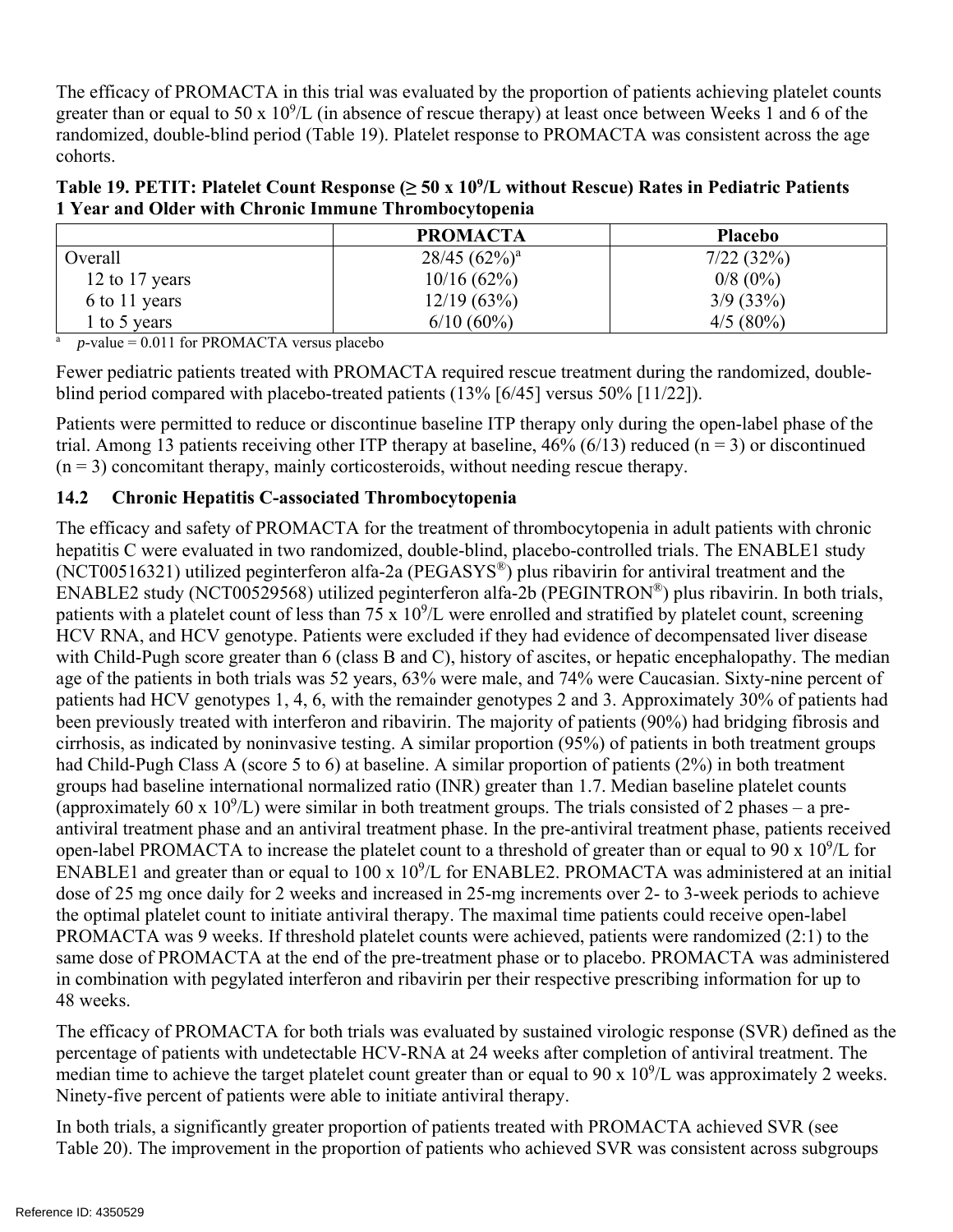The efficacy of PROMACTA in this trial was evaluated by the proportion of patients achieving platelet counts greater than or equal to 50 x $10^9$/L (in absence of rescue therapy) at least once between Weeks 1 and 6 of the randomized, double-blind period (Table 19). Platelet response to PROMACTA was consistent across the age cohorts.

**Table 19. PETIT: Platelet Count Response (≥ 50 x $10^9$/L without Rescue) Rates in Pediatric Patients 1 Year and Older with Chronic Immune Thrombocytopenia**

| | PROMACTA | Placebo |
|---|---|---|
| Overall | 28/45 (62%)[a] | 7/22 (32%) |
| 12 to 17 years | 10/16 (62%) | 0/8 (0%) |
| 6 to 11 years | 12/19 (63%) | 3/9 (33%) |
| 1 to 5 years | 6/10 (60%) | 4/5 (80%) |

[a] *p*-value = 0.011 for PROMACTA versus placebo

Fewer pediatric patients treated with PROMACTA required rescue treatment during the randomized, double-blind period compared with placebo-treated patients (13% [6/45] versus 50% [11/22]).

Patients were permitted to reduce or discontinue baseline ITP therapy only during the open-label phase of the trial. Among 13 patients receiving other ITP therapy at baseline, 46% (6/13) reduced (n = 3) or discontinued (n = 3) concomitant therapy, mainly corticosteroids, without needing rescue therapy.

### 14.2 Chronic Hepatitis C-associated Thrombocytopenia

The efficacy and safety of PROMACTA for the treatment of thrombocytopenia in adult patients with chronic hepatitis C were evaluated in two randomized, double-blind, placebo-controlled trials. The ENABLE1 study (NCT00516321) utilized peginterferon alfa-2a (PEGASYS®) plus ribavirin for antiviral treatment and the ENABLE2 study (NCT00529568) utilized peginterferon alfa-2b (PEGINTRON®) plus ribavirin. In both trials, patients with a platelet count of less than 75 x $10^9$/L were enrolled and stratified by platelet count, screening HCV RNA, and HCV genotype. Patients were excluded if they had evidence of decompensated liver disease with Child-Pugh score greater than 6 (class B and C), history of ascites, or hepatic encephalopathy. The median age of the patients in both trials was 52 years, 63% were male, and 74% were Caucasian. Sixty-nine percent of patients had HCV genotypes 1, 4, 6, with the remainder genotypes 2 and 3. Approximately 30% of patients had been previously treated with interferon and ribavirin. The majority of patients (90%) had bridging fibrosis and cirrhosis, as indicated by noninvasive testing. A similar proportion (95%) of patients in both treatment groups had Child-Pugh Class A (score 5 to 6) at baseline. A similar proportion of patients (2%) in both treatment groups had baseline international normalized ratio (INR) greater than 1.7. Median baseline platelet counts (approximately 60 x $10^9$/L) were similar in both treatment groups. The trials consisted of 2 phases – a pre-antiviral treatment phase and an antiviral treatment phase. In the pre-antiviral treatment phase, patients received open-label PROMACTA to increase the platelet count to a threshold of greater than or equal to 90 x $10^9$/L for ENABLE1 and greater than or equal to 100 x $10^9$/L for ENABLE2. PROMACTA was administered at an initial dose of 25 mg once daily for 2 weeks and increased in 25-mg increments over 2- to 3-week periods to achieve the optimal platelet count to initiate antiviral therapy. The maximal time patients could receive open-label PROMACTA was 9 weeks. If threshold platelet counts were achieved, patients were randomized (2:1) to the same dose of PROMACTA at the end of the pre-treatment phase or to placebo. PROMACTA was administered in combination with pegylated interferon and ribavirin per their respective prescribing information for up to 48 weeks.

The efficacy of PROMACTA for both trials was evaluated by sustained virologic response (SVR) defined as the percentage of patients with undetectable HCV-RNA at 24 weeks after completion of antiviral treatment. The median time to achieve the target platelet count greater than or equal to 90 x $10^9$/L was approximately 2 weeks. Ninety-five percent of patients were able to initiate antiviral therapy.

In both trials, a significantly greater proportion of patients treated with PROMACTA achieved SVR (see Table 20). The improvement in the proportion of patients who achieved SVR was consistent across subgroups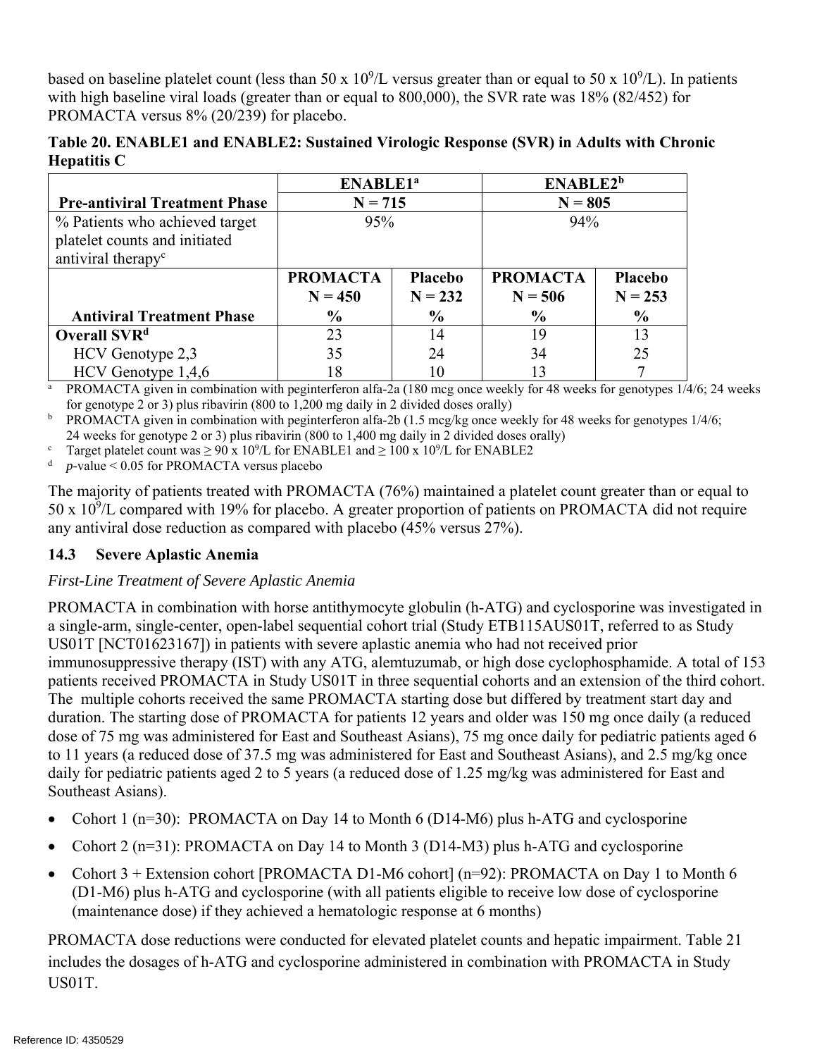based on baseline platelet count (less than 50 x $10^9$/L versus greater than or equal to 50 x $10^9$/L). In patients with high baseline viral loads (greater than or equal to 800,000), the SVR rate was 18% (82/452) for PROMACTA versus 8% (20/239) for placebo.

**Table 20. ENABLE1 and ENABLE2: Sustained Virologic Response (SVR) in Adults with Chronic Hepatitis C**

| | ENABLE1[a] | | ENABLE2[b] | |
|---|---|---|---|---|
| **Pre-antiviral Treatment Phase** | **N = 715** | | **N = 805** | |
| % Patients who achieved target platelet counts and initiated antiviral therapy[c] | 95% | | 94% | |
| **Antiviral Treatment Phase** | **PROMACTA N = 450 %** | **Placebo N = 232 %** | **PROMACTA N = 506 %** | **Placebo N = 253 %** |
| **Overall SVR[d]** | 23 | 14 | 19 | 13 |
| HCV Genotype 2,3 | 35 | 24 | 34 | 25 |
| HCV Genotype 1,4,6 | 18 | 10 | 13 | 7 |

[a] PROMACTA given in combination with peginterferon alfa-2a (180 mcg once weekly for 48 weeks for genotypes 1/4/6; 24 weeks for genotype 2 or 3) plus ribavirin (800 to 1,200 mg daily in 2 divided doses orally)

[b] PROMACTA given in combination with peginterferon alfa-2b (1.5 mcg/kg once weekly for 48 weeks for genotypes 1/4/6; 24 weeks for genotype 2 or 3) plus ribavirin (800 to 1,400 mg daily in 2 divided doses orally)

[c] Target platelet count was ≥ 90 x $10^9$/L for ENABLE1 and ≥ 100 x $10^9$/L for ENABLE2

[d] $p$-value < 0.05 for PROMACTA versus placebo

The majority of patients treated with PROMACTA (76%) maintained a platelet count greater than or equal to 50 x $10^9$/L compared with 19% for placebo. A greater proportion of patients on PROMACTA did not require any antiviral dose reduction as compared with placebo (45% versus 27%).

### 14.3 Severe Aplastic Anemia

*First-Line Treatment of Severe Aplastic Anemia*

PROMACTA in combination with horse antithymocyte globulin (h-ATG) and cyclosporine was investigated in a single-arm, single-center, open-label sequential cohort trial (Study ETB115AUS01T, referred to as Study US01T [NCT01623167]) in patients with severe aplastic anemia who had not received prior immunosuppressive therapy (IST) with any ATG, alemtuzumab, or high dose cyclophosphamide. A total of 153 patients received PROMACTA in Study US01T in three sequential cohorts and an extension of the third cohort. The multiple cohorts received the same PROMACTA starting dose but differed by treatment start day and duration. The starting dose of PROMACTA for patients 12 years and older was 150 mg once daily (a reduced dose of 75 mg was administered for East and Southeast Asians), 75 mg once daily for pediatric patients aged 6 to 11 years (a reduced dose of 37.5 mg was administered for East and Southeast Asians), and 2.5 mg/kg once daily for pediatric patients aged 2 to 5 years (a reduced dose of 1.25 mg/kg was administered for East and Southeast Asians).

- Cohort 1 (n=30): PROMACTA on Day 14 to Month 6 (D14-M6) plus h-ATG and cyclosporine
- Cohort 2 (n=31): PROMACTA on Day 14 to Month 3 (D14-M3) plus h-ATG and cyclosporine
- Cohort 3 + Extension cohort [PROMACTA D1-M6 cohort] (n=92): PROMACTA on Day 1 to Month 6 (D1-M6) plus h-ATG and cyclosporine (with all patients eligible to receive low dose of cyclosporine (maintenance dose) if they achieved a hematologic response at 6 months)

PROMACTA dose reductions were conducted for elevated platelet counts and hepatic impairment. Table 21 includes the dosages of h-ATG and cyclosporine administered in combination with PROMACTA in Study US01T.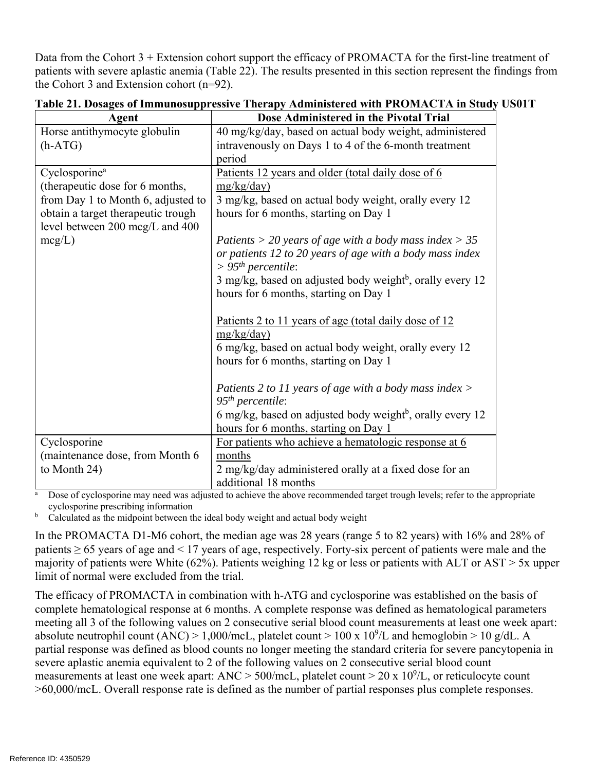Data from the Cohort 3 + Extension cohort support the efficacy of PROMACTA for the first-line treatment of patients with severe aplastic anemia (Table 22). The results presented in this section represent the findings from the Cohort 3 and Extension cohort (n=92).

**Table 21. Dosages of Immunosuppressive Therapy Administered with PROMACTA in Study US01T**

| Agent | Dose Administered in the Pivotal Trial |
|---|---|
| Horse antithymocyte globulin (h-ATG) | 40 mg/kg/day, based on actual body weight, administered intravenously on Days 1 to 4 of the 6-month treatment period |
| Cyclosporine[a] (therapeutic dose for 6 months, from Day 1 to Month 6, adjusted to obtain a target therapeutic trough level between 200 mcg/L and 400 mcg/L) | Patients 12 years and older (total daily dose of 6 mg/kg/day)<br>3 mg/kg, based on actual body weight, orally every 12 hours for 6 months, starting on Day 1<br><br>*Patients > 20 years of age with a body mass index > 35 or patients 12 to 20 years of age with a body mass index > 95th percentile*:<br>3 mg/kg, based on adjusted body weight[b], orally every 12 hours for 6 months, starting on Day 1<br><br>Patients 2 to 11 years of age (total daily dose of 12 mg/kg/day)<br>6 mg/kg, based on actual body weight, orally every 12 hours for 6 months, starting on Day 1<br><br>*Patients 2 to 11 years of age with a body mass index > 95th percentile*:<br>6 mg/kg, based on adjusted body weight[b], orally every 12 hours for 6 months, starting on Day 1 |
| Cyclosporine (maintenance dose, from Month 6 to Month 24) | For patients who achieve a hematologic response at 6 months<br>2 mg/kg/day administered orally at a fixed dose for an additional 18 months |

[a] Dose of cyclosporine may need was adjusted to achieve the above recommended target trough levels; refer to the appropriate cyclosporine prescribing information

[b] Calculated as the midpoint between the ideal body weight and actual body weight

In the PROMACTA D1-M6 cohort, the median age was 28 years (range 5 to 82 years) with 16% and 28% of patients ≥ 65 years of age and < 17 years of age, respectively. Forty-six percent of patients were male and the majority of patients were White (62%). Patients weighing 12 kg or less or patients with ALT or AST > 5x upper limit of normal were excluded from the trial.

The efficacy of PROMACTA in combination with h-ATG and cyclosporine was established on the basis of complete hematological response at 6 months. A complete response was defined as hematological parameters meeting all 3 of the following values on 2 consecutive serial blood count measurements at least one week apart: absolute neutrophil count (ANC) > 1,000/mcL, platelet count > 100 x $10^9$/L and hemoglobin > 10 g/dL. A partial response was defined as blood counts no longer meeting the standard criteria for severe pancytopenia in severe aplastic anemia equivalent to 2 of the following values on 2 consecutive serial blood count measurements at least one week apart: ANC > 500/mcL, platelet count > 20 x $10^9$/L, or reticulocyte count >60,000/mcL. Overall response rate is defined as the number of partial responses plus complete responses.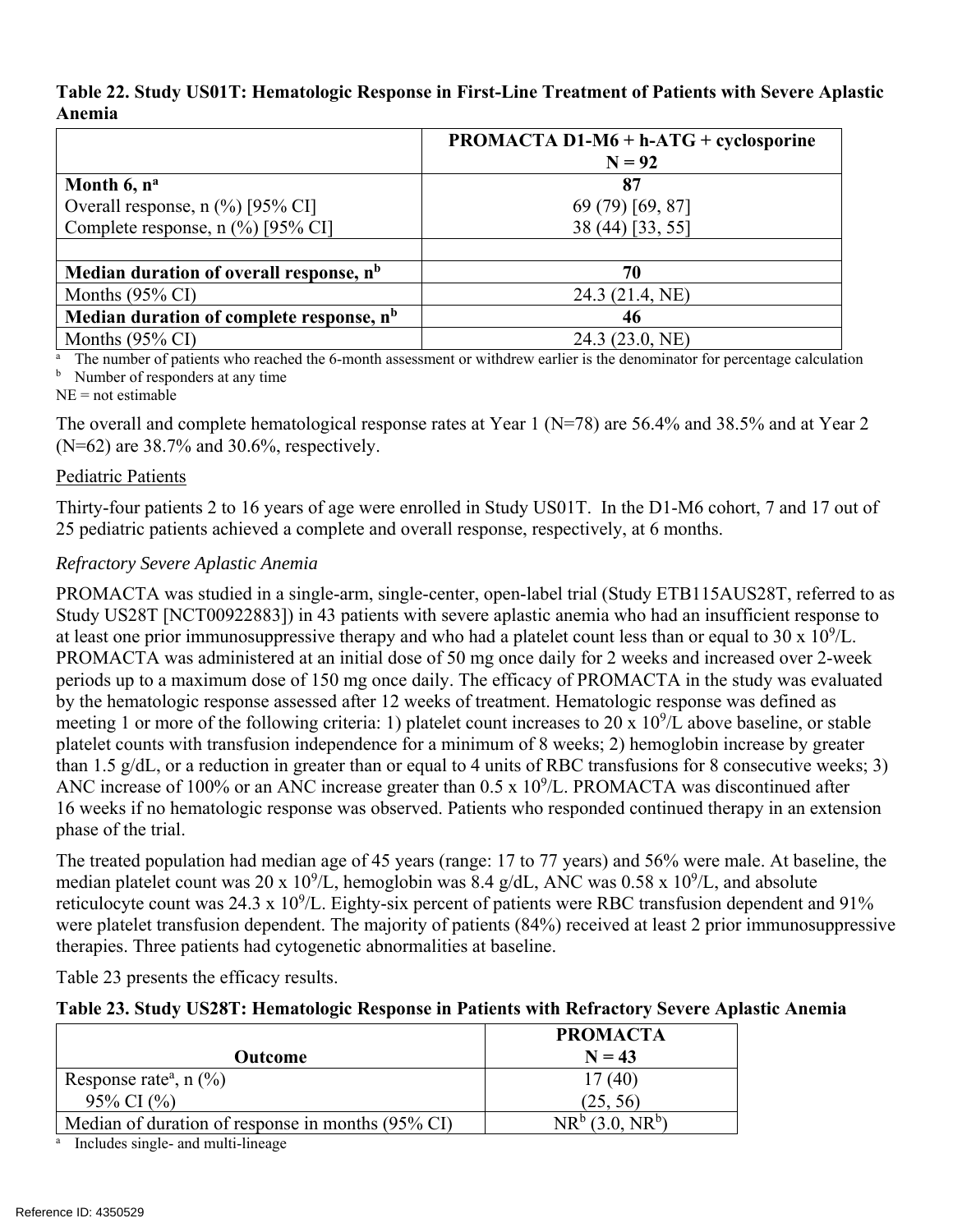**Table 22. Study US01T: Hematologic Response in First-Line Treatment of Patients with Severe Aplastic Anemia**

| | PROMACTA D1-M6 + h-ATG + cyclosporine N = 92 |
|---|---|
| **Month 6, n[a]** | **87** |
| Overall response, n (%) [95% CI] | 69 (79) [69, 87] |
| Complete response, n (%) [95% CI] | 38 (44) [33, 55] |
| | |
| **Median duration of overall response, n[b]** | **70** |
| Months (95% CI) | 24.3 (21.4, NE) |
| **Median duration of complete response, n[b]** | **46** |
| Months (95% CI) | 24.3 (23.0, NE) |

[a] The number of patients who reached the 6-month assessment or withdrew earlier is the denominator for percentage calculation
[b] Number of responders at any time
NE = not estimable

The overall and complete hematological response rates at Year 1 (N=78) are 56.4% and 38.5% and at Year 2 (N=62) are 38.7% and 30.6%, respectively.

Pediatric Patients

Thirty-four patients 2 to 16 years of age were enrolled in Study US01T. In the D1-M6 cohort, 7 and 17 out of 25 pediatric patients achieved a complete and overall response, respectively, at 6 months.

*Refractory Severe Aplastic Anemia*

PROMACTA was studied in a single-arm, single-center, open-label trial (Study ETB115AUS28T, referred to as Study US28T [NCT00922883]) in 43 patients with severe aplastic anemia who had an insufficient response to at least one prior immunosuppressive therapy and who had a platelet count less than or equal to 30 x $10^9$/L. PROMACTA was administered at an initial dose of 50 mg once daily for 2 weeks and increased over 2-week periods up to a maximum dose of 150 mg once daily. The efficacy of PROMACTA in the study was evaluated by the hematologic response assessed after 12 weeks of treatment. Hematologic response was defined as meeting 1 or more of the following criteria: 1) platelet count increases to 20 x $10^9$/L above baseline, or stable platelet counts with transfusion independence for a minimum of 8 weeks; 2) hemoglobin increase by greater than 1.5 g/dL, or a reduction in greater than or equal to 4 units of RBC transfusions for 8 consecutive weeks; 3) ANC increase of 100% or an ANC increase greater than 0.5 x $10^9$/L. PROMACTA was discontinued after 16 weeks if no hematologic response was observed. Patients who responded continued therapy in an extension phase of the trial.

The treated population had median age of 45 years (range: 17 to 77 years) and 56% were male. At baseline, the median platelet count was 20 x $10^9$/L, hemoglobin was 8.4 g/dL, ANC was 0.58 x $10^9$/L, and absolute reticulocyte count was 24.3 x $10^9$/L. Eighty-six percent of patients were RBC transfusion dependent and 91% were platelet transfusion dependent. The majority of patients (84%) received at least 2 prior immunosuppressive therapies. Three patients had cytogenetic abnormalities at baseline.

Table 23 presents the efficacy results.

**Table 23. Study US28T: Hematologic Response in Patients with Refractory Severe Aplastic Anemia**

| Outcome | PROMACTA N = 43 |
|---|---|
| Response rate[a], n (%) | 17 (40) |
| 95% CI (%) | (25, 56) |
| Median of duration of response in months (95% CI) | NR[b] (3.0, NR[b]) |

[a] Includes single- and multi-lineage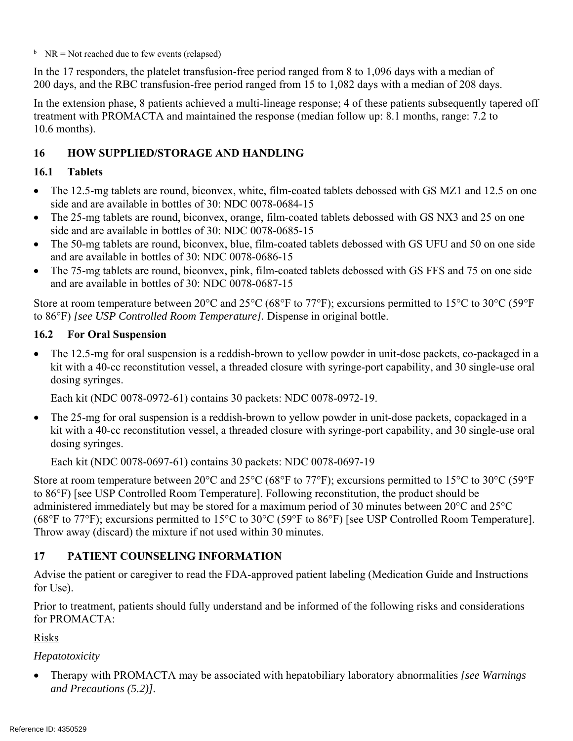[b] NR = Not reached due to few events (relapsed)

In the 17 responders, the platelet transfusion-free period ranged from 8 to 1,096 days with a median of 200 days, and the RBC transfusion-free period ranged from 15 to 1,082 days with a median of 208 days.

In the extension phase, 8 patients achieved a multi-lineage response; 4 of these patients subsequently tapered off treatment with PROMACTA and maintained the response (median follow up: 8.1 months, range: 7.2 to 10.6 months).

## 16 HOW SUPPLIED/STORAGE AND HANDLING

### 16.1 Tablets

- The 12.5-mg tablets are round, biconvex, white, film-coated tablets debossed with GS MZ1 and 12.5 on one side and are available in bottles of 30: NDC 0078-0684-15
- The 25-mg tablets are round, biconvex, orange, film-coated tablets debossed with GS NX3 and 25 on one side and are available in bottles of 30: NDC 0078-0685-15
- The 50-mg tablets are round, biconvex, blue, film-coated tablets debossed with GS UFU and 50 on one side and are available in bottles of 30: NDC 0078-0686-15
- The 75-mg tablets are round, biconvex, pink, film-coated tablets debossed with GS FFS and 75 on one side and are available in bottles of 30: NDC 0078-0687-15

Store at room temperature between 20°C and 25°C (68°F to 77°F); excursions permitted to 15°C to 30°C (59°F to 86°F) *[see USP Controlled Room Temperature]*. Dispense in original bottle.

### 16.2 For Oral Suspension

- The 12.5-mg for oral suspension is a reddish-brown to yellow powder in unit-dose packets, co-packaged in a kit with a 40-cc reconstitution vessel, a threaded closure with syringe-port capability, and 30 single-use oral dosing syringes.

  Each kit (NDC 0078-0972-61) contains 30 packets: NDC 0078-0972-19.

- The 25-mg for oral suspension is a reddish-brown to yellow powder in unit-dose packets, copackaged in a kit with a 40-cc reconstitution vessel, a threaded closure with syringe-port capability, and 30 single-use oral dosing syringes.

  Each kit (NDC 0078-0697-61) contains 30 packets: NDC 0078-0697-19

Store at room temperature between 20°C and 25°C (68°F to 77°F); excursions permitted to 15°C to 30°C (59°F to 86°F) [see USP Controlled Room Temperature]. Following reconstitution, the product should be administered immediately but may be stored for a maximum period of 30 minutes between 20°C and 25°C (68°F to 77°F); excursions permitted to 15°C to 30°C (59°F to 86°F) [see USP Controlled Room Temperature]. Throw away (discard) the mixture if not used within 30 minutes.

## 17 PATIENT COUNSELING INFORMATION

Advise the patient or caregiver to read the FDA-approved patient labeling (Medication Guide and Instructions for Use).

Prior to treatment, patients should fully understand and be informed of the following risks and considerations for PROMACTA:

<u>Risks</u>

*Hepatotoxicity*

- Therapy with PROMACTA may be associated with hepatobiliary laboratory abnormalities *[see Warnings and Precautions (5.2)]*.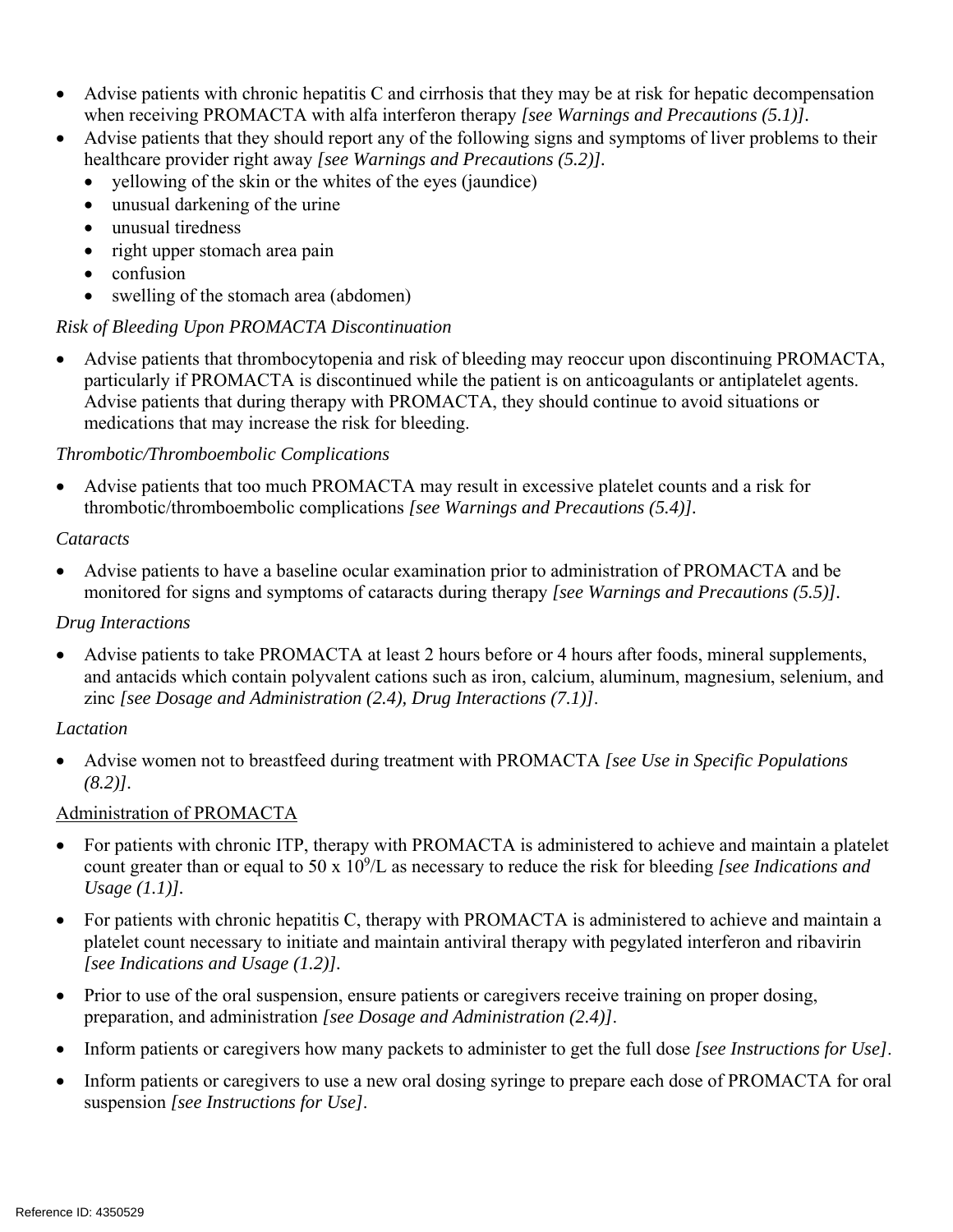- Advise patients with chronic hepatitis C and cirrhosis that they may be at risk for hepatic decompensation when receiving PROMACTA with alfa interferon therapy *[see Warnings and Precautions (5.1)]*.
- Advise patients that they should report any of the following signs and symptoms of liver problems to their healthcare provider right away *[see Warnings and Precautions (5.2)]*.
  - yellowing of the skin or the whites of the eyes (jaundice)
  - unusual darkening of the urine
  - unusual tiredness
  - right upper stomach area pain
  - confusion
  - swelling of the stomach area (abdomen)

*Risk of Bleeding Upon PROMACTA Discontinuation*

- Advise patients that thrombocytopenia and risk of bleeding may reoccur upon discontinuing PROMACTA, particularly if PROMACTA is discontinued while the patient is on anticoagulants or antiplatelet agents. Advise patients that during therapy with PROMACTA, they should continue to avoid situations or medications that may increase the risk for bleeding.

*Thrombotic/Thromboembolic Complications*

- Advise patients that too much PROMACTA may result in excessive platelet counts and a risk for thrombotic/thromboembolic complications *[see Warnings and Precautions (5.4)]*.

*Cataracts*

- Advise patients to have a baseline ocular examination prior to administration of PROMACTA and be monitored for signs and symptoms of cataracts during therapy *[see Warnings and Precautions (5.5)]*.

*Drug Interactions*

- Advise patients to take PROMACTA at least 2 hours before or 4 hours after foods, mineral supplements, and antacids which contain polyvalent cations such as iron, calcium, aluminum, magnesium, selenium, and zinc *[see Dosage and Administration (2.4), Drug Interactions (7.1)]*.

*Lactation*

- Advise women not to breastfeed during treatment with PROMACTA *[see Use in Specific Populations (8.2)]*.

Administration of PROMACTA

- For patients with chronic ITP, therapy with PROMACTA is administered to achieve and maintain a platelet count greater than or equal to 50 x $10^9$/L as necessary to reduce the risk for bleeding *[see Indications and Usage (1.1)]*.
- For patients with chronic hepatitis C, therapy with PROMACTA is administered to achieve and maintain a platelet count necessary to initiate and maintain antiviral therapy with pegylated interferon and ribavirin *[see Indications and Usage (1.2)]*.
- Prior to use of the oral suspension, ensure patients or caregivers receive training on proper dosing, preparation, and administration *[see Dosage and Administration (2.4)]*.
- Inform patients or caregivers how many packets to administer to get the full dose *[see Instructions for Use]*.
- Inform patients or caregivers to use a new oral dosing syringe to prepare each dose of PROMACTA for oral suspension *[see Instructions for Use]*.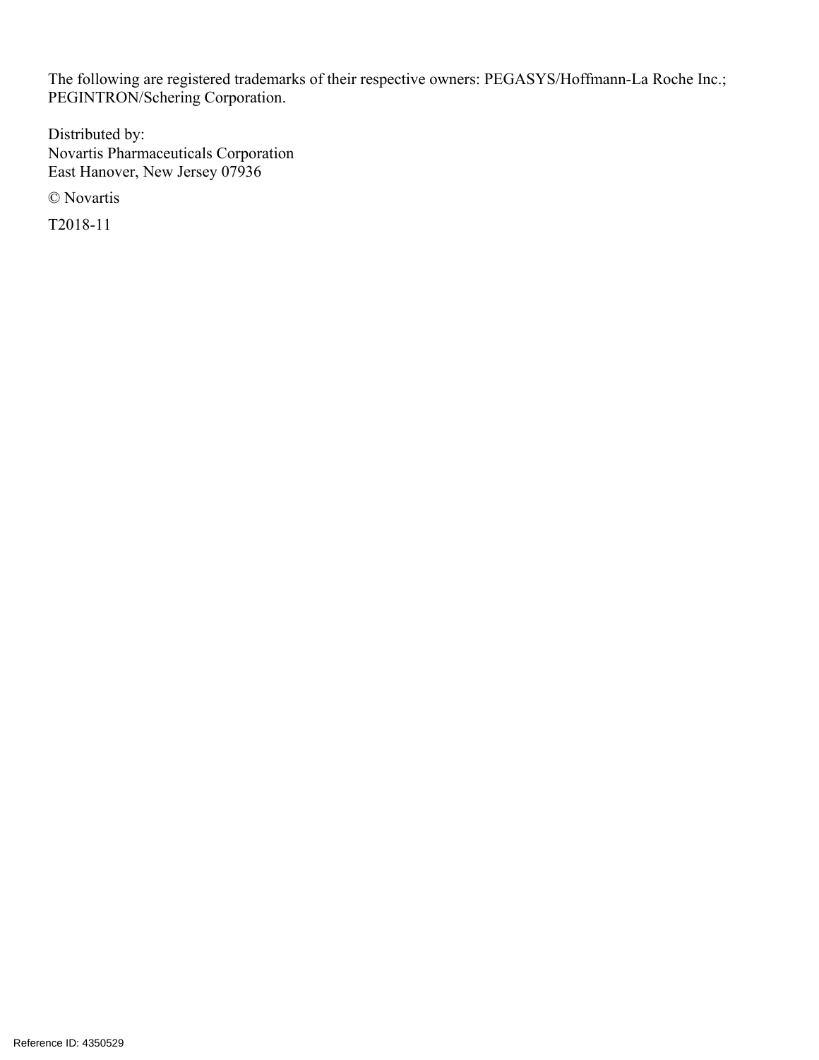The following are registered trademarks of their respective owners: PEGASYS/Hoffmann-La Roche Inc.; PEGINTRON/Schering Corporation.

Distributed by:
Novartis Pharmaceuticals Corporation
East Hanover, New Jersey 07936

© Novartis

T2018-11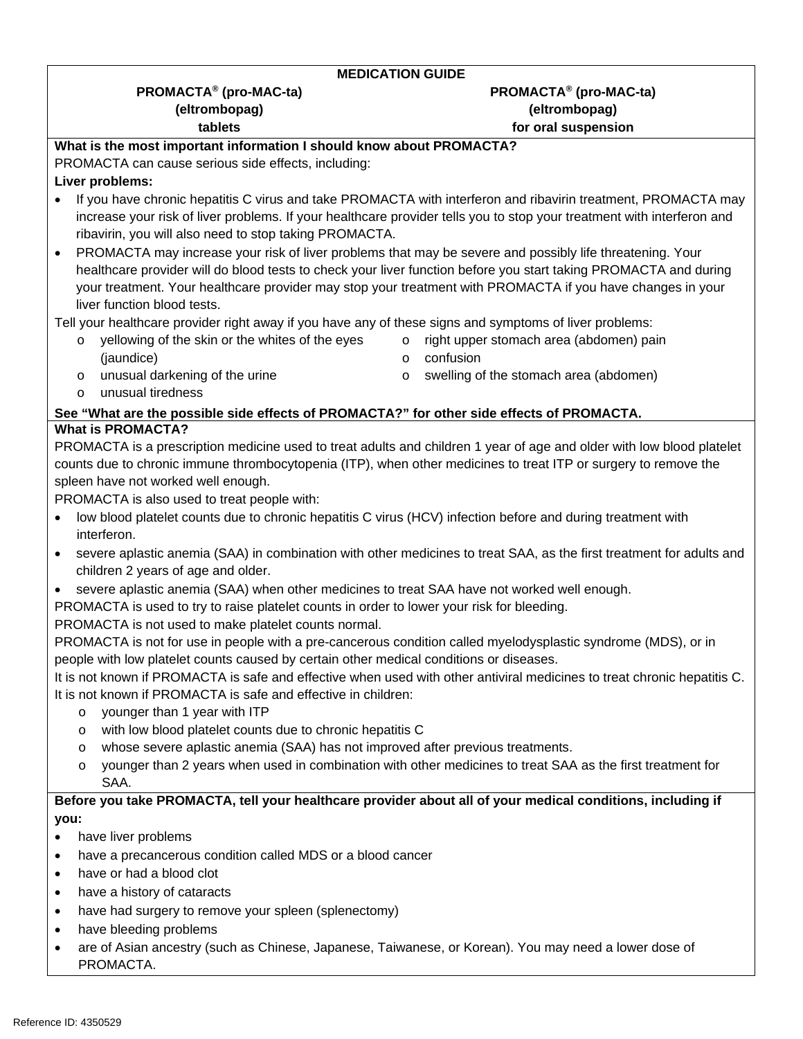**MEDICATION GUIDE**

**PROMACTA® (pro-MAC-ta) (eltrombopag) tablets**

**PROMACTA® (pro-MAC-ta) (eltrombopag) for oral suspension**

**What is the most important information I should know about PROMACTA?**

PROMACTA can cause serious side effects, including:

**Liver problems:**

- If you have chronic hepatitis C virus and take PROMACTA with interferon and ribavirin treatment, PROMACTA may increase your risk of liver problems. If your healthcare provider tells you to stop your treatment with interferon and ribavirin, you will also need to stop taking PROMACTA.
- PROMACTA may increase your risk of liver problems that may be severe and possibly life threatening. Your healthcare provider will do blood tests to check your liver function before you start taking PROMACTA and during your treatment. Your healthcare provider may stop your treatment with PROMACTA if you have changes in your liver function blood tests.

Tell your healthcare provider right away if you have any of these signs and symptoms of liver problems:

- yellowing of the skin or the whites of the eyes (jaundice)
- unusual darkening of the urine
- unusual tiredness
- right upper stomach area (abdomen) pain
- confusion
- swelling of the stomach area (abdomen)

**See "What are the possible side effects of PROMACTA?" for other side effects of PROMACTA.**

**What is PROMACTA?**

PROMACTA is a prescription medicine used to treat adults and children 1 year of age and older with low blood platelet counts due to chronic immune thrombocytopenia (ITP), when other medicines to treat ITP or surgery to remove the spleen have not worked well enough.

PROMACTA is also used to treat people with:

- low blood platelet counts due to chronic hepatitis C virus (HCV) infection before and during treatment with interferon.
- severe aplastic anemia (SAA) in combination with other medicines to treat SAA, as the first treatment for adults and children 2 years of age and older.
- severe aplastic anemia (SAA) when other medicines to treat SAA have not worked well enough.

PROMACTA is used to try to raise platelet counts in order to lower your risk for bleeding.

PROMACTA is not used to make platelet counts normal.

PROMACTA is not for use in people with a pre-cancerous condition called myelodysplastic syndrome (MDS), or in people with low platelet counts caused by certain other medical conditions or diseases.

It is not known if PROMACTA is safe and effective when used with other antiviral medicines to treat chronic hepatitis C.

It is not known if PROMACTA is safe and effective in children:

- younger than 1 year with ITP
- with low blood platelet counts due to chronic hepatitis C
- whose severe aplastic anemia (SAA) has not improved after previous treatments.
- younger than 2 years when used in combination with other medicines to treat SAA as the first treatment for SAA.

**Before you take PROMACTA, tell your healthcare provider about all of your medical conditions, including if you:**

- have liver problems
- have a precancerous condition called MDS or a blood cancer
- have or had a blood clot
- have a history of cataracts
- have had surgery to remove your spleen (splenectomy)
- have bleeding problems
- are of Asian ancestry (such as Chinese, Japanese, Taiwanese, or Korean). You may need a lower dose of PROMACTA.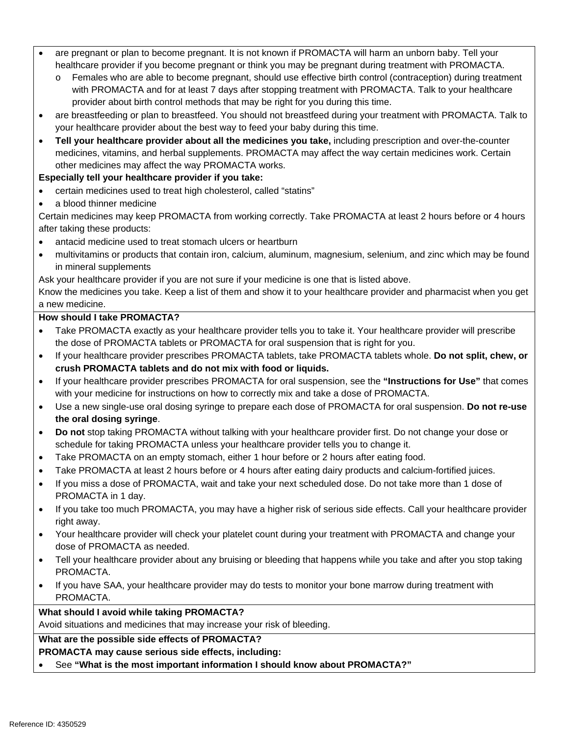- are pregnant or plan to become pregnant. It is not known if PROMACTA will harm an unborn baby. Tell your healthcare provider if you become pregnant or think you may be pregnant during treatment with PROMACTA.
  - Females who are able to become pregnant, should use effective birth control (contraception) during treatment with PROMACTA and for at least 7 days after stopping treatment with PROMACTA. Talk to your healthcare provider about birth control methods that may be right for you during this time.
- are breastfeeding or plan to breastfeed. You should not breastfeed during your treatment with PROMACTA. Talk to your healthcare provider about the best way to feed your baby during this time.
- **Tell your healthcare provider about all the medicines you take,** including prescription and over-the-counter medicines, vitamins, and herbal supplements. PROMACTA may affect the way certain medicines work. Certain other medicines may affect the way PROMACTA works.

**Especially tell your healthcare provider if you take:**

- certain medicines used to treat high cholesterol, called “statins”
- a blood thinner medicine

Certain medicines may keep PROMACTA from working correctly. Take PROMACTA at least 2 hours before or 4 hours after taking these products:

- antacid medicine used to treat stomach ulcers or heartburn
- multivitamins or products that contain iron, calcium, aluminum, magnesium, selenium, and zinc which may be found in mineral supplements

Ask your healthcare provider if you are not sure if your medicine is one that is listed above.

Know the medicines you take. Keep a list of them and show it to your healthcare provider and pharmacist when you get a new medicine.

**How should I take PROMACTA?**

- Take PROMACTA exactly as your healthcare provider tells you to take it. Your healthcare provider will prescribe the dose of PROMACTA tablets or PROMACTA for oral suspension that is right for you.
- If your healthcare provider prescribes PROMACTA tablets, take PROMACTA tablets whole. **Do not split, chew, or crush PROMACTA tablets and do not mix with food or liquids.**
- If your healthcare provider prescribes PROMACTA for oral suspension, see the **“Instructions for Use”** that comes with your medicine for instructions on how to correctly mix and take a dose of PROMACTA.
- Use a new single-use oral dosing syringe to prepare each dose of PROMACTA for oral suspension. **Do not re-use the oral dosing syringe**.
- **Do not** stop taking PROMACTA without talking with your healthcare provider first. Do not change your dose or schedule for taking PROMACTA unless your healthcare provider tells you to change it.
- Take PROMACTA on an empty stomach, either 1 hour before or 2 hours after eating food.
- Take PROMACTA at least 2 hours before or 4 hours after eating dairy products and calcium-fortified juices.
- If you miss a dose of PROMACTA, wait and take your next scheduled dose. Do not take more than 1 dose of PROMACTA in 1 day.
- If you take too much PROMACTA, you may have a higher risk of serious side effects. Call your healthcare provider right away.
- Your healthcare provider will check your platelet count during your treatment with PROMACTA and change your dose of PROMACTA as needed.
- Tell your healthcare provider about any bruising or bleeding that happens while you take and after you stop taking PROMACTA.
- If you have SAA, your healthcare provider may do tests to monitor your bone marrow during treatment with PROMACTA.

**What should I avoid while taking PROMACTA?**

Avoid situations and medicines that may increase your risk of bleeding.

**What are the possible side effects of PROMACTA?**

**PROMACTA may cause serious side effects, including:**

- See **“What is the most important information I should know about PROMACTA?”**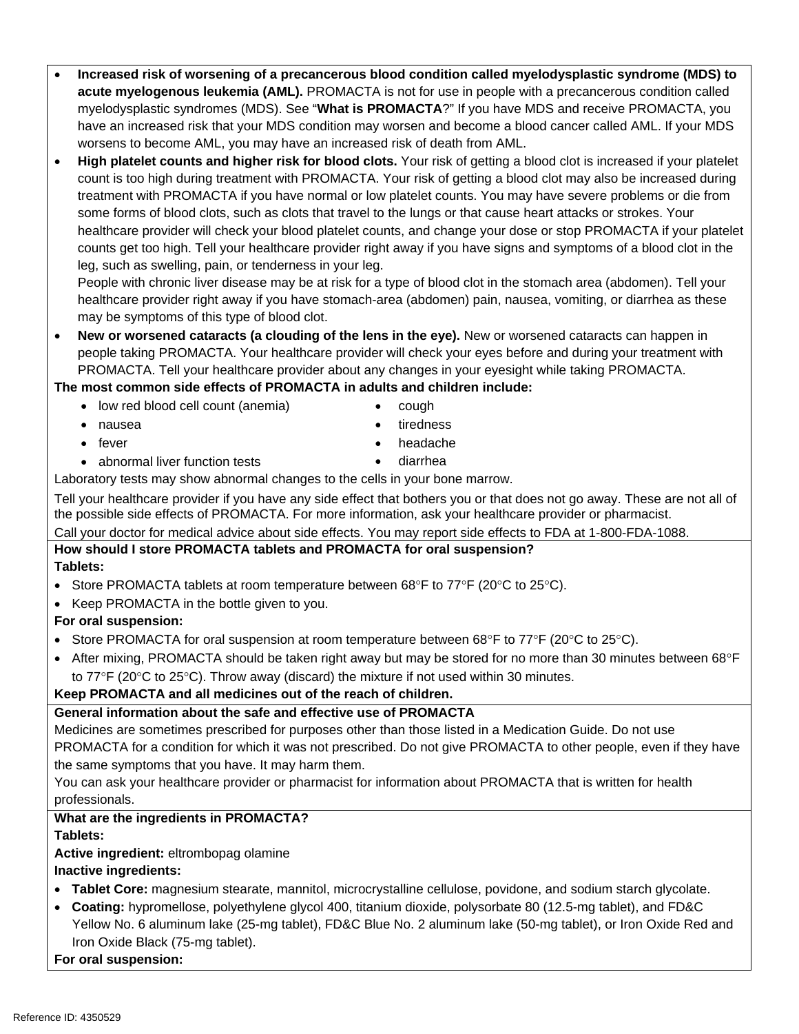- **Increased risk of worsening of a precancerous blood condition called myelodysplastic syndrome (MDS) to acute myelogenous leukemia (AML).** PROMACTA is not for use in people with a precancerous condition called myelodysplastic syndromes (MDS). See "**What is PROMACTA**?" If you have MDS and receive PROMACTA, you have an increased risk that your MDS condition may worsen and become a blood cancer called AML. If your MDS worsens to become AML, you may have an increased risk of death from AML.
- **High platelet counts and higher risk for blood clots.** Your risk of getting a blood clot is increased if your platelet count is too high during treatment with PROMACTA. Your risk of getting a blood clot may also be increased during treatment with PROMACTA if you have normal or low platelet counts. You may have severe problems or die from some forms of blood clots, such as clots that travel to the lungs or that cause heart attacks or strokes. Your healthcare provider will check your blood platelet counts, and change your dose or stop PROMACTA if your platelet counts get too high. Tell your healthcare provider right away if you have signs and symptoms of a blood clot in the leg, such as swelling, pain, or tenderness in your leg.
  People with chronic liver disease may be at risk for a type of blood clot in the stomach area (abdomen). Tell your healthcare provider right away if you have stomach-area (abdomen) pain, nausea, vomiting, or diarrhea as these may be symptoms of this type of blood clot.
- **New or worsened cataracts (a clouding of the lens in the eye).** New or worsened cataracts can happen in people taking PROMACTA. Your healthcare provider will check your eyes before and during your treatment with PROMACTA. Tell your healthcare provider about any changes in your eyesight while taking PROMACTA.

**The most common side effects of PROMACTA in adults and children include:**

- low red blood cell count (anemia)
- nausea
- fever
- abnormal liver function tests
- cough
- tiredness
- headache
- diarrhea

Laboratory tests may show abnormal changes to the cells in your bone marrow.

Tell your healthcare provider if you have any side effect that bothers you or that does not go away. These are not all of the possible side effects of PROMACTA. For more information, ask your healthcare provider or pharmacist.

Call your doctor for medical advice about side effects. You may report side effects to FDA at 1-800-FDA-1088.

**How should I store PROMACTA tablets and PROMACTA for oral suspension?**

**Tablets:**

- Store PROMACTA tablets at room temperature between 68°F to 77°F (20°C to 25°C).
- Keep PROMACTA in the bottle given to you.

**For oral suspension:**

- Store PROMACTA for oral suspension at room temperature between 68°F to 77°F (20°C to 25°C).
- After mixing, PROMACTA should be taken right away but may be stored for no more than 30 minutes between 68°F to 77°F (20°C to 25°C). Throw away (discard) the mixture if not used within 30 minutes.

**Keep PROMACTA and all medicines out of the reach of children.**

**General information about the safe and effective use of PROMACTA**

Medicines are sometimes prescribed for purposes other than those listed in a Medication Guide. Do not use PROMACTA for a condition for which it was not prescribed. Do not give PROMACTA to other people, even if they have the same symptoms that you have. It may harm them.

You can ask your healthcare provider or pharmacist for information about PROMACTA that is written for health professionals.

**What are the ingredients in PROMACTA?**

**Tablets:**

**Active ingredient:** eltrombopag olamine

**Inactive ingredients:**

- **Tablet Core:** magnesium stearate, mannitol, microcrystalline cellulose, povidone, and sodium starch glycolate.
- **Coating:** hypromellose, polyethylene glycol 400, titanium dioxide, polysorbate 80 (12.5-mg tablet), and FD&C Yellow No. 6 aluminum lake (25-mg tablet), FD&C Blue No. 2 aluminum lake (50-mg tablet), or Iron Oxide Red and Iron Oxide Black (75-mg tablet).

**For oral suspension:**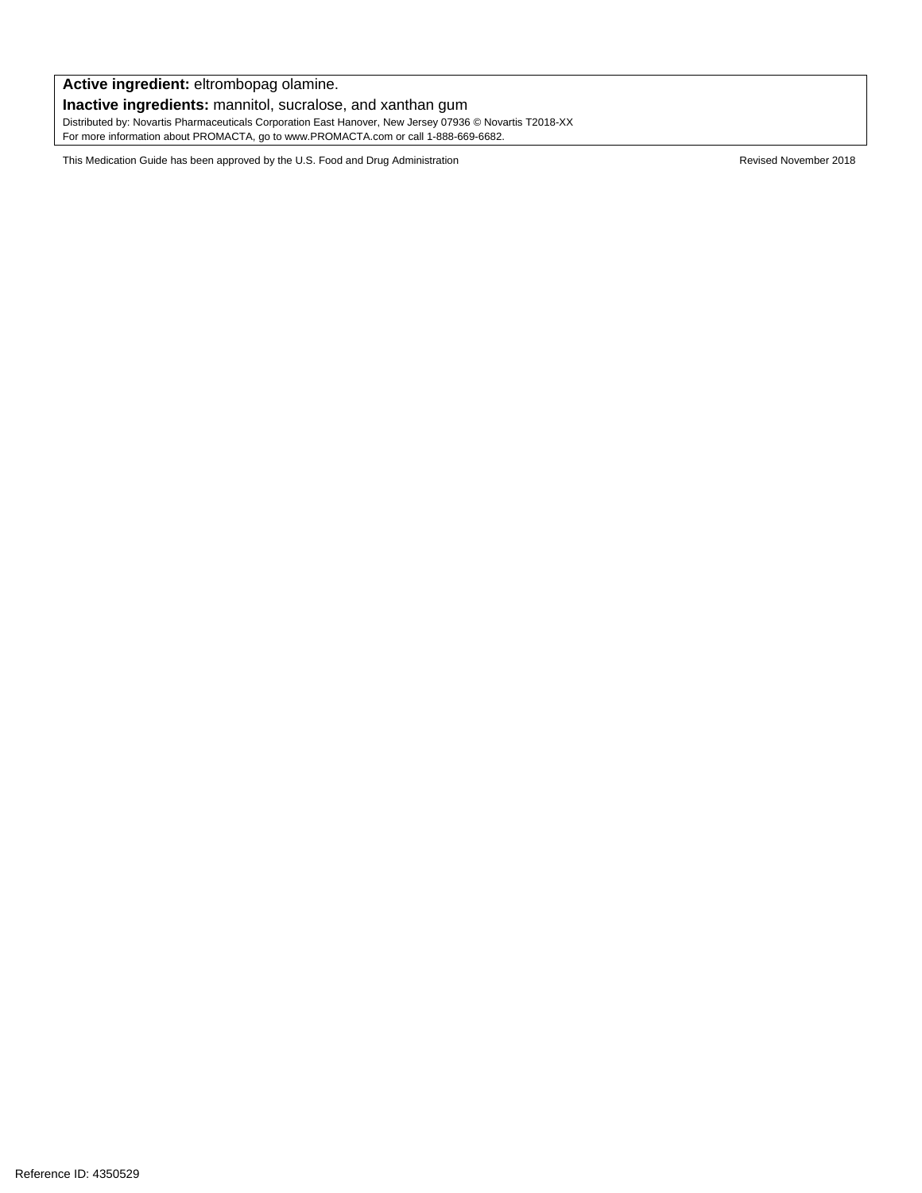**Active ingredient:** eltrombopag olamine.

**Inactive ingredients:** mannitol, sucralose, and xanthan gum

Distributed by: Novartis Pharmaceuticals Corporation East Hanover, New Jersey 07936 © Novartis T2018-XX

For more information about PROMACTA, go to www.PROMACTA.com or call 1-888-669-6682.

This Medication Guide has been approved by the U.S. Food and Drug Administration

Revised November 2018

Reference ID: 4350529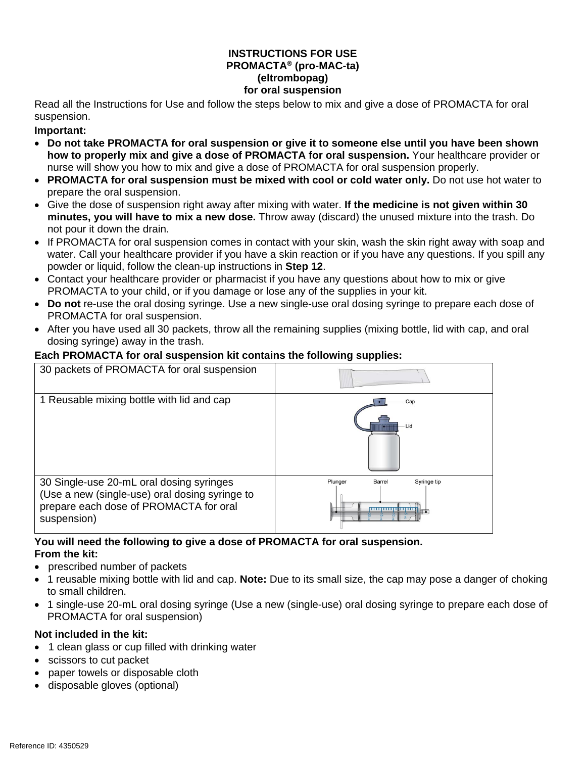# INSTRUCTIONS FOR USE
## PROMACTA® (pro-MAC-ta)
## (eltrombopag)
## for oral suspension

Read all the Instructions for Use and follow the steps below to mix and give a dose of PROMACTA for oral suspension.

**Important:**

- **Do not take PROMACTA for oral suspension or give it to someone else until you have been shown how to properly mix and give a dose of PROMACTA for oral suspension.** Your healthcare provider or nurse will show you how to mix and give a dose of PROMACTA for oral suspension properly.
- **PROMACTA for oral suspension must be mixed with cool or cold water only.** Do not use hot water to prepare the oral suspension.
- Give the dose of suspension right away after mixing with water. **If the medicine is not given within 30 minutes, you will have to mix a new dose.** Throw away (discard) the unused mixture into the trash. Do not pour it down the drain.
- If PROMACTA for oral suspension comes in contact with your skin, wash the skin right away with soap and water. Call your healthcare provider if you have a skin reaction or if you have any questions. If you spill any powder or liquid, follow the clean-up instructions in **Step 12**.
- Contact your healthcare provider or pharmacist if you have any questions about how to mix or give PROMACTA to your child, or if you damage or lose any of the supplies in your kit.
- **Do not** re-use the oral dosing syringe. Use a new single-use oral dosing syringe to prepare each dose of PROMACTA for oral suspension.
- After you have used all 30 packets, throw all the remaining supplies (mixing bottle, lid with cap, and oral dosing syringe) away in the trash.

**Each PROMACTA for oral suspension kit contains the following supplies:**

| | |
|---|---|
| 30 packets of PROMACTA for oral suspension | |
| 1 Reusable mixing bottle with lid and cap | Cap<br>Lid |
| 30 Single-use 20-mL oral dosing syringes (Use a new (single-use) oral dosing syringe to prepare each dose of PROMACTA for oral suspension) | Plunger<br>Barrel<br>Syringe tip |

**You will need the following to give a dose of PROMACTA for oral suspension.**
**From the kit:**

- prescribed number of packets
- 1 reusable mixing bottle with lid and cap. **Note:** Due to its small size, the cap may pose a danger of choking to small children.
- 1 single-use 20-mL oral dosing syringe (Use a new (single-use) oral dosing syringe to prepare each dose of PROMACTA for oral suspension)

**Not included in the kit:**

- 1 clean glass or cup filled with drinking water
- scissors to cut packet
- paper towels or disposable cloth
- disposable gloves (optional)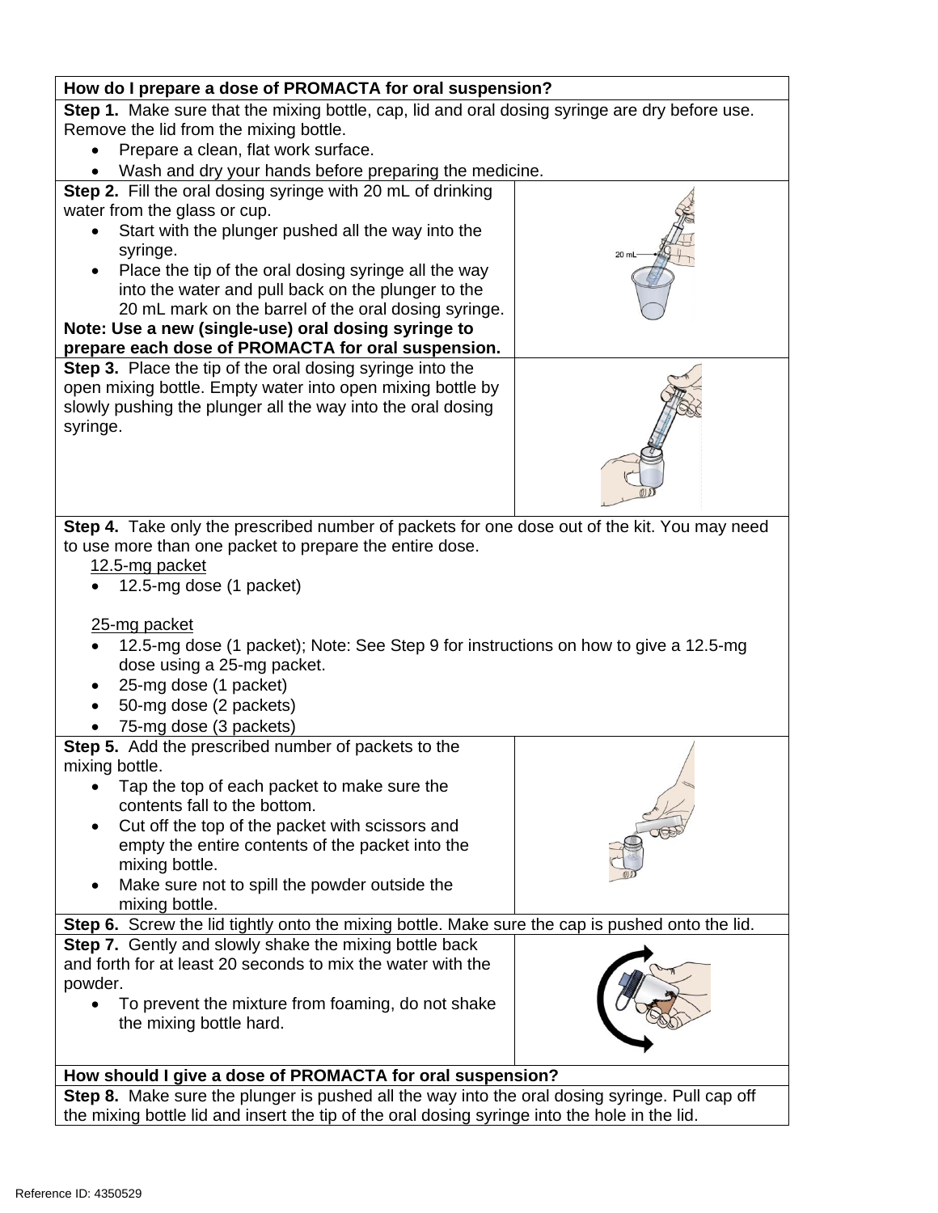**How do I prepare a dose of PROMACTA for oral suspension?**

**Step 1.** Make sure that the mixing bottle, cap, lid and oral dosing syringe are dry before use. Remove the lid from the mixing bottle.

- Prepare a clean, flat work surface.
- Wash and dry your hands before preparing the medicine.

**Step 2.** Fill the oral dosing syringe with 20 mL of drinking water from the glass or cup.

- Start with the plunger pushed all the way into the syringe.
- Place the tip of the oral dosing syringe all the way into the water and pull back on the plunger to the 20 mL mark on the barrel of the oral dosing syringe.

**Note: Use a new (single-use) oral dosing syringe to prepare each dose of PROMACTA for oral suspension.**

**Step 3.** Place the tip of the oral dosing syringe into the open mixing bottle. Empty water into open mixing bottle by slowly pushing the plunger all the way into the oral dosing syringe.

**Step 4.** Take only the prescribed number of packets for one dose out of the kit. You may need to use more than one packet to prepare the entire dose.

12.5-mg packet

- 12.5-mg dose (1 packet)

25-mg packet

- 12.5-mg dose (1 packet); Note: See Step 9 for instructions on how to give a 12.5-mg dose using a 25-mg packet.
- 25-mg dose (1 packet)
- 50-mg dose (2 packets)
- 75-mg dose (3 packets)

**Step 5.** Add the prescribed number of packets to the mixing bottle.

- Tap the top of each packet to make sure the contents fall to the bottom.
- Cut off the top of the packet with scissors and empty the entire contents of the packet into the mixing bottle.
- Make sure not to spill the powder outside the mixing bottle.

**Step 6.** Screw the lid tightly onto the mixing bottle. Make sure the cap is pushed onto the lid.

**Step 7.** Gently and slowly shake the mixing bottle back and forth for at least 20 seconds to mix the water with the powder.

- To prevent the mixture from foaming, do not shake the mixing bottle hard.

**How should I give a dose of PROMACTA for oral suspension?**

**Step 8.** Make sure the plunger is pushed all the way into the oral dosing syringe. Pull cap off the mixing bottle lid and insert the tip of the oral dosing syringe into the hole in the lid.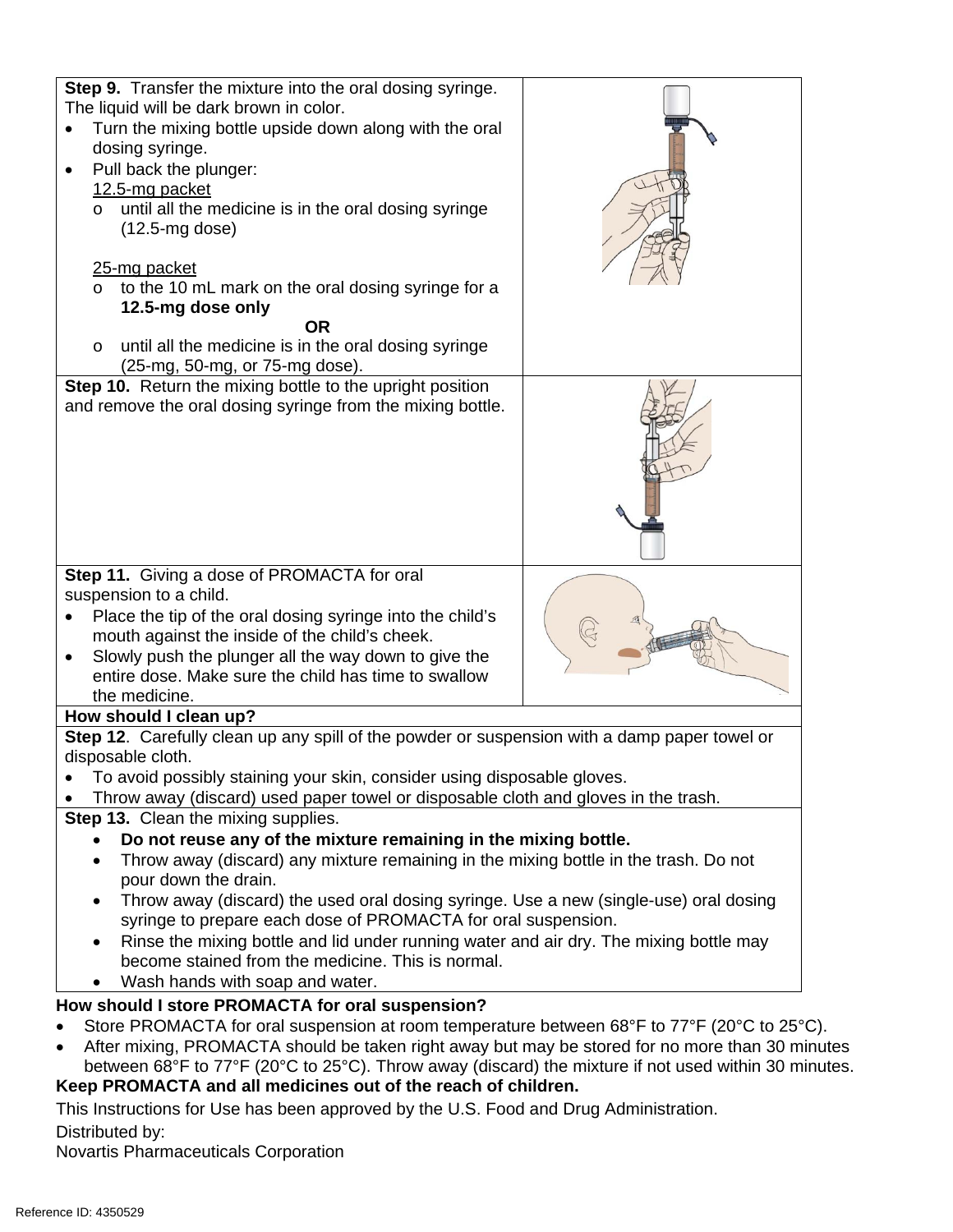**Step 9.** Transfer the mixture into the oral dosing syringe. The liquid will be dark brown in color.

- Turn the mixing bottle upside down along with the oral dosing syringe.
- Pull back the plunger:

  12.5-mg packet
  - until all the medicine is in the oral dosing syringe (12.5-mg dose)

  25-mg packet
  - to the 10 mL mark on the oral dosing syringe for a **12.5-mg dose only**

    **OR**
  - until all the medicine is in the oral dosing syringe (25-mg, 50-mg, or 75-mg dose).

**Step 10.** Return the mixing bottle to the upright position and remove the oral dosing syringe from the mixing bottle.

**Step 11.** Giving a dose of PROMACTA for oral suspension to a child.

- Place the tip of the oral dosing syringe into the child's mouth against the inside of the child's cheek.
- Slowly push the plunger all the way down to give the entire dose. Make sure the child has time to swallow the medicine.

**How should I clean up?**

**Step 12**. Carefully clean up any spill of the powder or suspension with a damp paper towel or disposable cloth.

- To avoid possibly staining your skin, consider using disposable gloves.
- Throw away (discard) used paper towel or disposable cloth and gloves in the trash.

**Step 13.** Clean the mixing supplies.

- **Do not reuse any of the mixture remaining in the mixing bottle.**
- Throw away (discard) any mixture remaining in the mixing bottle in the trash. Do not pour down the drain.
- Throw away (discard) the used oral dosing syringe. Use a new (single-use) oral dosing syringe to prepare each dose of PROMACTA for oral suspension.
- Rinse the mixing bottle and lid under running water and air dry. The mixing bottle may become stained from the medicine. This is normal.
- Wash hands with soap and water.

**How should I store PROMACTA for oral suspension?**

- Store PROMACTA for oral suspension at room temperature between 68°F to 77°F (20°C to 25°C).
- After mixing, PROMACTA should be taken right away but may be stored for no more than 30 minutes between 68°F to 77°F (20°C to 25°C). Throw away (discard) the mixture if not used within 30 minutes.

**Keep PROMACTA and all medicines out of the reach of children.**

This Instructions for Use has been approved by the U.S. Food and Drug Administration.

Distributed by:
Novartis Pharmaceuticals Corporation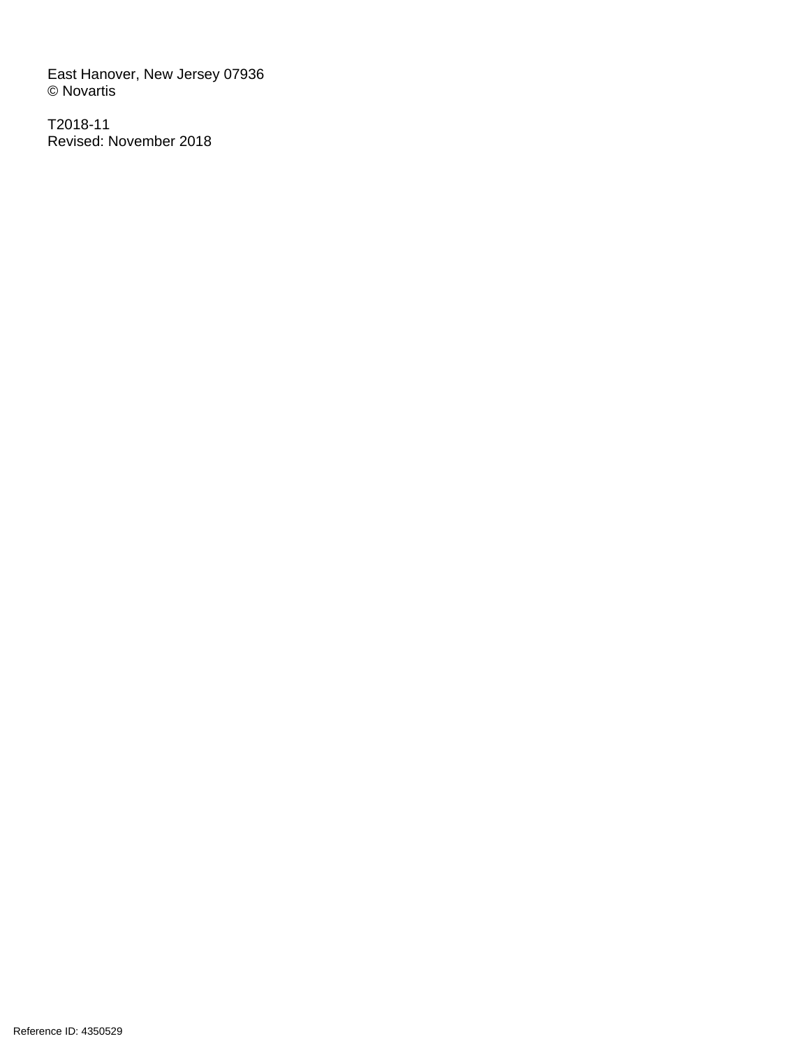East Hanover, New Jersey 07936
© Novartis

T2018-11
Revised: November 2018